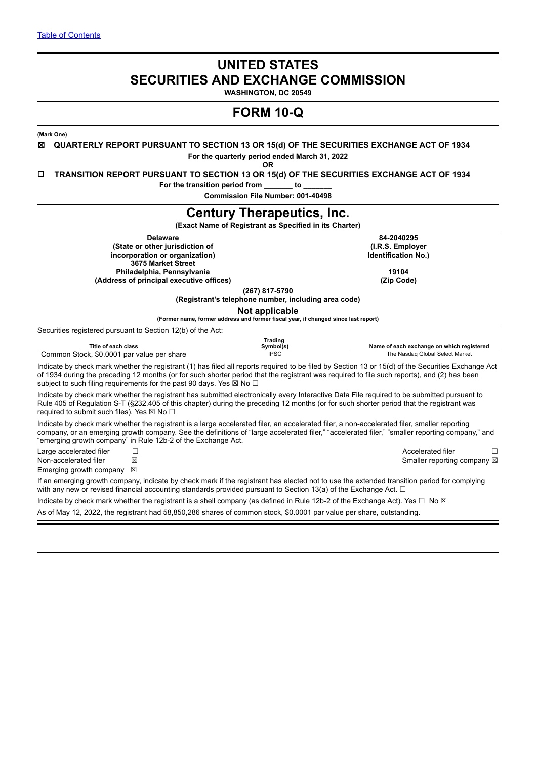[Table of Contents](#)

# UNITED STATES SECURITIES AND EXCHANGE COMMISSION

**WASHINGTON, DC 20549**

# FORM 10-Q

**(Mark One)**

☒ **QUARTERLY REPORT PURSUANT TO SECTION 13 OR 15(d) OF THE SECURITIES EXCHANGE ACT OF 1934**

**For the quarterly period ended March 31, 2022**

**OR**

☐ **TRANSITION REPORT PURSUANT TO SECTION 13 OR 15(d) OF THE SECURITIES EXCHANGE ACT OF 1934**

**For the transition period from _______ to _______**

**Commission File Number: 001-40498**

# Century Therapeutics, Inc.

**(Exact Name of Registrant as Specified in its Charter)**

| | |
|---|---|
| **Delaware** | **84-2040295** |
| **(State or other jurisdiction of incorporation or organization)** | **(I.R.S. Employer Identification No.)** |
| **3675 Market Street Philadelphia, Pennsylvania** | **19104** |
| **(Address of principal executive offices)** | **(Zip Code)** |

**(267) 817-5790**

**(Registrant's telephone number, including area code)**

**Not applicable**

**(Former name, former address and former fiscal year, if changed since last report)**

Securities registered pursuant to Section 12(b) of the Act:

| Title of each class | Trading Symbol(s) | Name of each exchange on which registered |
|---|---|---|
| Common Stock, $0.0001 par value per share | IPSC | The Nasdaq Global Select Market |

Indicate by check mark whether the registrant (1) has filed all reports required to be filed by Section 13 or 15(d) of the Securities Exchange Act of 1934 during the preceding 12 months (or for such shorter period that the registrant was required to file such reports), and (2) has been subject to such filing requirements for the past 90 days. Yes ☒ No ☐

Indicate by check mark whether the registrant has submitted electronically every Interactive Data File required to be submitted pursuant to Rule 405 of Regulation S-T (§232.405 of this chapter) during the preceding 12 months (or for such shorter period that the registrant was required to submit such files). Yes ☒ No ☐

Indicate by check mark whether the registrant is a large accelerated filer, an accelerated filer, a non-accelerated filer, smaller reporting company, or an emerging growth company. See the definitions of "large accelerated filer," "accelerated filer," "smaller reporting company," and "emerging growth company" in Rule 12b-2 of the Exchange Act.

| | | | |
|---|---|---|---|
| Large accelerated filer | ☐ | Accelerated filer | ☐ |
| Non-accelerated filer | ☒ | Smaller reporting company | ☒ |
| Emerging growth company | ☒ | | |

If an emerging growth company, indicate by check mark if the registrant has elected not to use the extended transition period for complying with any new or revised financial accounting standards provided pursuant to Section 13(a) of the Exchange Act. ☐

Indicate by check mark whether the registrant is a shell company (as defined in Rule 12b-2 of the Exchange Act). Yes ☐ No ☒

As of May 12, 2022, the registrant had 58,850,286 shares of common stock, $0.0001 par value per share, outstanding.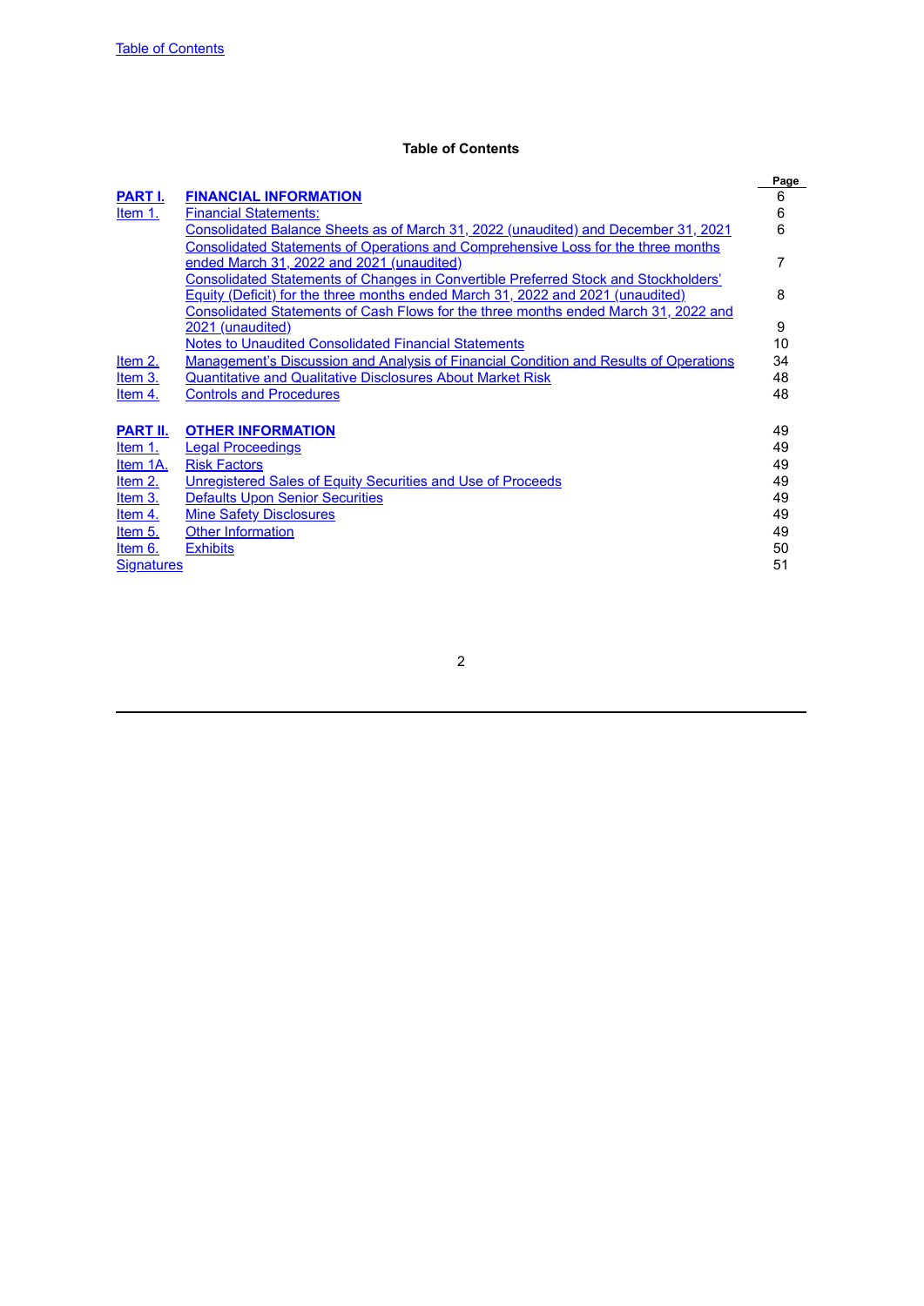**Table of Contents**

| | | Page |
|---|---|---|
| **PART I.** | **FINANCIAL INFORMATION** | 6 |
| Item 1. | Financial Statements: | 6 |
| | Consolidated Balance Sheets as of March 31, 2022 (unaudited) and December 31, 2021 | 6 |
| | Consolidated Statements of Operations and Comprehensive Loss for the three months ended March 31, 2022 and 2021 (unaudited) | 7 |
| | Consolidated Statements of Changes in Convertible Preferred Stock and Stockholders' Equity (Deficit) for the three months ended March 31, 2022 and 2021 (unaudited) | 8 |
| | Consolidated Statements of Cash Flows for the three months ended March 31, 2022 and 2021 (unaudited) | 9 |
| | Notes to Unaudited Consolidated Financial Statements | 10 |
| Item 2. | Management's Discussion and Analysis of Financial Condition and Results of Operations | 34 |
| Item 3. | Quantitative and Qualitative Disclosures About Market Risk | 48 |
| Item 4. | Controls and Procedures | 48 |
| | | |
| **PART II.** | **OTHER INFORMATION** | 49 |
| Item 1. | Legal Proceedings | 49 |
| Item 1A. | Risk Factors | 49 |
| Item 2. | Unregistered Sales of Equity Securities and Use of Proceeds | 49 |
| Item 3. | Defaults Upon Senior Securities | 49 |
| Item 4. | Mine Safety Disclosures | 49 |
| Item 5. | Other Information | 49 |
| Item 6. | Exhibits | 50 |
| Signatures | | 51 |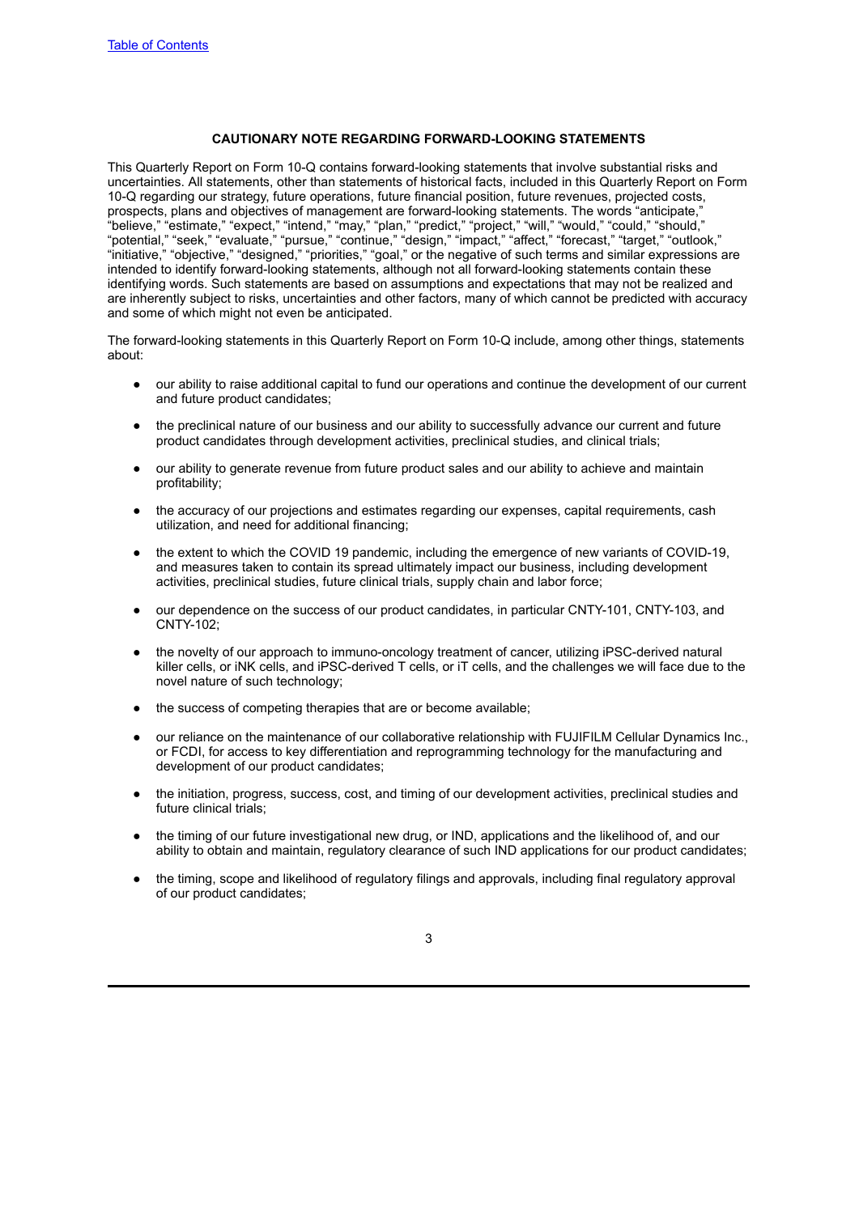[Table of Contents](#)

## CAUTIONARY NOTE REGARDING FORWARD-LOOKING STATEMENTS

This Quarterly Report on Form 10-Q contains forward-looking statements that involve substantial risks and uncertainties. All statements, other than statements of historical facts, included in this Quarterly Report on Form 10-Q regarding our strategy, future operations, future financial position, future revenues, projected costs, prospects, plans and objectives of management are forward-looking statements. The words "anticipate," "believe," "estimate," "expect," "intend," "may," "plan," "predict," "project," "will," "would," "could," "should," "potential," "seek," "evaluate," "pursue," "continue," "design," "impact," "affect," "forecast," "target," "outlook," "initiative," "objective," "designed," "priorities," "goal," or the negative of such terms and similar expressions are intended to identify forward-looking statements, although not all forward-looking statements contain these identifying words. Such statements are based on assumptions and expectations that may not be realized and are inherently subject to risks, uncertainties and other factors, many of which cannot be predicted with accuracy and some of which might not even be anticipated.

The forward-looking statements in this Quarterly Report on Form 10-Q include, among other things, statements about:

- our ability to raise additional capital to fund our operations and continue the development of our current and future product candidates;
- the preclinical nature of our business and our ability to successfully advance our current and future product candidates through development activities, preclinical studies, and clinical trials;
- our ability to generate revenue from future product sales and our ability to achieve and maintain profitability;
- the accuracy of our projections and estimates regarding our expenses, capital requirements, cash utilization, and need for additional financing;
- the extent to which the COVID 19 pandemic, including the emergence of new variants of COVID-19, and measures taken to contain its spread ultimately impact our business, including development activities, preclinical studies, future clinical trials, supply chain and labor force;
- our dependence on the success of our product candidates, in particular CNTY-101, CNTY-103, and CNTY-102;
- the novelty of our approach to immuno-oncology treatment of cancer, utilizing iPSC-derived natural killer cells, or iNK cells, and iPSC-derived T cells, or iT cells, and the challenges we will face due to the novel nature of such technology;
- the success of competing therapies that are or become available;
- our reliance on the maintenance of our collaborative relationship with FUJIFILM Cellular Dynamics Inc., or FCDI, for access to key differentiation and reprogramming technology for the manufacturing and development of our product candidates;
- the initiation, progress, success, cost, and timing of our development activities, preclinical studies and future clinical trials;
- the timing of our future investigational new drug, or IND, applications and the likelihood of, and our ability to obtain and maintain, regulatory clearance of such IND applications for our product candidates;
- the timing, scope and likelihood of regulatory filings and approvals, including final regulatory approval of our product candidates;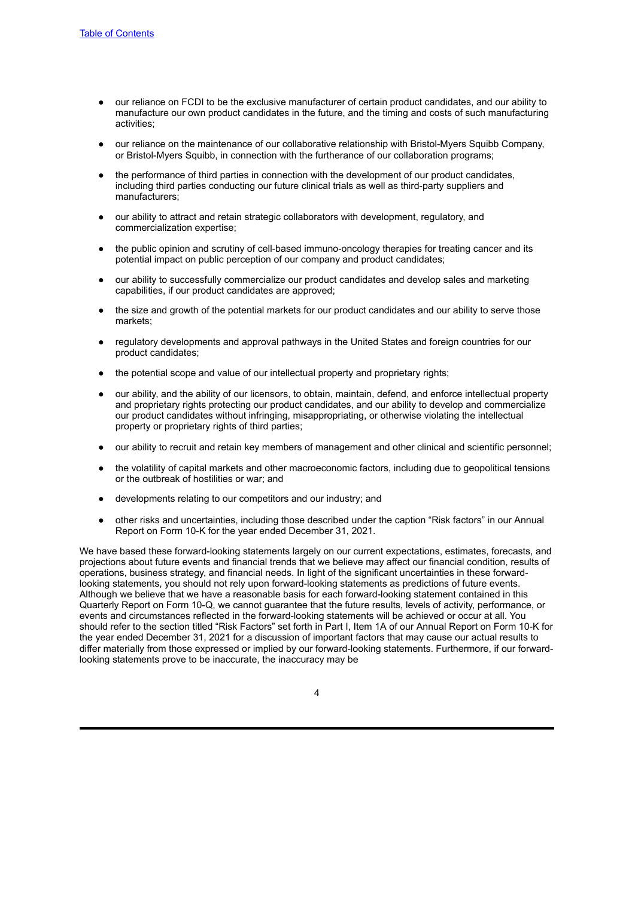- our reliance on FCDI to be the exclusive manufacturer of certain product candidates, and our ability to manufacture our own product candidates in the future, and the timing and costs of such manufacturing activities;
- our reliance on the maintenance of our collaborative relationship with Bristol-Myers Squibb Company, or Bristol-Myers Squibb, in connection with the furtherance of our collaboration programs;
- the performance of third parties in connection with the development of our product candidates, including third parties conducting our future clinical trials as well as third-party suppliers and manufacturers;
- our ability to attract and retain strategic collaborators with development, regulatory, and commercialization expertise;
- the public opinion and scrutiny of cell-based immuno-oncology therapies for treating cancer and its potential impact on public perception of our company and product candidates;
- our ability to successfully commercialize our product candidates and develop sales and marketing capabilities, if our product candidates are approved;
- the size and growth of the potential markets for our product candidates and our ability to serve those markets;
- regulatory developments and approval pathways in the United States and foreign countries for our product candidates;
- the potential scope and value of our intellectual property and proprietary rights;
- our ability, and the ability of our licensors, to obtain, maintain, defend, and enforce intellectual property and proprietary rights protecting our product candidates, and our ability to develop and commercialize our product candidates without infringing, misappropriating, or otherwise violating the intellectual property or proprietary rights of third parties;
- our ability to recruit and retain key members of management and other clinical and scientific personnel;
- the volatility of capital markets and other macroeconomic factors, including due to geopolitical tensions or the outbreak of hostilities or war; and
- developments relating to our competitors and our industry; and
- other risks and uncertainties, including those described under the caption "Risk factors" in our Annual Report on Form 10-K for the year ended December 31, 2021.

We have based these forward-looking statements largely on our current expectations, estimates, forecasts, and projections about future events and financial trends that we believe may affect our financial condition, results of operations, business strategy, and financial needs. In light of the significant uncertainties in these forward-looking statements, you should not rely upon forward-looking statements as predictions of future events. Although we believe that we have a reasonable basis for each forward-looking statement contained in this Quarterly Report on Form 10-Q, we cannot guarantee that the future results, levels of activity, performance, or events and circumstances reflected in the forward-looking statements will be achieved or occur at all. You should refer to the section titled "Risk Factors" set forth in Part I, Item 1A of our Annual Report on Form 10-K for the year ended December 31, 2021 for a discussion of important factors that may cause our actual results to differ materially from those expressed or implied by our forward-looking statements. Furthermore, if our forward-looking statements prove to be inaccurate, the inaccuracy may be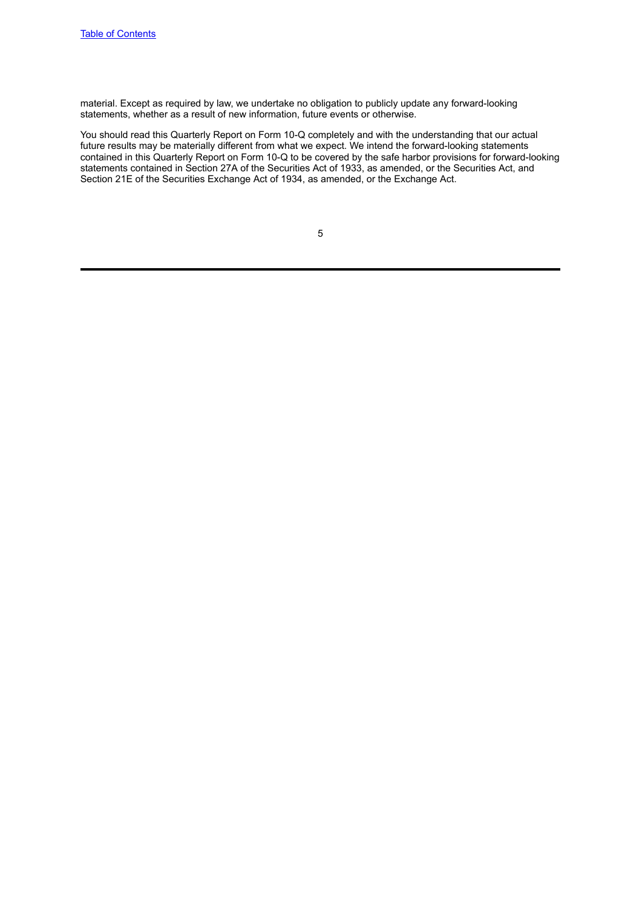material. Except as required by law, we undertake no obligation to publicly update any forward-looking statements, whether as a result of new information, future events or otherwise.

You should read this Quarterly Report on Form 10-Q completely and with the understanding that our actual future results may be materially different from what we expect. We intend the forward-looking statements contained in this Quarterly Report on Form 10-Q to be covered by the safe harbor provisions for forward-looking statements contained in Section 27A of the Securities Act of 1933, as amended, or the Securities Act, and Section 21E of the Securities Exchange Act of 1934, as amended, or the Exchange Act.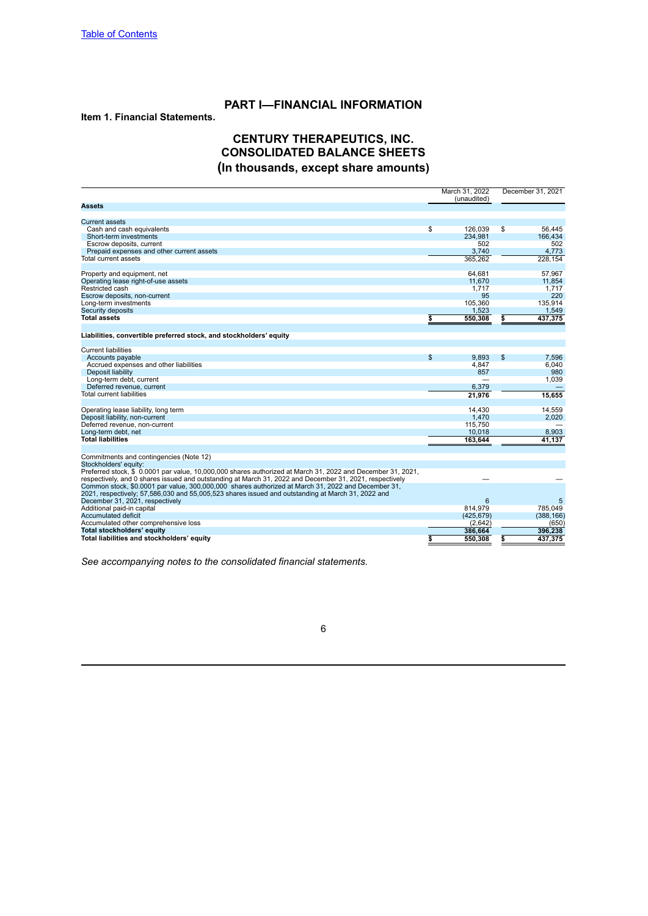[Table of Contents](#)

# PART I—FINANCIAL INFORMATION

**Item 1. Financial Statements.**

## CENTURY THERAPEUTICS, INC.
## CONSOLIDATED BALANCE SHEETS
## (In thousands, except share amounts)

| | March 31, 2022 (unaudited) | December 31, 2021 |
|---|---|---|
| **Assets** | | |
| Current assets | | |
| Cash and cash equivalents | $ 126,039 | $ 56,445 |
| Short-term investments | 234,981 | 166,434 |
| Escrow deposits, current | 502 | 502 |
| Prepaid expenses and other current assets | 3,740 | 4,773 |
| Total current assets | 365,262 | 228,154 |
| Property and equipment, net | 64,681 | 57,967 |
| Operating lease right-of-use assets | 11,670 | 11,854 |
| Restricted cash | 1,717 | 1,717 |
| Escrow deposits, non-current | 95 | 220 |
| Long-term investments | 105,360 | 135,914 |
| Security deposits | 1,523 | 1,549 |
| **Total assets** | **$ 550,308** | **$ 437,375** |
| **Liabilities, convertible preferred stock, and stockholders' equity** | | |
| Current liabilities | | |
| Accounts payable | $ 9,893 | $ 7,596 |
| Accrued expenses and other liabilities | 4,847 | 6,040 |
| Deposit liability | 857 | 980 |
| Long-term debt, current | — | 1,039 |
| Deferred revenue, current | 6,379 | — |
| Total current liabilities | 21,976 | 15,655 |
| Operating lease liability, long term | 14,430 | 14,559 |
| Deposit liability, non-current | 1,470 | 2,020 |
| Deferred revenue, non-current | 115,750 | — |
| Long-term debt, net | 10,018 | 8,903 |
| **Total liabilities** | **163,644** | **41,137** |
| Commitments and contingencies (Note 12) | | |
| Stockholders' equity: | | |
| Preferred stock, $ 0.0001 par value, 10,000,000 shares authorized at March 31, 2022 and December 31, 2021, respectively, and 0 shares issued and outstanding at March 31, 2022 and December 31, 2021, respectively | — | — |
| Common stock, $0.0001 par value, 300,000,000 shares authorized at March 31, 2022 and December 31, 2021, respectively; 57,586,030 and 55,005,523 shares issued and outstanding at March 31, 2022 and December 31, 2021, respectively | 6 | 5 |
| Additional paid-in capital | 814,979 | 785,049 |
| Accumulated deficit | (425,679) | (388,166) |
| Accumulated other comprehensive loss | (2,642) | (650) |
| **Total stockholders' equity** | **386,664** | **396,238** |
| **Total liabilities and stockholders' equity** | **$ 550,308** | **$ 437,375** |

*See accompanying notes to the consolidated financial statements.*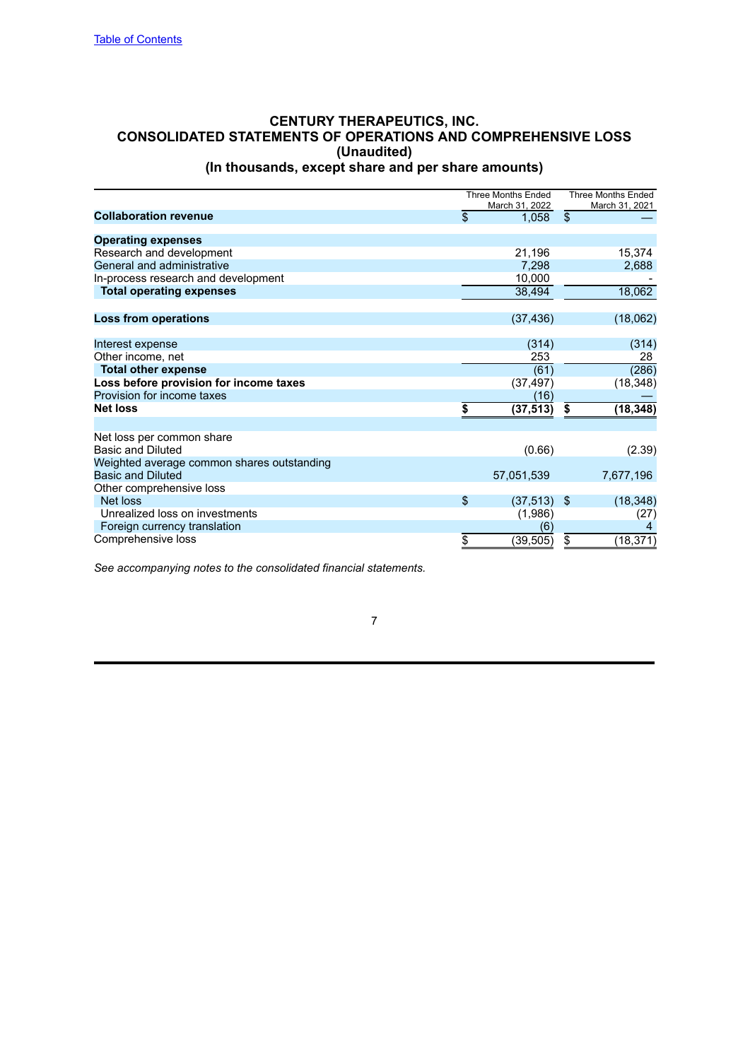[Table of Contents]

# CENTURY THERAPEUTICS, INC.
## CONSOLIDATED STATEMENTS OF OPERATIONS AND COMPREHENSIVE LOSS
## (Unaudited)
## (In thousands, except share and per share amounts)

| | Three Months Ended March 31, 2022 | Three Months Ended March 31, 2021 |
|---|---|---|
| **Collaboration revenue** | $ 1,058 | $ — |
| **Operating expenses** | | |
| Research and development | 21,196 | 15,374 |
| General and administrative | 7,298 | 2,688 |
| In-process research and development | 10,000 | - |
| **Total operating expenses** | 38,494 | 18,062 |
| **Loss from operations** | (37,436) | (18,062) |
| Interest expense | (314) | (314) |
| Other income, net | 253 | 28 |
| **Total other expense** | (61) | (286) |
| **Loss before provision for income taxes** | (37,497) | (18,348) |
| Provision for income taxes | (16) | — |
| **Net loss** | **$ (37,513)** | **$ (18,348)** |
| Net loss per common share | | |
| Basic and Diluted | (0.66) | (2.39) |
| Weighted average common shares outstanding | | |
| Basic and Diluted | 57,051,539 | 7,677,196 |
| Other comprehensive loss | | |
| Net loss | $ (37,513) | $ (18,348) |
| Unrealized loss on investments | (1,986) | (27) |
| Foreign currency translation | (6) | 4 |
| Comprehensive loss | $ (39,505) | $ (18,371) |

*See accompanying notes to the consolidated financial statements.*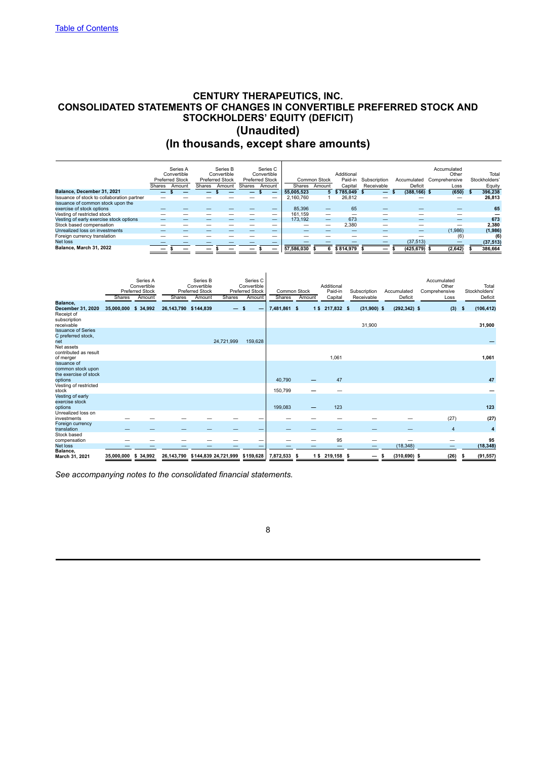Table of Contents

# CENTURY THERAPEUTICS, INC.
## CONSOLIDATED STATEMENTS OF CHANGES IN CONVERTIBLE PREFERRED STOCK AND STOCKHOLDERS' EQUITY (DEFICIT)
## (Unaudited)
## (In thousands, except share amounts)

| | Series A Convertible Preferred Stock | | Series B Convertible Preferred Stock | | Series C Convertible Preferred Stock | | Common Stock | | Additional Paid-in | Subscription | Accumulated | Accumulated Other Comprehensive | Total Stockholders' |
|---|---|---|---|---|---|---|---|---|---|---|---|---|---|
| | Shares | Amount | Shares | Amount | Shares | Amount | Shares | Amount | Capital | Receivable | Deficit | Loss | Equity |
| **Balance, December 31, 2021** | — | $ — | — | $ — | — | $ — | 55,005,523 | 5 | $ 785,049 | $ — | $ (388,166) | $ (650) | $ 396,238 |
| Issuance of stock to collaboration partner | — | — | — | — | — | — | 2,160,760 | 1 | 26,812 | — | — | — | 26,813 |
| Issuance of common stock upon the exercise of stock options | — | — | — | — | — | — | 85,396 | — | 65 | — | — | — | 65 |
| Vesting of restricted stock | — | — | — | — | — | — | 161,159 | — | — | — | — | — | — |
| Vesting of early exercise stock options | — | — | — | — | — | — | 173,192 | — | 673 | — | — | — | 673 |
| Stock based compensation | — | — | — | — | — | — | — | — | 2,380 | — | — | — | 2,380 |
| Unrealized loss on investments | — | — | — | — | — | — | — | — | — | — | — | (1,986) | (1,986) |
| Foreign currency translation | — | — | — | — | — | — | — | — | — | — | — | (6) | (6) |
| Net loss | — | — | — | — | — | — | — | — | — | — | (37,513) | — | (37,513) |
| **Balance, March 31, 2022** | — | $ — | — | $ — | — | $ — | 57,586,030 | $ 6 | $ 814,979 | $ — | $ (425,679) | $ (2,642) | $ 386,664 |

| | Series A Convertible Preferred Stock | | Series B Convertible Preferred Stock | | Series C Convertible Preferred Stock | | Common Stock | | Additional Paid-in | Subscription | Accumulated | Accumulated Other Comprehensive | Total Stockholders' |
|---|---|---|---|---|---|---|---|---|---|---|---|---|---|
| | Shares | Amount | Shares | Amount | Shares | Amount | Shares | Amount | Capital | Receivable | Deficit | Loss | Deficit |
| **Balance, December 31, 2020** | 35,000,000 | $ 34,992 | 26,143,790 | $ 144,839 | — | $ — | 7,481,861 | $ 1 | $ 217,832 | $ (31,900) | $ (292,342) | $ (3) | $ (106,412) |
| Receipt of subscription receivable | | | | | | | | | | 31,900 | | | 31,900 |
| Issuance of Series C preferred stock, net | | | | | 24,721,999 | 159,628 | | | | | | | — |
| Net assets contributed as result of merger | | | | | | | | | 1,061 | | | | 1,061 |
| Issuance of common stock upon the exercise of stock options | | | | | | | 40,790 | — | 47 | | | | 47 |
| Vesting of restricted stock | | | | | | | 150,799 | — | — | | | | — |
| Vesting of early exercise stock options | | | | | | | 199,083 | — | 123 | | | | 123 |
| Unrealized loss on investments | — | — | — | — | — | — | — | — | — | — | — | (27) | (27) |
| Foreign currency translation | — | — | — | — | — | — | — | — | — | — | — | 4 | 4 |
| Stock based compensation | — | — | — | — | — | — | — | — | 95 | — | — | — | 95 |
| Net loss | — | — | — | — | — | — | — | — | — | — | (18,348) | — | (18,348) |
| **Balance, March 31, 2021** | 35,000,000 | $ 34,992 | 26,143,790 | $ 144,839 | 24,721,999 | $ 159,628 | 7,872,533 | $ 1 | $ 219,158 | $ — | $ (310,690) | $ (26) | $ (91,557) |

*See accompanying notes to the consolidated financial statements.*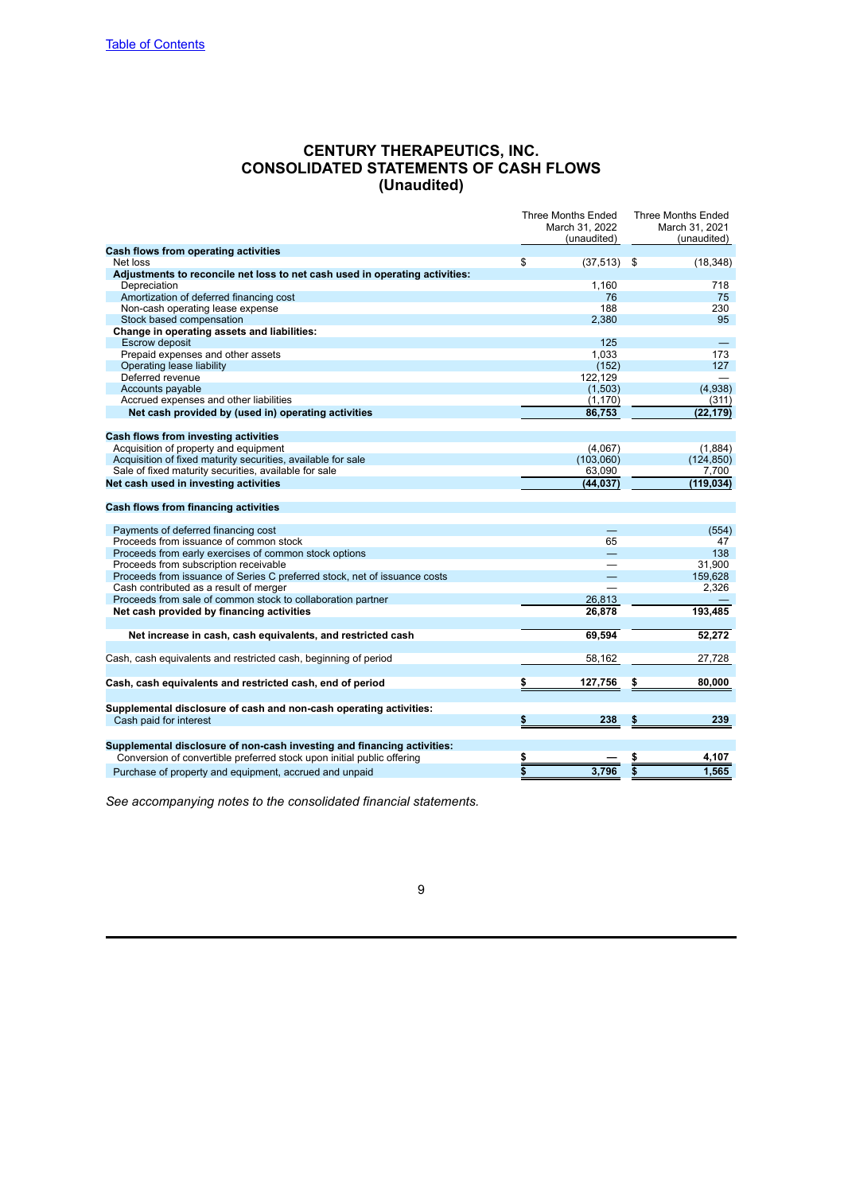# CENTURY THERAPEUTICS, INC.
## CONSOLIDATED STATEMENTS OF CASH FLOWS
## (Unaudited)

| | Three Months Ended March 31, 2022 (unaudited) | Three Months Ended March 31, 2021 (unaudited) |
|---|---|---|
| **Cash flows from operating activities** | | |
| Net loss | $ (37,513) | $ (18,348) |
| **Adjustments to reconcile net loss to net cash used in operating activities:** | | |
| Depreciation | 1,160 | 718 |
| Amortization of deferred financing cost | 76 | 75 |
| Non-cash operating lease expense | 188 | 230 |
| Stock based compensation | 2,380 | 95 |
| **Change in operating assets and liabilities:** | | |
| Escrow deposit | 125 | — |
| Prepaid expenses and other assets | 1,033 | 173 |
| Operating lease liability | (152) | 127 |
| Deferred revenue | 122,129 | — |
| Accounts payable | (1,503) | (4,938) |
| Accrued expenses and other liabilities | (1,170) | (311) |
| **Net cash provided by (used in) operating activities** | **86,753** | **(22,179)** |
| **Cash flows from investing activities** | | |
| Acquisition of property and equipment | (4,067) | (1,884) |
| Acquisition of fixed maturity securities, available for sale | (103,060) | (124,850) |
| Sale of fixed maturity securities, available for sale | 63,090 | 7,700 |
| **Net cash used in investing activities** | **(44,037)** | **(119,034)** |
| **Cash flows from financing activities** | | |
| Payments of deferred financing cost | — | (554) |
| Proceeds from issuance of common stock | 65 | 47 |
| Proceeds from early exercises of common stock options | — | 138 |
| Proceeds from subscription receivable | — | 31,900 |
| Proceeds from issuance of Series C preferred stock, net of issuance costs | — | 159,628 |
| Cash contributed as a result of merger | — | 2,326 |
| Proceeds from sale of common stock to collaboration partner | 26,813 | — |
| **Net cash provided by financing activities** | **26,878** | **193,485** |
| **Net increase in cash, cash equivalents, and restricted cash** | **69,594** | **52,272** |
| Cash, cash equivalents and restricted cash, beginning of period | 58,162 | 27,728 |
| **Cash, cash equivalents and restricted cash, end of period** | **$ 127,756** | **$ 80,000** |
| **Supplemental disclosure of cash and non-cash operating activities:** | | |
| Cash paid for interest | **$ 238** | **$ 239** |
| **Supplemental disclosure of non-cash investing and financing activities:** | | |
| Conversion of convertible preferred stock upon initial public offering | **$ —** | **$ 4,107** |
| Purchase of property and equipment, accrued and unpaid | **$ 3,796** | **$ 1,565** |

*See accompanying notes to the consolidated financial statements.*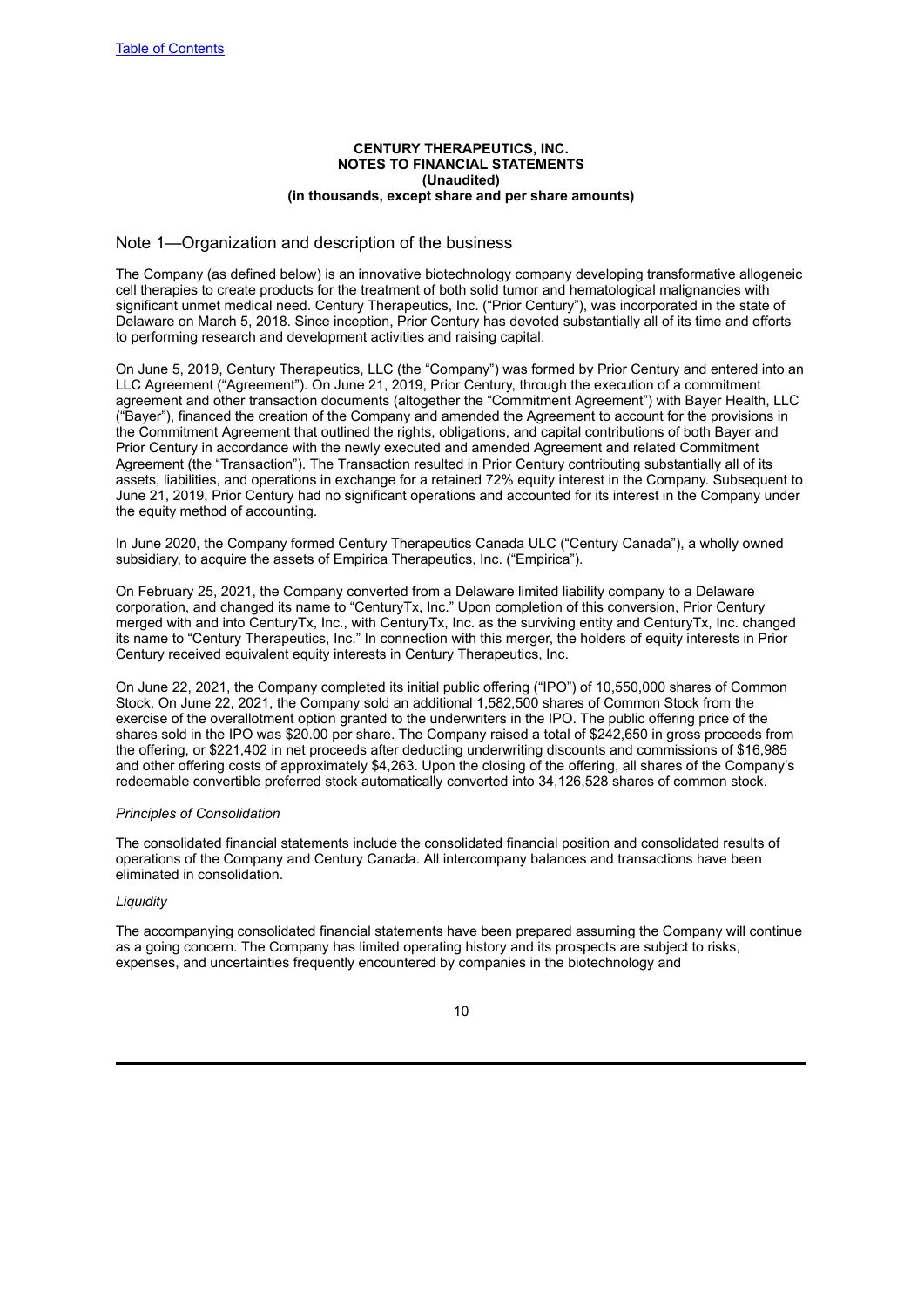**CENTURY THERAPEUTICS, INC.**
**NOTES TO FINANCIAL STATEMENTS**
**(Unaudited)**
**(in thousands, except share and per share amounts)**

## Note 1—Organization and description of the business

The Company (as defined below) is an innovative biotechnology company developing transformative allogeneic cell therapies to create products for the treatment of both solid tumor and hematological malignancies with significant unmet medical need. Century Therapeutics, Inc. ("Prior Century"), was incorporated in the state of Delaware on March 5, 2018. Since inception, Prior Century has devoted substantially all of its time and efforts to performing research and development activities and raising capital.

On June 5, 2019, Century Therapeutics, LLC (the "Company") was formed by Prior Century and entered into an LLC Agreement ("Agreement"). On June 21, 2019, Prior Century, through the execution of a commitment agreement and other transaction documents (altogether the "Commitment Agreement") with Bayer Health, LLC ("Bayer"), financed the creation of the Company and amended the Agreement to account for the provisions in the Commitment Agreement that outlined the rights, obligations, and capital contributions of both Bayer and Prior Century in accordance with the newly executed and amended Agreement and related Commitment Agreement (the "Transaction"). The Transaction resulted in Prior Century contributing substantially all of its assets, liabilities, and operations in exchange for a retained 72% equity interest in the Company. Subsequent to June 21, 2019, Prior Century had no significant operations and accounted for its interest in the Company under the equity method of accounting.

In June 2020, the Company formed Century Therapeutics Canada ULC ("Century Canada"), a wholly owned subsidiary, to acquire the assets of Empirica Therapeutics, Inc. ("Empirica").

On February 25, 2021, the Company converted from a Delaware limited liability company to a Delaware corporation, and changed its name to "CenturyTx, Inc." Upon completion of this conversion, Prior Century merged with and into CenturyTx, Inc., with CenturyTx, Inc. as the surviving entity and CenturyTx, Inc. changed its name to "Century Therapeutics, Inc." In connection with this merger, the holders of equity interests in Prior Century received equivalent equity interests in Century Therapeutics, Inc.

On June 22, 2021, the Company completed its initial public offering ("IPO") of 10,550,000 shares of Common Stock. On June 22, 2021, the Company sold an additional 1,582,500 shares of Common Stock from the exercise of the overallotment option granted to the underwriters in the IPO. The public offering price of the shares sold in the IPO was $20.00 per share. The Company raised a total of $242,650 in gross proceeds from the offering, or $221,402 in net proceeds after deducting underwriting discounts and commissions of $16,985 and other offering costs of approximately $4,263. Upon the closing of the offering, all shares of the Company's redeemable convertible preferred stock automatically converted into 34,126,528 shares of common stock.

*Principles of Consolidation*

The consolidated financial statements include the consolidated financial position and consolidated results of operations of the Company and Century Canada. All intercompany balances and transactions have been eliminated in consolidation.

*Liquidity*

The accompanying consolidated financial statements have been prepared assuming the Company will continue as a going concern. The Company has limited operating history and its prospects are subject to risks, expenses, and uncertainties frequently encountered by companies in the biotechnology and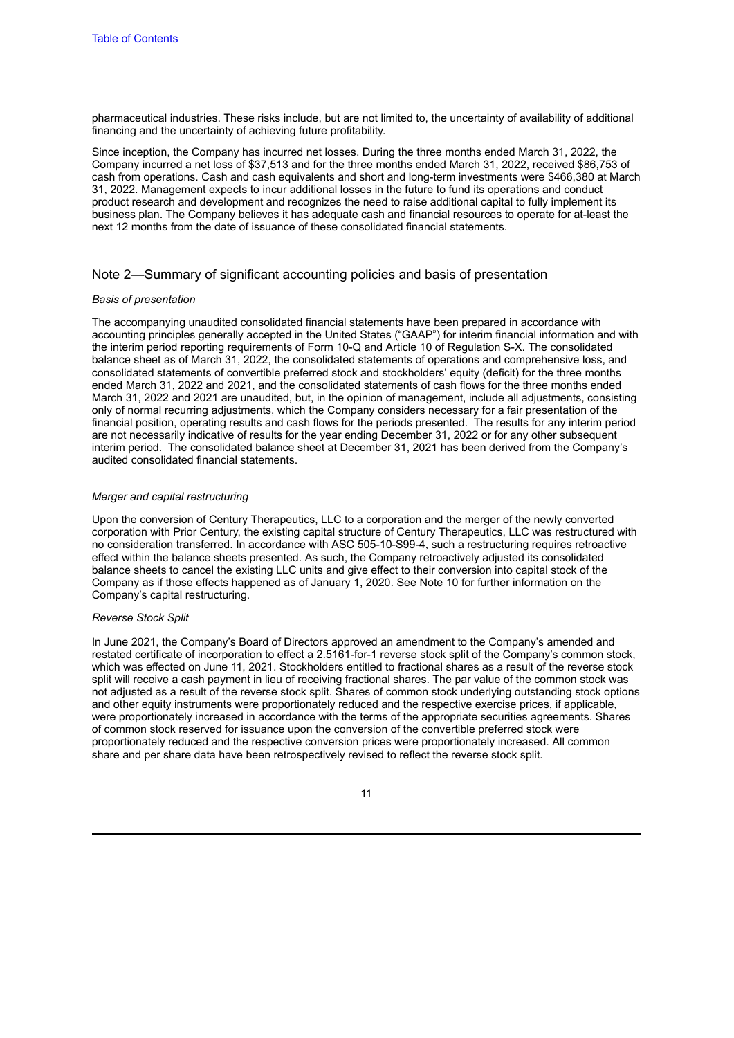pharmaceutical industries. These risks include, but are not limited to, the uncertainty of availability of additional financing and the uncertainty of achieving future profitability.

Since inception, the Company has incurred net losses. During the three months ended March 31, 2022, the Company incurred a net loss of $37,513 and for the three months ended March 31, 2022, received $86,753 of cash from operations. Cash and cash equivalents and short and long-term investments were $466,380 at March 31, 2022. Management expects to incur additional losses in the future to fund its operations and conduct product research and development and recognizes the need to raise additional capital to fully implement its business plan. The Company believes it has adequate cash and financial resources to operate for at-least the next 12 months from the date of issuance of these consolidated financial statements.

## Note 2—Summary of significant accounting policies and basis of presentation

*Basis of presentation*

The accompanying unaudited consolidated financial statements have been prepared in accordance with accounting principles generally accepted in the United States ("GAAP") for interim financial information and with the interim period reporting requirements of Form 10-Q and Article 10 of Regulation S-X. The consolidated balance sheet as of March 31, 2022, the consolidated statements of operations and comprehensive loss, and consolidated statements of convertible preferred stock and stockholders' equity (deficit) for the three months ended March 31, 2022 and 2021, and the consolidated statements of cash flows for the three months ended March 31, 2022 and 2021 are unaudited, but, in the opinion of management, include all adjustments, consisting only of normal recurring adjustments, which the Company considers necessary for a fair presentation of the financial position, operating results and cash flows for the periods presented. The results for any interim period are not necessarily indicative of results for the year ending December 31, 2022 or for any other subsequent interim period. The consolidated balance sheet at December 31, 2021 has been derived from the Company's audited consolidated financial statements.

*Merger and capital restructuring*

Upon the conversion of Century Therapeutics, LLC to a corporation and the merger of the newly converted corporation with Prior Century, the existing capital structure of Century Therapeutics, LLC was restructured with no consideration transferred. In accordance with ASC 505-10-S99-4, such a restructuring requires retroactive effect within the balance sheets presented. As such, the Company retroactively adjusted its consolidated balance sheets to cancel the existing LLC units and give effect to their conversion into capital stock of the Company as if those effects happened as of January 1, 2020. See Note 10 for further information on the Company's capital restructuring.

*Reverse Stock Split*

In June 2021, the Company's Board of Directors approved an amendment to the Company's amended and restated certificate of incorporation to effect a 2.5161-for-1 reverse stock split of the Company's common stock, which was effected on June 11, 2021. Stockholders entitled to fractional shares as a result of the reverse stock split will receive a cash payment in lieu of receiving fractional shares. The par value of the common stock was not adjusted as a result of the reverse stock split. Shares of common stock underlying outstanding stock options and other equity instruments were proportionately reduced and the respective exercise prices, if applicable, were proportionately increased in accordance with the terms of the appropriate securities agreements. Shares of common stock reserved for issuance upon the conversion of the convertible preferred stock were proportionately reduced and the respective conversion prices were proportionately increased. All common share and per share data have been retrospectively revised to reflect the reverse stock split.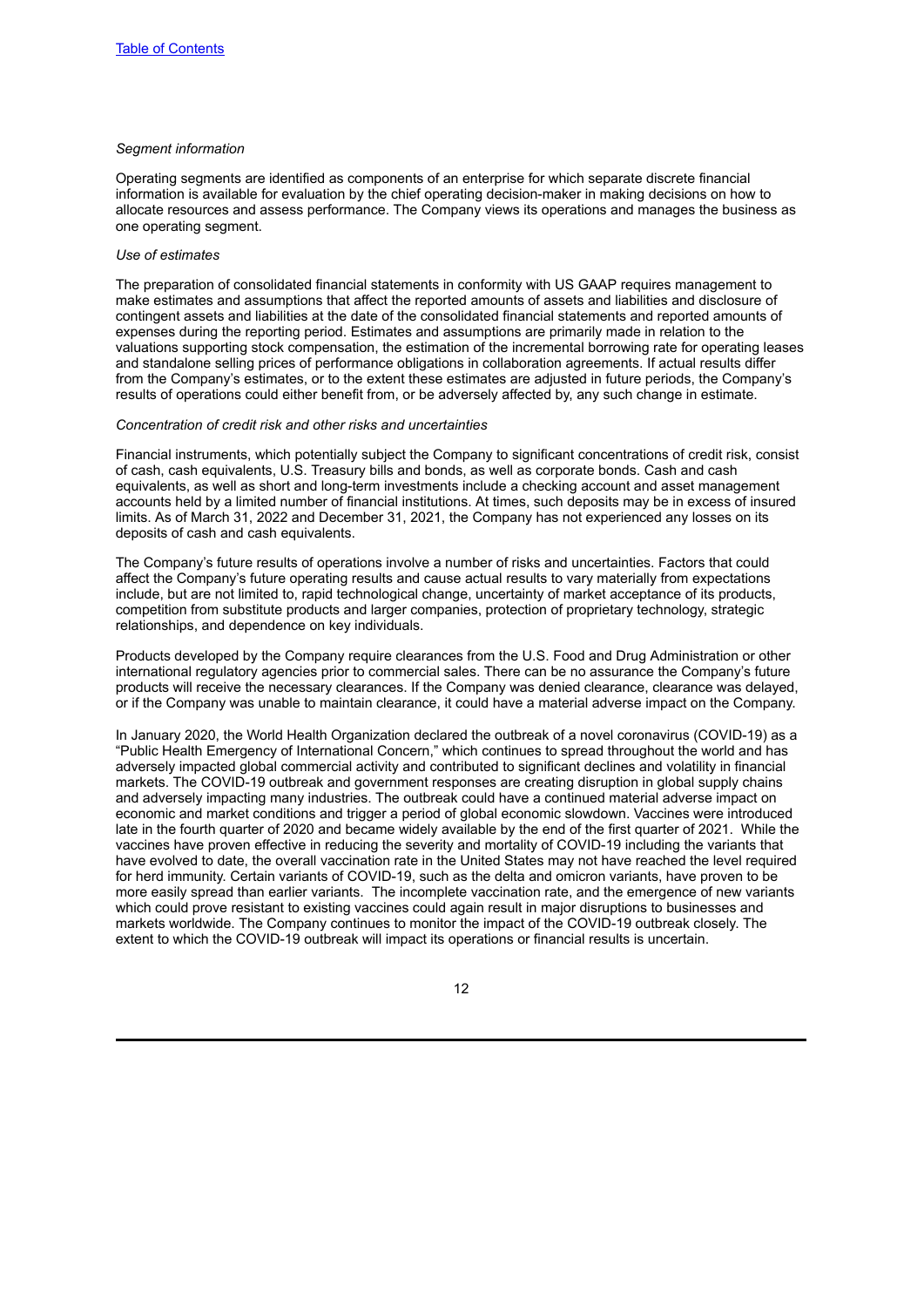*Segment information*

Operating segments are identified as components of an enterprise for which separate discrete financial information is available for evaluation by the chief operating decision-maker in making decisions on how to allocate resources and assess performance. The Company views its operations and manages the business as one operating segment.

*Use of estimates*

The preparation of consolidated financial statements in conformity with US GAAP requires management to make estimates and assumptions that affect the reported amounts of assets and liabilities and disclosure of contingent assets and liabilities at the date of the consolidated financial statements and reported amounts of expenses during the reporting period. Estimates and assumptions are primarily made in relation to the valuations supporting stock compensation, the estimation of the incremental borrowing rate for operating leases and standalone selling prices of performance obligations in collaboration agreements. If actual results differ from the Company's estimates, or to the extent these estimates are adjusted in future periods, the Company's results of operations could either benefit from, or be adversely affected by, any such change in estimate.

*Concentration of credit risk and other risks and uncertainties*

Financial instruments, which potentially subject the Company to significant concentrations of credit risk, consist of cash, cash equivalents, U.S. Treasury bills and bonds, as well as corporate bonds. Cash and cash equivalents, as well as short and long-term investments include a checking account and asset management accounts held by a limited number of financial institutions. At times, such deposits may be in excess of insured limits. As of March 31, 2022 and December 31, 2021, the Company has not experienced any losses on its deposits of cash and cash equivalents.

The Company's future results of operations involve a number of risks and uncertainties. Factors that could affect the Company's future operating results and cause actual results to vary materially from expectations include, but are not limited to, rapid technological change, uncertainty of market acceptance of its products, competition from substitute products and larger companies, protection of proprietary technology, strategic relationships, and dependence on key individuals.

Products developed by the Company require clearances from the U.S. Food and Drug Administration or other international regulatory agencies prior to commercial sales. There can be no assurance the Company's future products will receive the necessary clearances. If the Company was denied clearance, clearance was delayed, or if the Company was unable to maintain clearance, it could have a material adverse impact on the Company.

In January 2020, the World Health Organization declared the outbreak of a novel coronavirus (COVID-19) as a "Public Health Emergency of International Concern," which continues to spread throughout the world and has adversely impacted global commercial activity and contributed to significant declines and volatility in financial markets. The COVID-19 outbreak and government responses are creating disruption in global supply chains and adversely impacting many industries. The outbreak could have a continued material adverse impact on economic and market conditions and trigger a period of global economic slowdown. Vaccines were introduced late in the fourth quarter of 2020 and became widely available by the end of the first quarter of 2021. While the vaccines have proven effective in reducing the severity and mortality of COVID-19 including the variants that have evolved to date, the overall vaccination rate in the United States may not have reached the level required for herd immunity. Certain variants of COVID-19, such as the delta and omicron variants, have proven to be more easily spread than earlier variants. The incomplete vaccination rate, and the emergence of new variants which could prove resistant to existing vaccines could again result in major disruptions to businesses and markets worldwide. The Company continues to monitor the impact of the COVID-19 outbreak closely. The extent to which the COVID-19 outbreak will impact its operations or financial results is uncertain.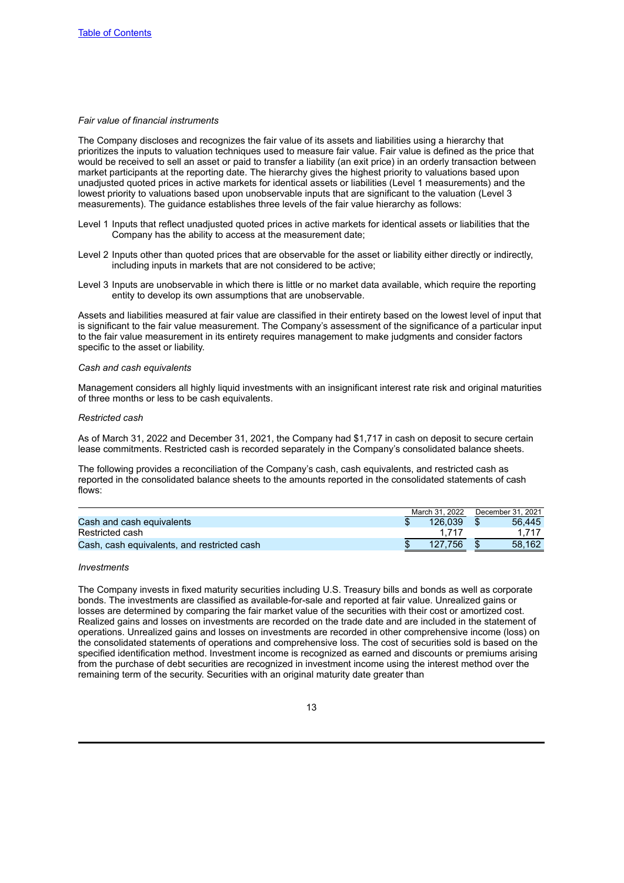*Fair value of financial instruments*

The Company discloses and recognizes the fair value of its assets and liabilities using a hierarchy that prioritizes the inputs to valuation techniques used to measure fair value. Fair value is defined as the price that would be received to sell an asset or paid to transfer a liability (an exit price) in an orderly transaction between market participants at the reporting date. The hierarchy gives the highest priority to valuations based upon unadjusted quoted prices in active markets for identical assets or liabilities (Level 1 measurements) and the lowest priority to valuations based upon unobservable inputs that are significant to the valuation (Level 3 measurements). The guidance establishes three levels of the fair value hierarchy as follows:

Level 1 Inputs that reflect unadjusted quoted prices in active markets for identical assets or liabilities that the Company has the ability to access at the measurement date;

Level 2 Inputs other than quoted prices that are observable for the asset or liability either directly or indirectly, including inputs in markets that are not considered to be active;

Level 3 Inputs are unobservable in which there is little or no market data available, which require the reporting entity to develop its own assumptions that are unobservable.

Assets and liabilities measured at fair value are classified in their entirety based on the lowest level of input that is significant to the fair value measurement. The Company's assessment of the significance of a particular input to the fair value measurement in its entirety requires management to make judgments and consider factors specific to the asset or liability.

*Cash and cash equivalents*

Management considers all highly liquid investments with an insignificant interest rate risk and original maturities of three months or less to be cash equivalents.

*Restricted cash*

As of March 31, 2022 and December 31, 2021, the Company had $1,717 in cash on deposit to secure certain lease commitments. Restricted cash is recorded separately in the Company's consolidated balance sheets.

The following provides a reconciliation of the Company's cash, cash equivalents, and restricted cash as reported in the consolidated balance sheets to the amounts reported in the consolidated statements of cash flows:

| | March 31, 2022 | December 31, 2021 |
|---|---|---|
| Cash and cash equivalents | $ 126,039 | $ 56,445 |
| Restricted cash | 1,717 | 1,717 |
| Cash, cash equivalents, and restricted cash | $ 127,756 | $ 58,162 |

*Investments*

The Company invests in fixed maturity securities including U.S. Treasury bills and bonds as well as corporate bonds. The investments are classified as available-for-sale and reported at fair value. Unrealized gains or losses are determined by comparing the fair market value of the securities with their cost or amortized cost. Realized gains and losses on investments are recorded on the trade date and are included in the statement of operations. Unrealized gains and losses on investments are recorded in other comprehensive income (loss) on the consolidated statements of operations and comprehensive loss. The cost of securities sold is based on the specified identification method. Investment income is recognized as earned and discounts or premiums arising from the purchase of debt securities are recognized in investment income using the interest method over the remaining term of the security. Securities with an original maturity date greater than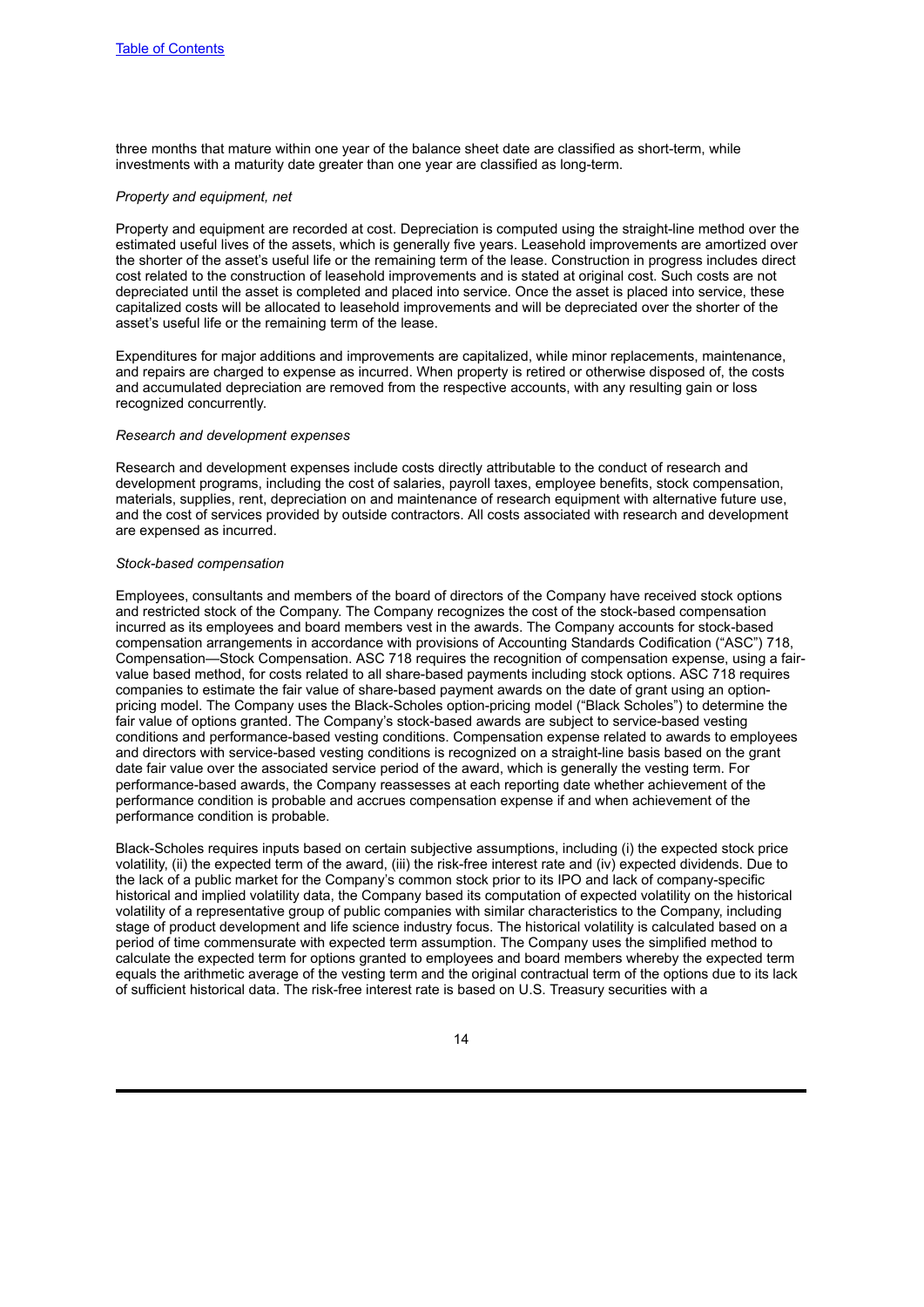three months that mature within one year of the balance sheet date are classified as short-term, while investments with a maturity date greater than one year are classified as long-term.

*Property and equipment, net*

Property and equipment are recorded at cost. Depreciation is computed using the straight-line method over the estimated useful lives of the assets, which is generally five years. Leasehold improvements are amortized over the shorter of the asset's useful life or the remaining term of the lease. Construction in progress includes direct cost related to the construction of leasehold improvements and is stated at original cost. Such costs are not depreciated until the asset is completed and placed into service. Once the asset is placed into service, these capitalized costs will be allocated to leasehold improvements and will be depreciated over the shorter of the asset's useful life or the remaining term of the lease.

Expenditures for major additions and improvements are capitalized, while minor replacements, maintenance, and repairs are charged to expense as incurred. When property is retired or otherwise disposed of, the costs and accumulated depreciation are removed from the respective accounts, with any resulting gain or loss recognized concurrently.

*Research and development expenses*

Research and development expenses include costs directly attributable to the conduct of research and development programs, including the cost of salaries, payroll taxes, employee benefits, stock compensation, materials, supplies, rent, depreciation on and maintenance of research equipment with alternative future use, and the cost of services provided by outside contractors. All costs associated with research and development are expensed as incurred.

*Stock-based compensation*

Employees, consultants and members of the board of directors of the Company have received stock options and restricted stock of the Company. The Company recognizes the cost of the stock-based compensation incurred as its employees and board members vest in the awards. The Company accounts for stock-based compensation arrangements in accordance with provisions of Accounting Standards Codification ("ASC") 718, Compensation—Stock Compensation. ASC 718 requires the recognition of compensation expense, using a fair-value based method, for costs related to all share-based payments including stock options. ASC 718 requires companies to estimate the fair value of share-based payment awards on the date of grant using an option-pricing model. The Company uses the Black-Scholes option-pricing model ("Black Scholes") to determine the fair value of options granted. The Company's stock-based awards are subject to service-based vesting conditions and performance-based vesting conditions. Compensation expense related to awards to employees and directors with service-based vesting conditions is recognized on a straight-line basis based on the grant date fair value over the associated service period of the award, which is generally the vesting term. For performance-based awards, the Company reassesses at each reporting date whether achievement of the performance condition is probable and accrues compensation expense if and when achievement of the performance condition is probable.

Black-Scholes requires inputs based on certain subjective assumptions, including (i) the expected stock price volatility, (ii) the expected term of the award, (iii) the risk-free interest rate and (iv) expected dividends. Due to the lack of a public market for the Company's common stock prior to its IPO and lack of company-specific historical and implied volatility data, the Company based its computation of expected volatility on the historical volatility of a representative group of public companies with similar characteristics to the Company, including stage of product development and life science industry focus. The historical volatility is calculated based on a period of time commensurate with expected term assumption. The Company uses the simplified method to calculate the expected term for options granted to employees and board members whereby the expected term equals the arithmetic average of the vesting term and the original contractual term of the options due to its lack of sufficient historical data. The risk-free interest rate is based on U.S. Treasury securities with a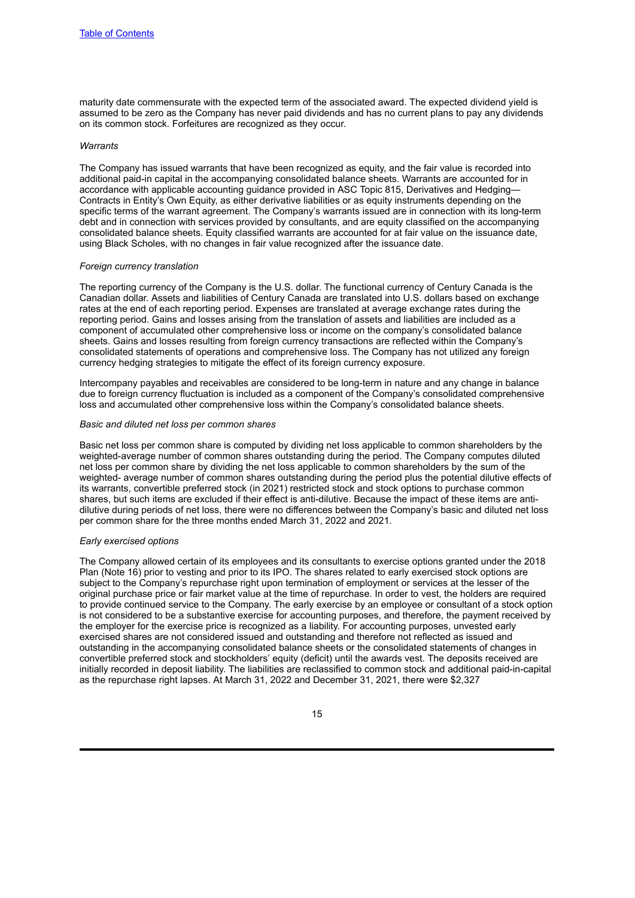maturity date commensurate with the expected term of the associated award. The expected dividend yield is assumed to be zero as the Company has never paid dividends and has no current plans to pay any dividends on its common stock. Forfeitures are recognized as they occur.

*Warrants*

The Company has issued warrants that have been recognized as equity, and the fair value is recorded into additional paid-in capital in the accompanying consolidated balance sheets. Warrants are accounted for in accordance with applicable accounting guidance provided in ASC Topic 815, Derivatives and Hedging—Contracts in Entity's Own Equity, as either derivative liabilities or as equity instruments depending on the specific terms of the warrant agreement. The Company's warrants issued are in connection with its long-term debt and in connection with services provided by consultants, and are equity classified on the accompanying consolidated balance sheets. Equity classified warrants are accounted for at fair value on the issuance date, using Black Scholes, with no changes in fair value recognized after the issuance date.

*Foreign currency translation*

The reporting currency of the Company is the U.S. dollar. The functional currency of Century Canada is the Canadian dollar. Assets and liabilities of Century Canada are translated into U.S. dollars based on exchange rates at the end of each reporting period. Expenses are translated at average exchange rates during the reporting period. Gains and losses arising from the translation of assets and liabilities are included as a component of accumulated other comprehensive loss or income on the company's consolidated balance sheets. Gains and losses resulting from foreign currency transactions are reflected within the Company's consolidated statements of operations and comprehensive loss. The Company has not utilized any foreign currency hedging strategies to mitigate the effect of its foreign currency exposure.

Intercompany payables and receivables are considered to be long-term in nature and any change in balance due to foreign currency fluctuation is included as a component of the Company's consolidated comprehensive loss and accumulated other comprehensive loss within the Company's consolidated balance sheets.

*Basic and diluted net loss per common shares*

Basic net loss per common share is computed by dividing net loss applicable to common shareholders by the weighted-average number of common shares outstanding during the period. The Company computes diluted net loss per common share by dividing the net loss applicable to common shareholders by the sum of the weighted- average number of common shares outstanding during the period plus the potential dilutive effects of its warrants, convertible preferred stock (in 2021) restricted stock and stock options to purchase common shares, but such items are excluded if their effect is anti-dilutive. Because the impact of these items are anti-dilutive during periods of net loss, there were no differences between the Company's basic and diluted net loss per common share for the three months ended March 31, 2022 and 2021.

*Early exercised options*

The Company allowed certain of its employees and its consultants to exercise options granted under the 2018 Plan (Note 16) prior to vesting and prior to its IPO. The shares related to early exercised stock options are subject to the Company's repurchase right upon termination of employment or services at the lesser of the original purchase price or fair market value at the time of repurchase. In order to vest, the holders are required to provide continued service to the Company. The early exercise by an employee or consultant of a stock option is not considered to be a substantive exercise for accounting purposes, and therefore, the payment received by the employer for the exercise price is recognized as a liability. For accounting purposes, unvested early exercised shares are not considered issued and outstanding and therefore not reflected as issued and outstanding in the accompanying consolidated balance sheets or the consolidated statements of changes in convertible preferred stock and stockholders' equity (deficit) until the awards vest. The deposits received are initially recorded in deposit liability. The liabilities are reclassified to common stock and additional paid-in-capital as the repurchase right lapses. At March 31, 2022 and December 31, 2021, there were $2,327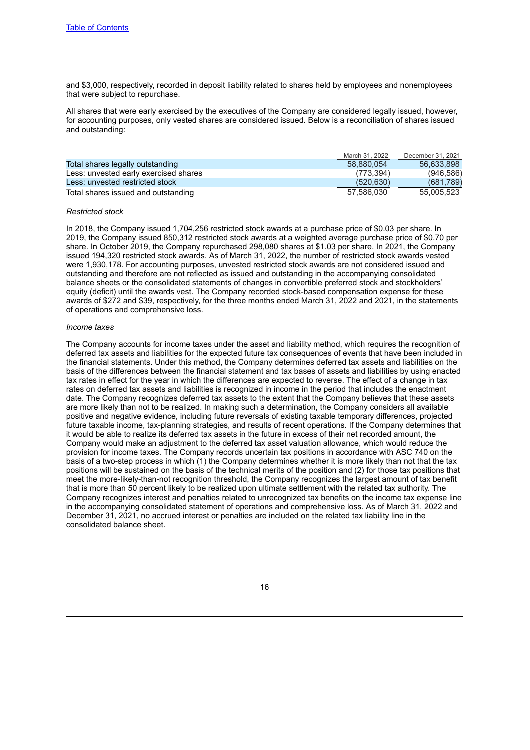and $3,000, respectively, recorded in deposit liability related to shares held by employees and nonemployees that were subject to repurchase.

All shares that were early exercised by the executives of the Company are considered legally issued, however, for accounting purposes, only vested shares are considered issued. Below is a reconciliation of shares issued and outstanding:

| | March 31, 2022 | December 31, 2021 |
|---|---|---|
| Total shares legally outstanding | 58,880,054 | 56,633,898 |
| Less: unvested early exercised shares | (773,394) | (946,586) |
| Less: unvested restricted stock | (520,630) | (681,789) |
| Total shares issued and outstanding | 57,586,030 | 55,005,523 |

*Restricted stock*

In 2018, the Company issued 1,704,256 restricted stock awards at a purchase price of $0.03 per share. In 2019, the Company issued 850,312 restricted stock awards at a weighted average purchase price of $0.70 per share. In October 2019, the Company repurchased 298,080 shares at $1.03 per share. In 2021, the Company issued 194,320 restricted stock awards. As of March 31, 2022, the number of restricted stock awards vested were 1,930,178. For accounting purposes, unvested restricted stock awards are not considered issued and outstanding and therefore are not reflected as issued and outstanding in the accompanying consolidated balance sheets or the consolidated statements of changes in convertible preferred stock and stockholders' equity (deficit) until the awards vest. The Company recorded stock-based compensation expense for these awards of $272 and $39, respectively, for the three months ended March 31, 2022 and 2021, in the statements of operations and comprehensive loss.

*Income taxes*

The Company accounts for income taxes under the asset and liability method, which requires the recognition of deferred tax assets and liabilities for the expected future tax consequences of events that have been included in the financial statements. Under this method, the Company determines deferred tax assets and liabilities on the basis of the differences between the financial statement and tax bases of assets and liabilities by using enacted tax rates in effect for the year in which the differences are expected to reverse. The effect of a change in tax rates on deferred tax assets and liabilities is recognized in income in the period that includes the enactment date. The Company recognizes deferred tax assets to the extent that the Company believes that these assets are more likely than not to be realized. In making such a determination, the Company considers all available positive and negative evidence, including future reversals of existing taxable temporary differences, projected future taxable income, tax-planning strategies, and results of recent operations. If the Company determines that it would be able to realize its deferred tax assets in the future in excess of their net recorded amount, the Company would make an adjustment to the deferred tax asset valuation allowance, which would reduce the provision for income taxes. The Company records uncertain tax positions in accordance with ASC 740 on the basis of a two-step process in which (1) the Company determines whether it is more likely than not that the tax positions will be sustained on the basis of the technical merits of the position and (2) for those tax positions that meet the more-likely-than-not recognition threshold, the Company recognizes the largest amount of tax benefit that is more than 50 percent likely to be realized upon ultimate settlement with the related tax authority. The Company recognizes interest and penalties related to unrecognized tax benefits on the income tax expense line in the accompanying consolidated statement of operations and comprehensive loss. As of March 31, 2022 and December 31, 2021, no accrued interest or penalties are included on the related tax liability line in the consolidated balance sheet.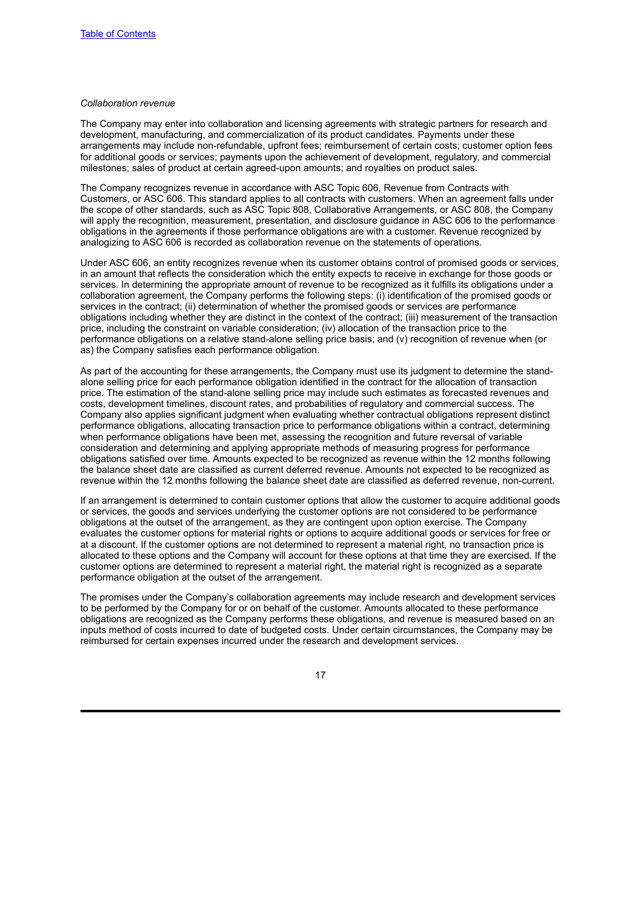*Collaboration revenue*

The Company may enter into collaboration and licensing agreements with strategic partners for research and development, manufacturing, and commercialization of its product candidates. Payments under these arrangements may include non-refundable, upfront fees; reimbursement of certain costs; customer option fees for additional goods or services; payments upon the achievement of development, regulatory, and commercial milestones; sales of product at certain agreed-upon amounts; and royalties on product sales.

The Company recognizes revenue in accordance with ASC Topic 606, Revenue from Contracts with Customers, or ASC 606. This standard applies to all contracts with customers. When an agreement falls under the scope of other standards, such as ASC Topic 808, Collaborative Arrangements, or ASC 808, the Company will apply the recognition, measurement, presentation, and disclosure guidance in ASC 606 to the performance obligations in the agreements if those performance obligations are with a customer. Revenue recognized by analogizing to ASC 606 is recorded as collaboration revenue on the statements of operations.

Under ASC 606, an entity recognizes revenue when its customer obtains control of promised goods or services, in an amount that reflects the consideration which the entity expects to receive in exchange for those goods or services. In determining the appropriate amount of revenue to be recognized as it fulfills its obligations under a collaboration agreement, the Company performs the following steps: (i) identification of the promised goods or services in the contract; (ii) determination of whether the promised goods or services are performance obligations including whether they are distinct in the context of the contract; (iii) measurement of the transaction price, including the constraint on variable consideration; (iv) allocation of the transaction price to the performance obligations on a relative stand-alone selling price basis; and (v) recognition of revenue when (or as) the Company satisfies each performance obligation.

As part of the accounting for these arrangements, the Company must use its judgment to determine the stand-alone selling price for each performance obligation identified in the contract for the allocation of transaction price. The estimation of the stand-alone selling price may include such estimates as forecasted revenues and costs, development timelines, discount rates, and probabilities of regulatory and commercial success. The Company also applies significant judgment when evaluating whether contractual obligations represent distinct performance obligations, allocating transaction price to performance obligations within a contract, determining when performance obligations have been met, assessing the recognition and future reversal of variable consideration and determining and applying appropriate methods of measuring progress for performance obligations satisfied over time. Amounts expected to be recognized as revenue within the 12 months following the balance sheet date are classified as current deferred revenue. Amounts not expected to be recognized as revenue within the 12 months following the balance sheet date are classified as deferred revenue, non-current.

If an arrangement is determined to contain customer options that allow the customer to acquire additional goods or services, the goods and services underlying the customer options are not considered to be performance obligations at the outset of the arrangement, as they are contingent upon option exercise. The Company evaluates the customer options for material rights or options to acquire additional goods or services for free or at a discount. If the customer options are not determined to represent a material right, no transaction price is allocated to these options and the Company will account for these options at that time they are exercised. If the customer options are determined to represent a material right, the material right is recognized as a separate performance obligation at the outset of the arrangement.

The promises under the Company's collaboration agreements may include research and development services to be performed by the Company for or on behalf of the customer. Amounts allocated to these performance obligations are recognized as the Company performs these obligations, and revenue is measured based on an inputs method of costs incurred to date of budgeted costs. Under certain circumstances, the Company may be reimbursed for certain expenses incurred under the research and development services.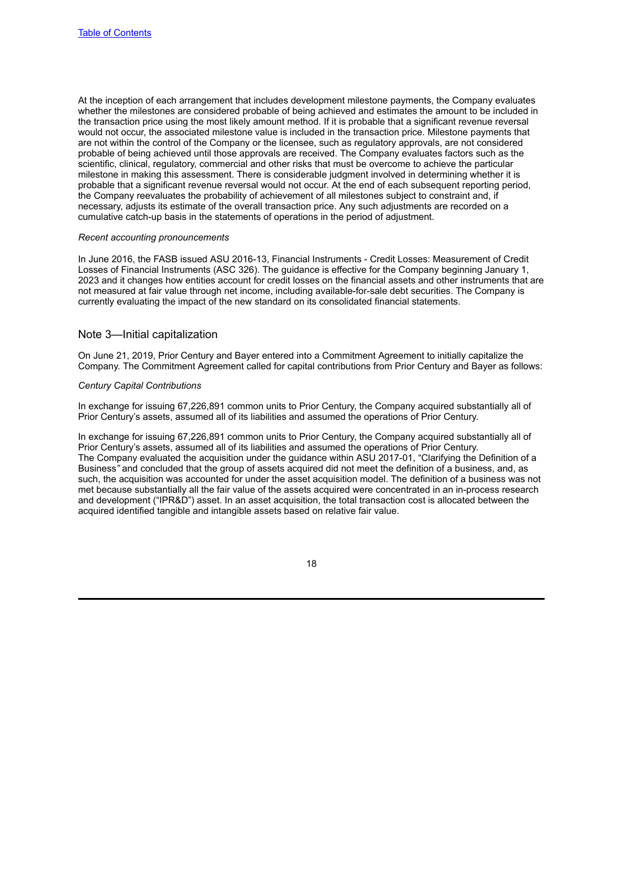At the inception of each arrangement that includes development milestone payments, the Company evaluates whether the milestones are considered probable of being achieved and estimates the amount to be included in the transaction price using the most likely amount method. If it is probable that a significant revenue reversal would not occur, the associated milestone value is included in the transaction price. Milestone payments that are not within the control of the Company or the licensee, such as regulatory approvals, are not considered probable of being achieved until those approvals are received. The Company evaluates factors such as the scientific, clinical, regulatory, commercial and other risks that must be overcome to achieve the particular milestone in making this assessment. There is considerable judgment involved in determining whether it is probable that a significant revenue reversal would not occur. At the end of each subsequent reporting period, the Company reevaluates the probability of achievement of all milestones subject to constraint and, if necessary, adjusts its estimate of the overall transaction price. Any such adjustments are recorded on a cumulative catch-up basis in the statements of operations in the period of adjustment.

*Recent accounting pronouncements*

In June 2016, the FASB issued ASU 2016-13, Financial Instruments - Credit Losses: Measurement of Credit Losses of Financial Instruments (ASC 326). The guidance is effective for the Company beginning January 1, 2023 and it changes how entities account for credit losses on the financial assets and other instruments that are not measured at fair value through net income, including available-for-sale debt securities. The Company is currently evaluating the impact of the new standard on its consolidated financial statements.

## Note 3—Initial capitalization

On June 21, 2019, Prior Century and Bayer entered into a Commitment Agreement to initially capitalize the Company. The Commitment Agreement called for capital contributions from Prior Century and Bayer as follows:

*Century Capital Contributions*

In exchange for issuing 67,226,891 common units to Prior Century, the Company acquired substantially all of Prior Century's assets, assumed all of its liabilities and assumed the operations of Prior Century.

In exchange for issuing 67,226,891 common units to Prior Century, the Company acquired substantially all of Prior Century's assets, assumed all of its liabilities and assumed the operations of Prior Century.
The Company evaluated the acquisition under the guidance within ASU 2017-01, "Clarifying the Definition of a Business" and concluded that the group of assets acquired did not meet the definition of a business, and, as such, the acquisition was accounted for under the asset acquisition model. The definition of a business was not met because substantially all the fair value of the assets acquired were concentrated in an in-process research and development ("IPR&D") asset. In an asset acquisition, the total transaction cost is allocated between the acquired identified tangible and intangible assets based on relative fair value.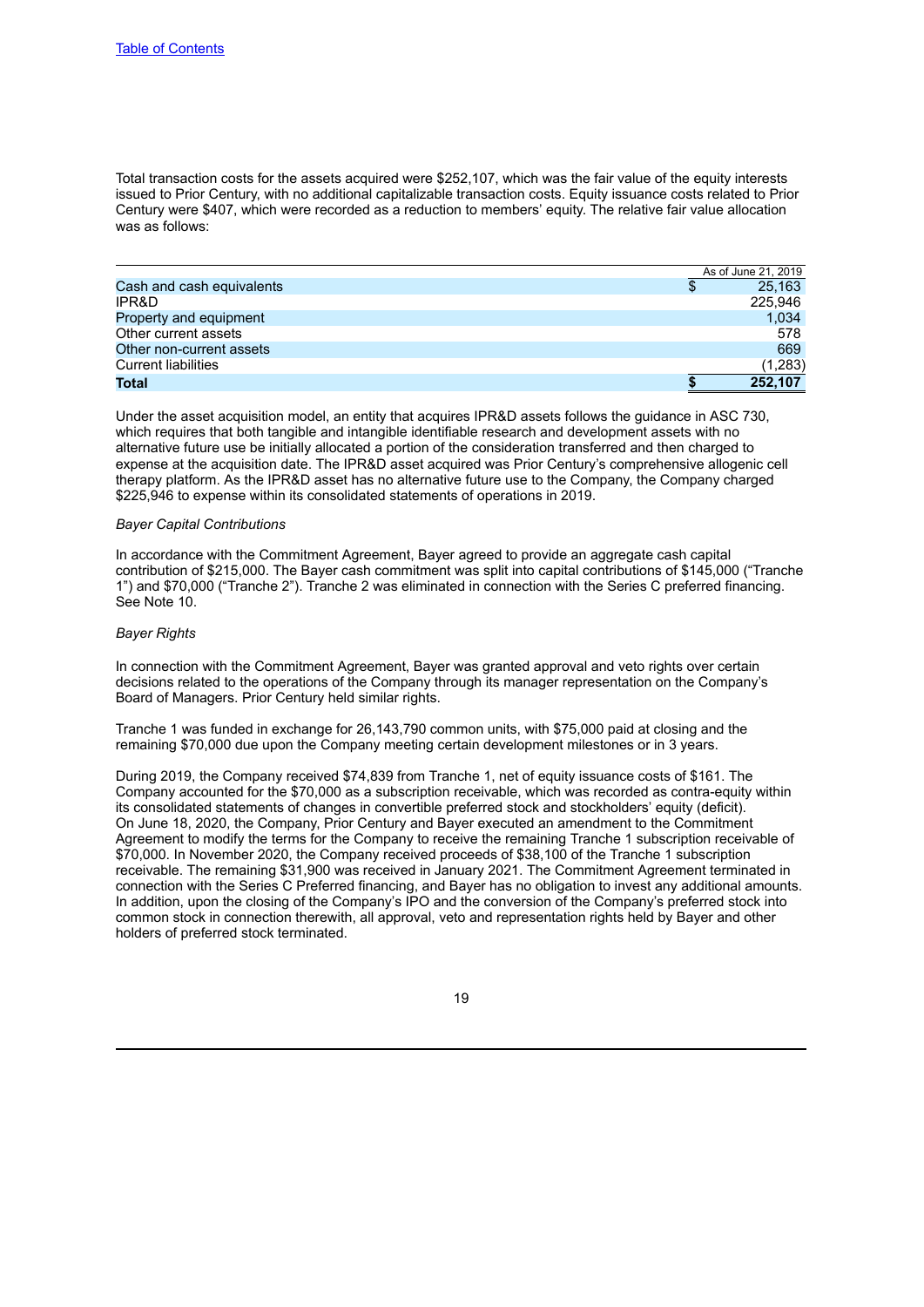Total transaction costs for the assets acquired were $252,107, which was the fair value of the equity interests issued to Prior Century, with no additional capitalizable transaction costs. Equity issuance costs related to Prior Century were $407, which were recorded as a reduction to members' equity. The relative fair value allocation was as follows:

| | As of June 21, 2019 |
|---|---|
| Cash and cash equivalents | $ 25,163 |
| IPR&D | 225,946 |
| Property and equipment | 1,034 |
| Other current assets | 578 |
| Other non-current assets | 669 |
| Current liabilities | (1,283) |
| **Total** | **$ 252,107** |

Under the asset acquisition model, an entity that acquires IPR&D assets follows the guidance in ASC 730, which requires that both tangible and intangible identifiable research and development assets with no alternative future use be initially allocated a portion of the consideration transferred and then charged to expense at the acquisition date. The IPR&D asset acquired was Prior Century's comprehensive allogenic cell therapy platform. As the IPR&D asset has no alternative future use to the Company, the Company charged $225,946 to expense within its consolidated statements of operations in 2019.

*Bayer Capital Contributions*

In accordance with the Commitment Agreement, Bayer agreed to provide an aggregate cash capital contribution of $215,000. The Bayer cash commitment was split into capital contributions of $145,000 ("Tranche 1") and $70,000 ("Tranche 2"). Tranche 2 was eliminated in connection with the Series C preferred financing. See Note 10.

*Bayer Rights*

In connection with the Commitment Agreement, Bayer was granted approval and veto rights over certain decisions related to the operations of the Company through its manager representation on the Company's Board of Managers. Prior Century held similar rights.

Tranche 1 was funded in exchange for 26,143,790 common units, with $75,000 paid at closing and the remaining $70,000 due upon the Company meeting certain development milestones or in 3 years.

During 2019, the Company received $74,839 from Tranche 1, net of equity issuance costs of $161. The Company accounted for the $70,000 as a subscription receivable, which was recorded as contra-equity within its consolidated statements of changes in convertible preferred stock and stockholders' equity (deficit). On June 18, 2020, the Company, Prior Century and Bayer executed an amendment to the Commitment Agreement to modify the terms for the Company to receive the remaining Tranche 1 subscription receivable of $70,000. In November 2020, the Company received proceeds of $38,100 of the Tranche 1 subscription receivable. The remaining $31,900 was received in January 2021. The Commitment Agreement terminated in connection with the Series C Preferred financing, and Bayer has no obligation to invest any additional amounts. In addition, upon the closing of the Company's IPO and the conversion of the Company's preferred stock into common stock in connection therewith, all approval, veto and representation rights held by Bayer and other holders of preferred stock terminated.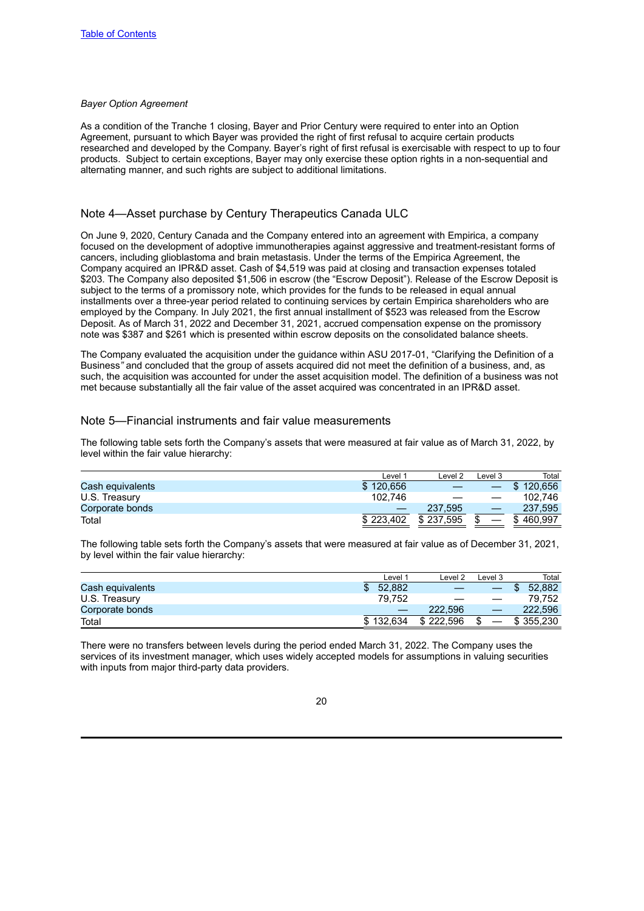*Bayer Option Agreement*

As a condition of the Tranche 1 closing, Bayer and Prior Century were required to enter into an Option Agreement, pursuant to which Bayer was provided the right of first refusal to acquire certain products researched and developed by the Company. Bayer's right of first refusal is exercisable with respect to up to four products. Subject to certain exceptions, Bayer may only exercise these option rights in a non-sequential and alternating manner, and such rights are subject to additional limitations.

## Note 4—Asset purchase by Century Therapeutics Canada ULC

On June 9, 2020, Century Canada and the Company entered into an agreement with Empirica, a company focused on the development of adoptive immunotherapies against aggressive and treatment-resistant forms of cancers, including glioblastoma and brain metastasis. Under the terms of the Empirica Agreement, the Company acquired an IPR&D asset. Cash of $4,519 was paid at closing and transaction expenses totaled $203. The Company also deposited $1,506 in escrow (the "Escrow Deposit"). Release of the Escrow Deposit is subject to the terms of a promissory note, which provides for the funds to be released in equal annual installments over a three-year period related to continuing services by certain Empirica shareholders who are employed by the Company. In July 2021, the first annual installment of $523 was released from the Escrow Deposit. As of March 31, 2022 and December 31, 2021, accrued compensation expense on the promissory note was $387 and $261 which is presented within escrow deposits on the consolidated balance sheets.

The Company evaluated the acquisition under the guidance within ASU 2017-01, "Clarifying the Definition of a Business" and concluded that the group of assets acquired did not meet the definition of a business, and, as such, the acquisition was accounted for under the asset acquisition model. The definition of a business was not met because substantially all the fair value of the asset acquired was concentrated in an IPR&D asset.

## Note 5—Financial instruments and fair value measurements

The following table sets forth the Company's assets that were measured at fair value as of March 31, 2022, by level within the fair value hierarchy:

| | Level 1 | Level 2 | Level 3 | Total |
|---|---|---|---|---|
| Cash equivalents | $ 120,656 | — | — | $ 120,656 |
| U.S. Treasury | 102,746 | — | — | 102,746 |
| Corporate bonds | — | 237,595 | — | 237,595 |
| Total | $ 223,402 | $ 237,595 | $ — | $ 460,997 |

The following table sets forth the Company's assets that were measured at fair value as of December 31, 2021, by level within the fair value hierarchy:

| | Level 1 | Level 2 | Level 3 | Total |
|---|---|---|---|---|
| Cash equivalents | $ 52,882 | — | — | $ 52,882 |
| U.S. Treasury | 79,752 | — | — | 79,752 |
| Corporate bonds | — | 222,596 | — | 222,596 |
| Total | $ 132,634 | $ 222,596 | $ — | $ 355,230 |

There were no transfers between levels during the period ended March 31, 2022. The Company uses the services of its investment manager, which uses widely accepted models for assumptions in valuing securities with inputs from major third-party data providers.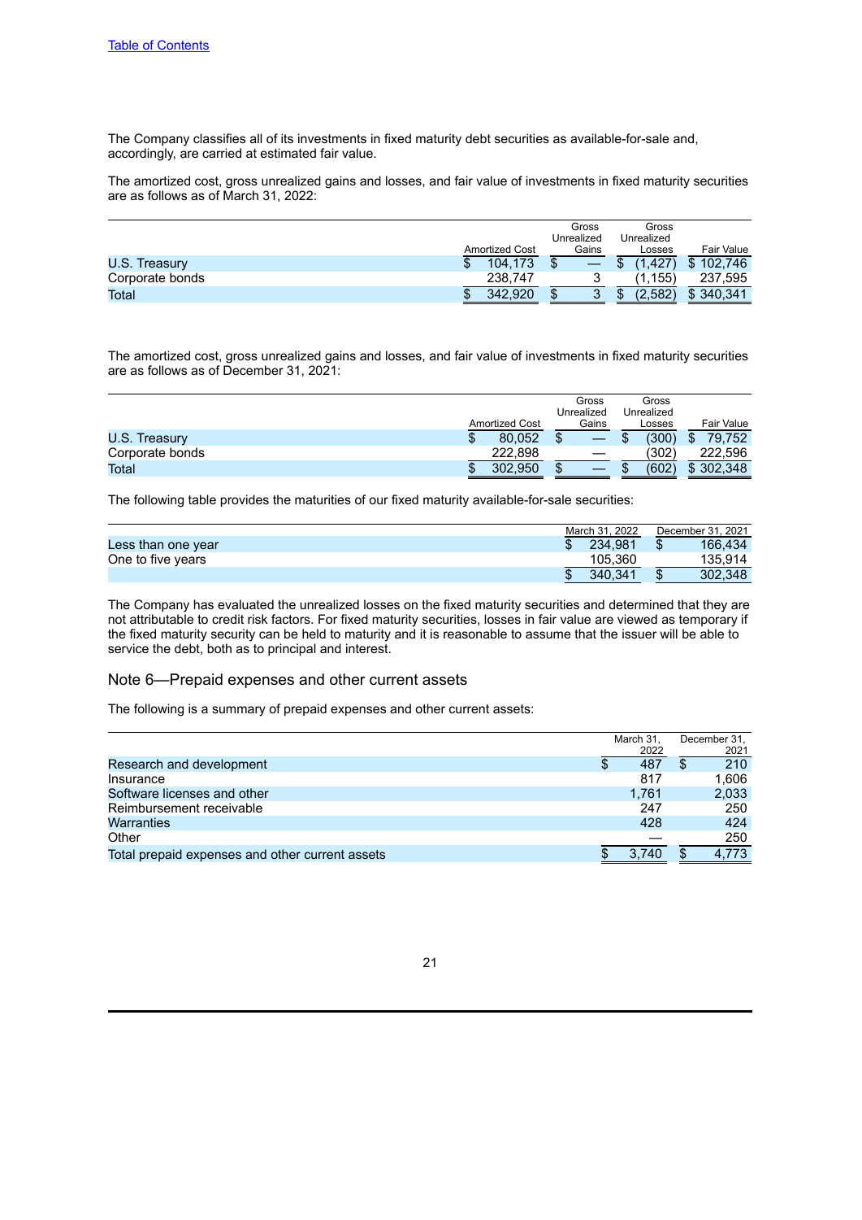The Company classifies all of its investments in fixed maturity debt securities as available-for-sale and, accordingly, are carried at estimated fair value.

The amortized cost, gross unrealized gains and losses, and fair value of investments in fixed maturity securities are as follows as of March 31, 2022:

| | Amortized Cost | Gross Unrealized Gains | Gross Unrealized Losses | Fair Value |
|---|---|---|---|---|
| U.S. Treasury | $ 104,173 | $ — | $ (1,427) | $ 102,746 |
| Corporate bonds | 238,747 | 3 | (1,155) | 237,595 |
| Total | $ 342,920 | $ 3 | $ (2,582) | $ 340,341 |

The amortized cost, gross unrealized gains and losses, and fair value of investments in fixed maturity securities are as follows as of December 31, 2021:

| | Amortized Cost | Gross Unrealized Gains | Gross Unrealized Losses | Fair Value |
|---|---|---|---|---|
| U.S. Treasury | $ 80,052 | $ — | $ (300) | $ 79,752 |
| Corporate bonds | 222,898 | — | (302) | 222,596 |
| Total | $ 302,950 | $ — | $ (602) | $ 302,348 |

The following table provides the maturities of our fixed maturity available-for-sale securities:

| | March 31, 2022 | December 31, 2021 |
|---|---|---|
| Less than one year | $ 234,981 | $ 166,434 |
| One to five years | 105,360 | 135,914 |
| | $ 340,341 | $ 302,348 |

The Company has evaluated the unrealized losses on the fixed maturity securities and determined that they are not attributable to credit risk factors. For fixed maturity securities, losses in fair value are viewed as temporary if the fixed maturity security can be held to maturity and it is reasonable to assume that the issuer will be able to service the debt, both as to principal and interest.

## Note 6—Prepaid expenses and other current assets

The following is a summary of prepaid expenses and other current assets:

| | March 31, 2022 | December 31, 2021 |
|---|---|---|
| Research and development | $ 487 | $ 210 |
| Insurance | 817 | 1,606 |
| Software licenses and other | 1,761 | 2,033 |
| Reimbursement receivable | 247 | 250 |
| Warranties | 428 | 424 |
| Other | — | 250 |
| Total prepaid expenses and other current assets | $ 3,740 | $ 4,773 |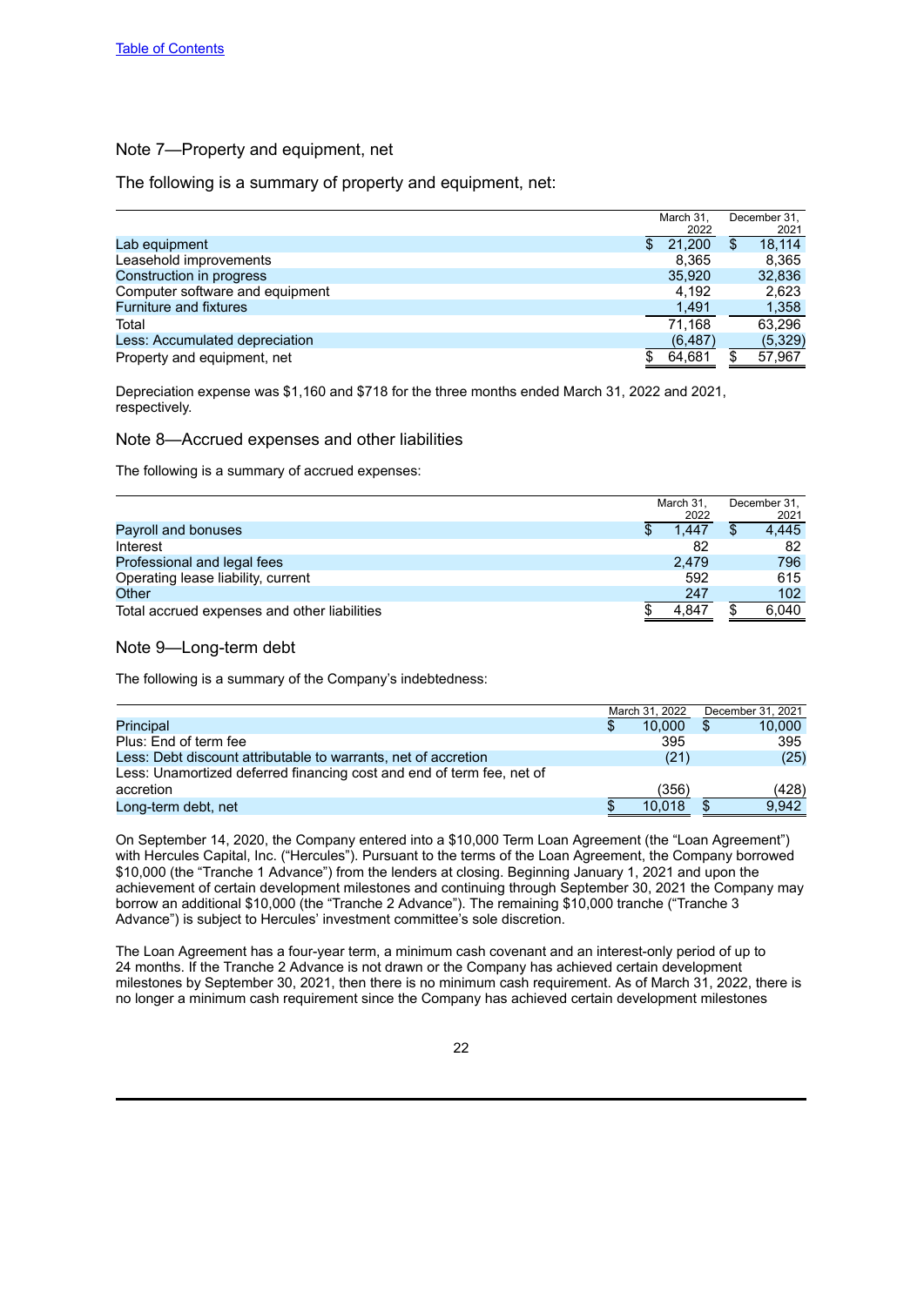[Table of Contents](#)

## Note 7—Property and equipment, net

The following is a summary of property and equipment, net:

| | March 31, 2022 | December 31, 2021 |
|---|---|---|
| Lab equipment | $ 21,200 | $ 18,114 |
| Leasehold improvements | 8,365 | 8,365 |
| Construction in progress | 35,920 | 32,836 |
| Computer software and equipment | 4,192 | 2,623 |
| Furniture and fixtures | 1,491 | 1,358 |
| Total | 71,168 | 63,296 |
| Less: Accumulated depreciation | (6,487) | (5,329) |
| Property and equipment, net | $ 64,681 | $ 57,967 |

Depreciation expense was $1,160 and $718 for the three months ended March 31, 2022 and 2021, respectively.

## Note 8—Accrued expenses and other liabilities

The following is a summary of accrued expenses:

| | March 31, 2022 | December 31, 2021 |
|---|---|---|
| Payroll and bonuses | $ 1,447 | $ 4,445 |
| Interest | 82 | 82 |
| Professional and legal fees | 2,479 | 796 |
| Operating lease liability, current | 592 | 615 |
| Other | 247 | 102 |
| Total accrued expenses and other liabilities | $ 4,847 | $ 6,040 |

## Note 9—Long-term debt

The following is a summary of the Company's indebtedness:

| | March 31, 2022 | December 31, 2021 |
|---|---|---|
| Principal | $ 10,000 | $ 10,000 |
| Plus: End of term fee | 395 | 395 |
| Less: Debt discount attributable to warrants, net of accretion | (21) | (25) |
| Less: Unamortized deferred financing cost and end of term fee, net of accretion | (356) | (428) |
| Long-term debt, net | $ 10,018 | $ 9,942 |

On September 14, 2020, the Company entered into a $10,000 Term Loan Agreement (the "Loan Agreement") with Hercules Capital, Inc. ("Hercules"). Pursuant to the terms of the Loan Agreement, the Company borrowed $10,000 (the "Tranche 1 Advance") from the lenders at closing. Beginning January 1, 2021 and upon the achievement of certain development milestones and continuing through September 30, 2021 the Company may borrow an additional $10,000 (the "Tranche 2 Advance"). The remaining $10,000 tranche ("Tranche 3 Advance") is subject to Hercules' investment committee's sole discretion.

The Loan Agreement has a four-year term, a minimum cash covenant and an interest-only period of up to 24 months. If the Tranche 2 Advance is not drawn or the Company has achieved certain development milestones by September 30, 2021, then there is no minimum cash requirement. As of March 31, 2022, there is no longer a minimum cash requirement since the Company has achieved certain development milestones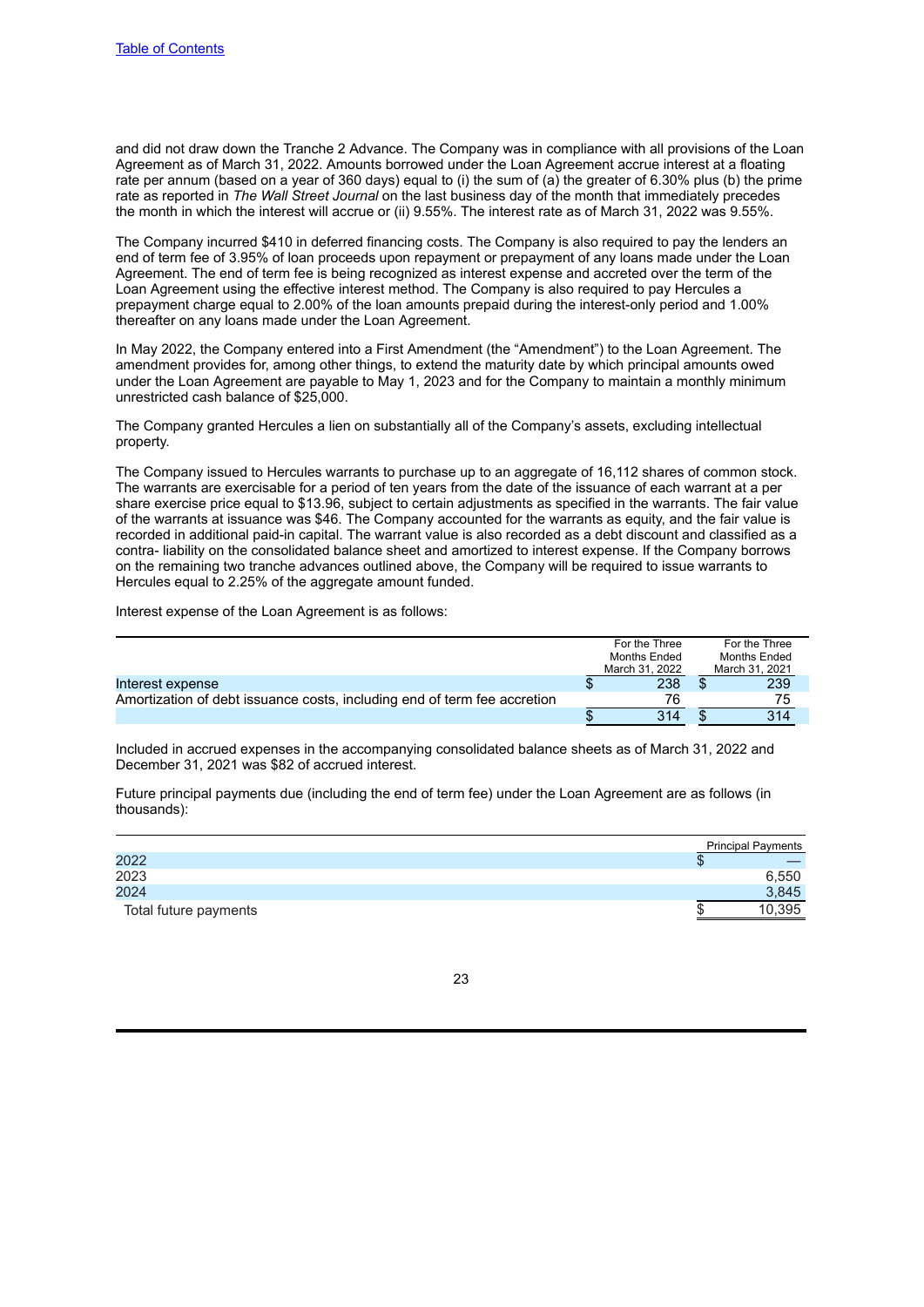and did not draw down the Tranche 2 Advance. The Company was in compliance with all provisions of the Loan Agreement as of March 31, 2022. Amounts borrowed under the Loan Agreement accrue interest at a floating rate per annum (based on a year of 360 days) equal to (i) the sum of (a) the greater of 6.30% plus (b) the prime rate as reported in *The Wall Street Journal* on the last business day of the month that immediately precedes the month in which the interest will accrue or (ii) 9.55%. The interest rate as of March 31, 2022 was 9.55%.

The Company incurred $410 in deferred financing costs. The Company is also required to pay the lenders an end of term fee of 3.95% of loan proceeds upon repayment or prepayment of any loans made under the Loan Agreement. The end of term fee is being recognized as interest expense and accreted over the term of the Loan Agreement using the effective interest method. The Company is also required to pay Hercules a prepayment charge equal to 2.00% of the loan amounts prepaid during the interest-only period and 1.00% thereafter on any loans made under the Loan Agreement.

In May 2022, the Company entered into a First Amendment (the "Amendment") to the Loan Agreement. The amendment provides for, among other things, to extend the maturity date by which principal amounts owed under the Loan Agreement are payable to May 1, 2023 and for the Company to maintain a monthly minimum unrestricted cash balance of $25,000.

The Company granted Hercules a lien on substantially all of the Company's assets, excluding intellectual property.

The Company issued to Hercules warrants to purchase up to an aggregate of 16,112 shares of common stock. The warrants are exercisable for a period of ten years from the date of the issuance of each warrant at a per share exercise price equal to $13.96, subject to certain adjustments as specified in the warrants. The fair value of the warrants at issuance was $46. The Company accounted for the warrants as equity, and the fair value is recorded in additional paid-in capital. The warrant value is also recorded as a debt discount and classified as a contra- liability on the consolidated balance sheet and amortized to interest expense. If the Company borrows on the remaining two tranche advances outlined above, the Company will be required to issue warrants to Hercules equal to 2.25% of the aggregate amount funded.

Interest expense of the Loan Agreement is as follows:

| | For the Three Months Ended March 31, 2022 | For the Three Months Ended March 31, 2021 |
|---|---|---|
| Interest expense | $ 238 | $ 239 |
| Amortization of debt issuance costs, including end of term fee accretion | 76 | 75 |
| | $ 314 | $ 314 |

Included in accrued expenses in the accompanying consolidated balance sheets as of March 31, 2022 and December 31, 2021 was $82 of accrued interest.

Future principal payments due (including the end of term fee) under the Loan Agreement are as follows (in thousands):

| | Principal Payments |
|---|---|
| 2022 | $ — |
| 2023 | 6,550 |
| 2024 | 3,845 |
| Total future payments | $ 10,395 |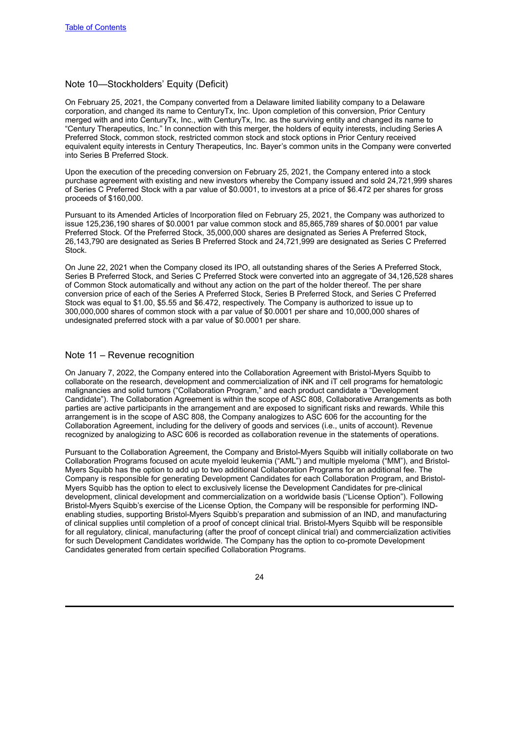## Note 10—Stockholders' Equity (Deficit)

On February 25, 2021, the Company converted from a Delaware limited liability company to a Delaware corporation, and changed its name to CenturyTx, Inc. Upon completion of this conversion, Prior Century merged with and into CenturyTx, Inc., with CenturyTx, Inc. as the surviving entity and changed its name to "Century Therapeutics, Inc." In connection with this merger, the holders of equity interests, including Series A Preferred Stock, common stock, restricted common stock and stock options in Prior Century received equivalent equity interests in Century Therapeutics, Inc. Bayer's common units in the Company were converted into Series B Preferred Stock.

Upon the execution of the preceding conversion on February 25, 2021, the Company entered into a stock purchase agreement with existing and new investors whereby the Company issued and sold 24,721,999 shares of Series C Preferred Stock with a par value of $0.0001, to investors at a price of $6.472 per shares for gross proceeds of $160,000.

Pursuant to its Amended Articles of Incorporation filed on February 25, 2021, the Company was authorized to issue 125,236,190 shares of $0.0001 par value common stock and 85,865,789 shares of $0.0001 par value Preferred Stock. Of the Preferred Stock, 35,000,000 shares are designated as Series A Preferred Stock, 26,143,790 are designated as Series B Preferred Stock and 24,721,999 are designated as Series C Preferred Stock.

On June 22, 2021 when the Company closed its IPO, all outstanding shares of the Series A Preferred Stock, Series B Preferred Stock, and Series C Preferred Stock were converted into an aggregate of 34,126,528 shares of Common Stock automatically and without any action on the part of the holder thereof. The per share conversion price of each of the Series A Preferred Stock, Series B Preferred Stock, and Series C Preferred Stock was equal to $1.00, $5.55 and $6.472, respectively. The Company is authorized to issue up to 300,000,000 shares of common stock with a par value of $0.0001 per share and 10,000,000 shares of undesignated preferred stock with a par value of $0.0001 per share.

## Note 11 – Revenue recognition

On January 7, 2022, the Company entered into the Collaboration Agreement with Bristol-Myers Squibb to collaborate on the research, development and commercialization of iNK and iT cell programs for hematologic malignancies and solid tumors ("Collaboration Program," and each product candidate a "Development Candidate"). The Collaboration Agreement is within the scope of ASC 808, Collaborative Arrangements as both parties are active participants in the arrangement and are exposed to significant risks and rewards. While this arrangement is in the scope of ASC 808, the Company analogizes to ASC 606 for the accounting for the Collaboration Agreement, including for the delivery of goods and services (i.e., units of account). Revenue recognized by analogizing to ASC 606 is recorded as collaboration revenue in the statements of operations.

Pursuant to the Collaboration Agreement, the Company and Bristol-Myers Squibb will initially collaborate on two Collaboration Programs focused on acute myeloid leukemia ("AML") and multiple myeloma ("MM"), and Bristol-Myers Squibb has the option to add up to two additional Collaboration Programs for an additional fee. The Company is responsible for generating Development Candidates for each Collaboration Program, and Bristol-Myers Squibb has the option to elect to exclusively license the Development Candidates for pre-clinical development, clinical development and commercialization on a worldwide basis ("License Option"). Following Bristol-Myers Squibb's exercise of the License Option, the Company will be responsible for performing IND-enabling studies, supporting Bristol-Myers Squibb's preparation and submission of an IND, and manufacturing of clinical supplies until completion of a proof of concept clinical trial. Bristol-Myers Squibb will be responsible for all regulatory, clinical, manufacturing (after the proof of concept clinical trial) and commercialization activities for such Development Candidates worldwide. The Company has the option to co-promote Development Candidates generated from certain specified Collaboration Programs.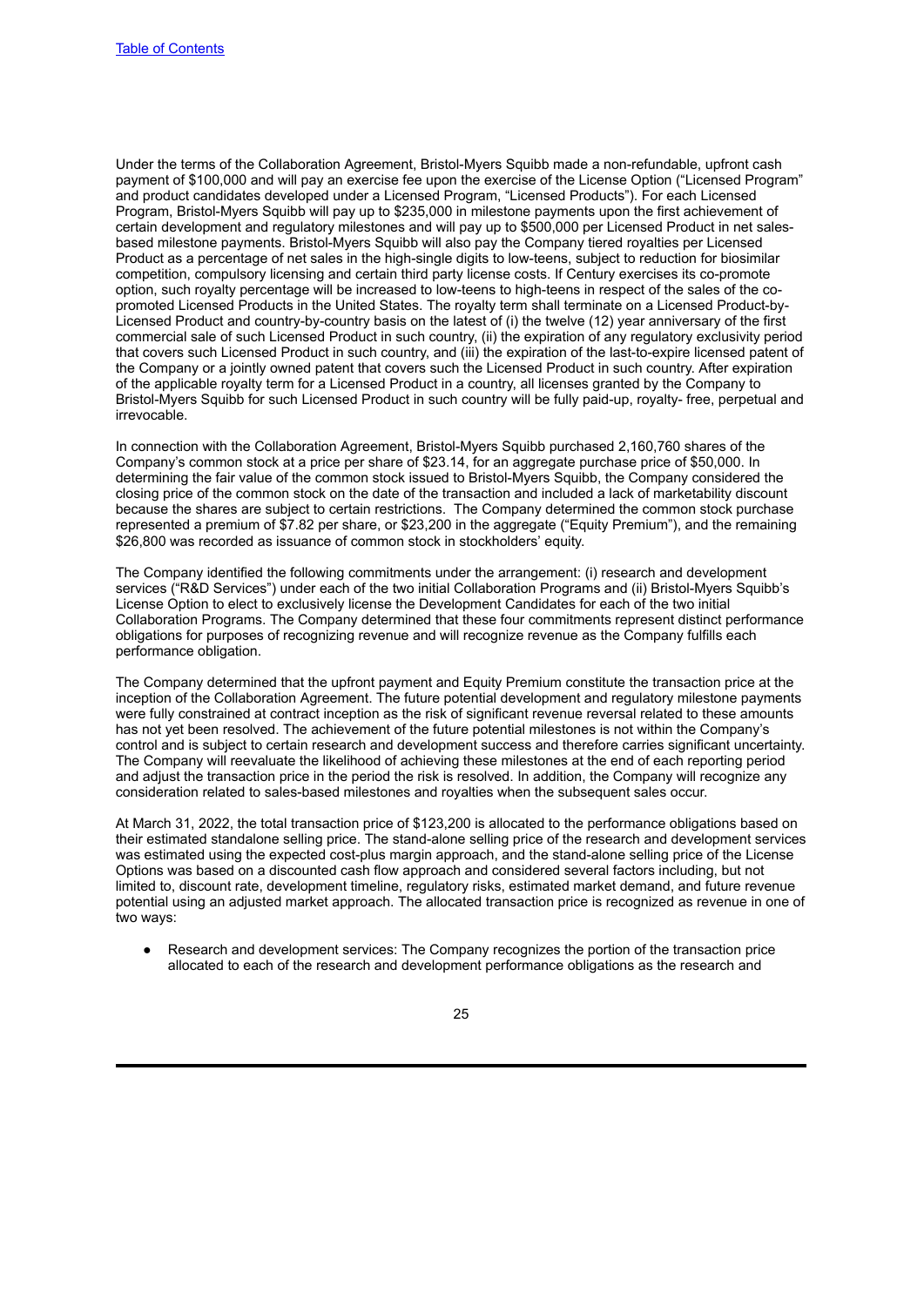Under the terms of the Collaboration Agreement, Bristol-Myers Squibb made a non-refundable, upfront cash payment of $100,000 and will pay an exercise fee upon the exercise of the License Option ("Licensed Program" and product candidates developed under a Licensed Program, "Licensed Products"). For each Licensed Program, Bristol-Myers Squibb will pay up to $235,000 in milestone payments upon the first achievement of certain development and regulatory milestones and will pay up to $500,000 per Licensed Product in net sales-based milestone payments. Bristol-Myers Squibb will also pay the Company tiered royalties per Licensed Product as a percentage of net sales in the high-single digits to low-teens, subject to reduction for biosimilar competition, compulsory licensing and certain third party license costs. If Century exercises its co-promote option, such royalty percentage will be increased to low-teens to high-teens in respect of the sales of the co-promoted Licensed Products in the United States. The royalty term shall terminate on a Licensed Product-by-Licensed Product and country-by-country basis on the latest of (i) the twelve (12) year anniversary of the first commercial sale of such Licensed Product in such country, (ii) the expiration of any regulatory exclusivity period that covers such Licensed Product in such country, and (iii) the expiration of the last-to-expire licensed patent of the Company or a jointly owned patent that covers such the Licensed Product in such country. After expiration of the applicable royalty term for a Licensed Product in a country, all licenses granted by the Company to Bristol-Myers Squibb for such Licensed Product in such country will be fully paid-up, royalty- free, perpetual and irrevocable.

In connection with the Collaboration Agreement, Bristol-Myers Squibb purchased 2,160,760 shares of the Company's common stock at a price per share of $23.14, for an aggregate purchase price of $50,000. In determining the fair value of the common stock issued to Bristol-Myers Squibb, the Company considered the closing price of the common stock on the date of the transaction and included a lack of marketability discount because the shares are subject to certain restrictions. The Company determined the common stock purchase represented a premium of $7.82 per share, or $23,200 in the aggregate ("Equity Premium"), and the remaining $26,800 was recorded as issuance of common stock in stockholders' equity.

The Company identified the following commitments under the arrangement: (i) research and development services ("R&D Services") under each of the two initial Collaboration Programs and (ii) Bristol-Myers Squibb's License Option to elect to exclusively license the Development Candidates for each of the two initial Collaboration Programs. The Company determined that these four commitments represent distinct performance obligations for purposes of recognizing revenue and will recognize revenue as the Company fulfills each performance obligation.

The Company determined that the upfront payment and Equity Premium constitute the transaction price at the inception of the Collaboration Agreement. The future potential development and regulatory milestone payments were fully constrained at contract inception as the risk of significant revenue reversal related to these amounts has not yet been resolved. The achievement of the future potential milestones is not within the Company's control and is subject to certain research and development success and therefore carries significant uncertainty. The Company will reevaluate the likelihood of achieving these milestones at the end of each reporting period and adjust the transaction price in the period the risk is resolved. In addition, the Company will recognize any consideration related to sales-based milestones and royalties when the subsequent sales occur.

At March 31, 2022, the total transaction price of $123,200 is allocated to the performance obligations based on their estimated standalone selling price. The stand-alone selling price of the research and development services was estimated using the expected cost-plus margin approach, and the stand-alone selling price of the License Options was based on a discounted cash flow approach and considered several factors including, but not limited to, discount rate, development timeline, regulatory risks, estimated market demand, and future revenue potential using an adjusted market approach. The allocated transaction price is recognized as revenue in one of two ways:

- Research and development services: The Company recognizes the portion of the transaction price allocated to each of the research and development performance obligations as the research and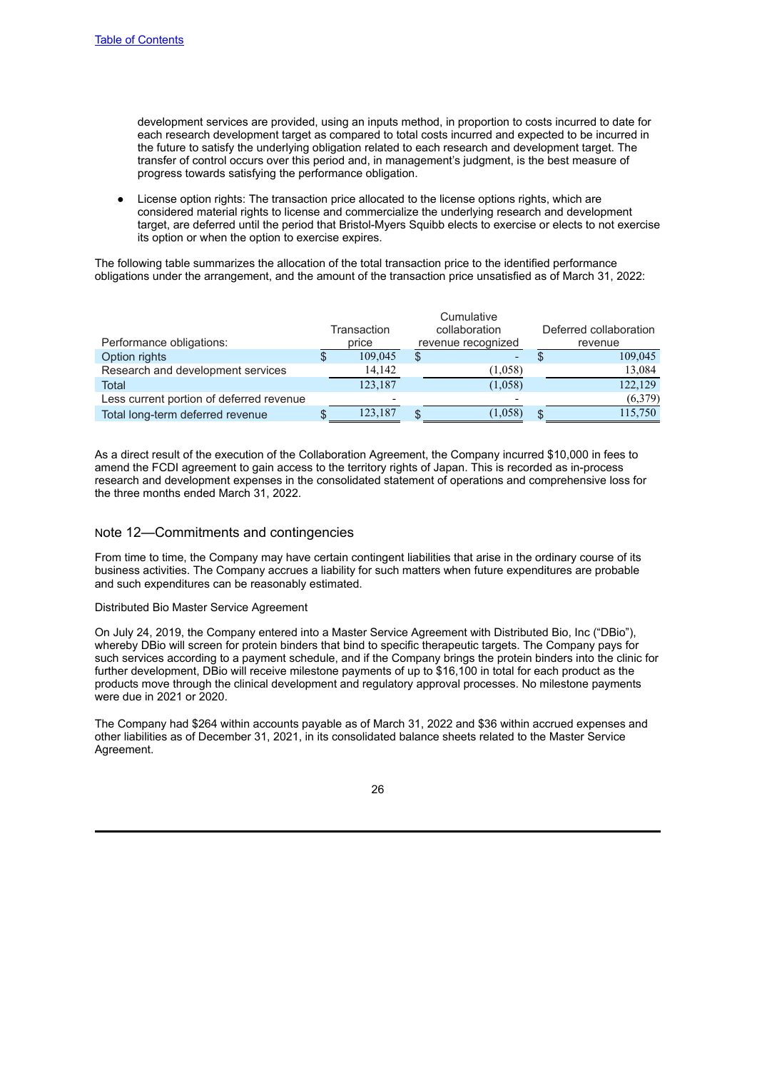[Table of Contents](#)

development services are provided, using an inputs method, in proportion to costs incurred to date for each research development target as compared to total costs incurred and expected to be incurred in the future to satisfy the underlying obligation related to each research and development target. The transfer of control occurs over this period and, in management's judgment, is the best measure of progress towards satisfying the performance obligation.

- License option rights: The transaction price allocated to the license options rights, which are considered material rights to license and commercialize the underlying research and development target, are deferred until the period that Bristol-Myers Squibb elects to exercise or elects to not exercise its option or when the option to exercise expires.

The following table summarizes the allocation of the total transaction price to the identified performance obligations under the arrangement, and the amount of the transaction price unsatisfied as of March 31, 2022:

| Performance obligations: | Transaction price | Cumulative collaboration revenue recognized | Deferred collaboration revenue |
|---|---|---|---|
| Option rights | $ 109,045 | $ - | $ 109,045 |
| Research and development services | 14,142 | (1,058) | 13,084 |
| Total | 123,187 | (1,058) | 122,129 |
| Less current portion of deferred revenue | - | - | (6,379) |
| Total long-term deferred revenue | $ 123,187 | $ (1,058) | $ 115,750 |

As a direct result of the execution of the Collaboration Agreement, the Company incurred $10,000 in fees to amend the FCDI agreement to gain access to the territory rights of Japan. This is recorded as in-process research and development expenses in the consolidated statement of operations and comprehensive loss for the three months ended March 31, 2022.

## Note 12—Commitments and contingencies

From time to time, the Company may have certain contingent liabilities that arise in the ordinary course of its business activities. The Company accrues a liability for such matters when future expenditures are probable and such expenditures can be reasonably estimated.

Distributed Bio Master Service Agreement

On July 24, 2019, the Company entered into a Master Service Agreement with Distributed Bio, Inc ("DBio"), whereby DBio will screen for protein binders that bind to specific therapeutic targets. The Company pays for such services according to a payment schedule, and if the Company brings the protein binders into the clinic for further development, DBio will receive milestone payments of up to $16,100 in total for each product as the products move through the clinical development and regulatory approval processes. No milestone payments were due in 2021 or 2020.

The Company had $264 within accounts payable as of March 31, 2022 and $36 within accrued expenses and other liabilities as of December 31, 2021, in its consolidated balance sheets related to the Master Service Agreement.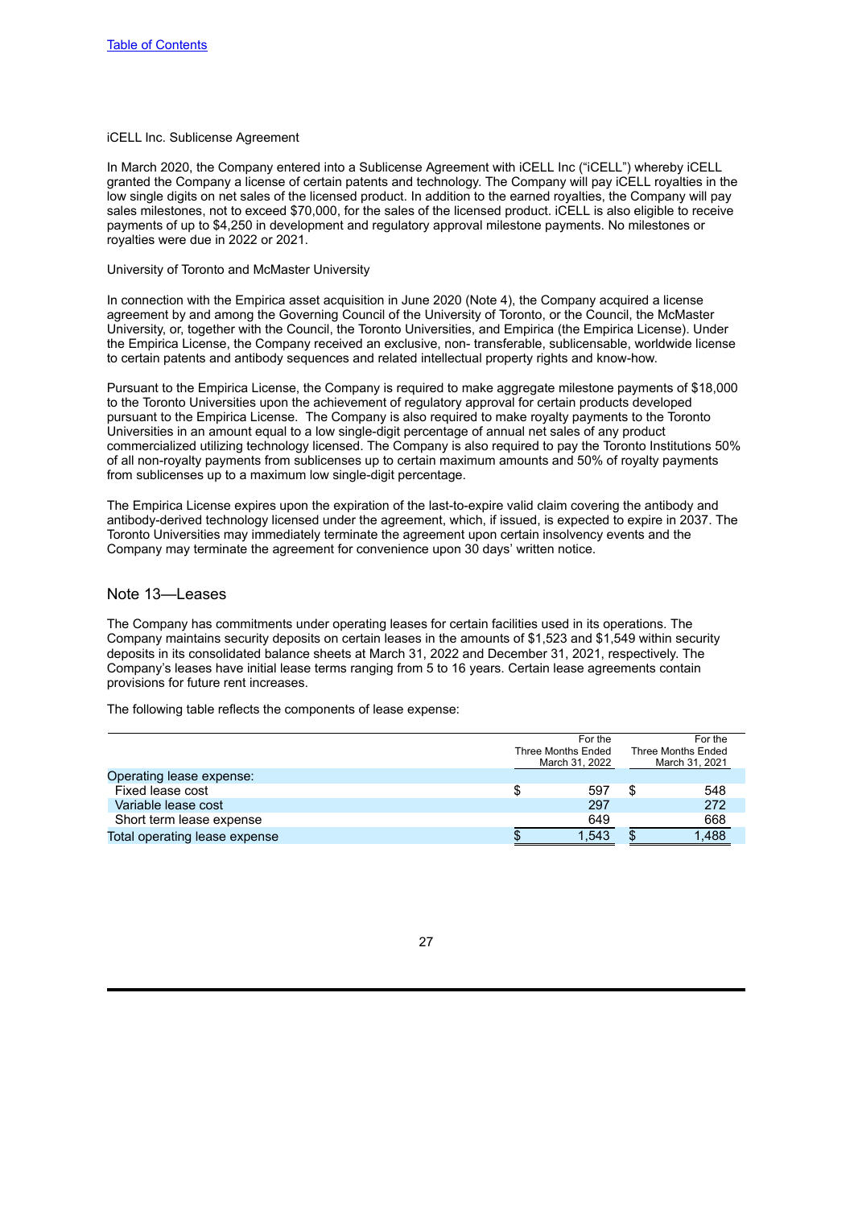[Table of Contents](#)

iCELL Inc. Sublicense Agreement

In March 2020, the Company entered into a Sublicense Agreement with iCELL Inc ("iCELL") whereby iCELL granted the Company a license of certain patents and technology. The Company will pay iCELL royalties in the low single digits on net sales of the licensed product. In addition to the earned royalties, the Company will pay sales milestones, not to exceed $70,000, for the sales of the licensed product. iCELL is also eligible to receive payments of up to $4,250 in development and regulatory approval milestone payments. No milestones or royalties were due in 2022 or 2021.

University of Toronto and McMaster University

In connection with the Empirica asset acquisition in June 2020 (Note 4), the Company acquired a license agreement by and among the Governing Council of the University of Toronto, or the Council, the McMaster University, or, together with the Council, the Toronto Universities, and Empirica (the Empirica License). Under the Empirica License, the Company received an exclusive, non- transferable, sublicensable, worldwide license to certain patents and antibody sequences and related intellectual property rights and know-how.

Pursuant to the Empirica License, the Company is required to make aggregate milestone payments of $18,000 to the Toronto Universities upon the achievement of regulatory approval for certain products developed pursuant to the Empirica License. The Company is also required to make royalty payments to the Toronto Universities in an amount equal to a low single-digit percentage of annual net sales of any product commercialized utilizing technology licensed. The Company is also required to pay the Toronto Institutions 50% of all non-royalty payments from sublicenses up to certain maximum amounts and 50% of royalty payments from sublicenses up to a maximum low single-digit percentage.

The Empirica License expires upon the expiration of the last-to-expire valid claim covering the antibody and antibody-derived technology licensed under the agreement, which, if issued, is expected to expire in 2037. The Toronto Universities may immediately terminate the agreement upon certain insolvency events and the Company may terminate the agreement for convenience upon 30 days' written notice.

## Note 13—Leases

The Company has commitments under operating leases for certain facilities used in its operations. The Company maintains security deposits on certain leases in the amounts of $1,523 and $1,549 within security deposits in its consolidated balance sheets at March 31, 2022 and December 31, 2021, respectively. The Company's leases have initial lease terms ranging from 5 to 16 years. Certain lease agreements contain provisions for future rent increases.

The following table reflects the components of lease expense:

| | For the Three Months Ended March 31, 2022 | For the Three Months Ended March 31, 2021 |
|---|---|---|
| Operating lease expense: | | |
| Fixed lease cost | $ 597 | $ 548 |
| Variable lease cost | 297 | 272 |
| Short term lease expense | 649 | 668 |
| Total operating lease expense | $ 1,543 | $ 1,488 |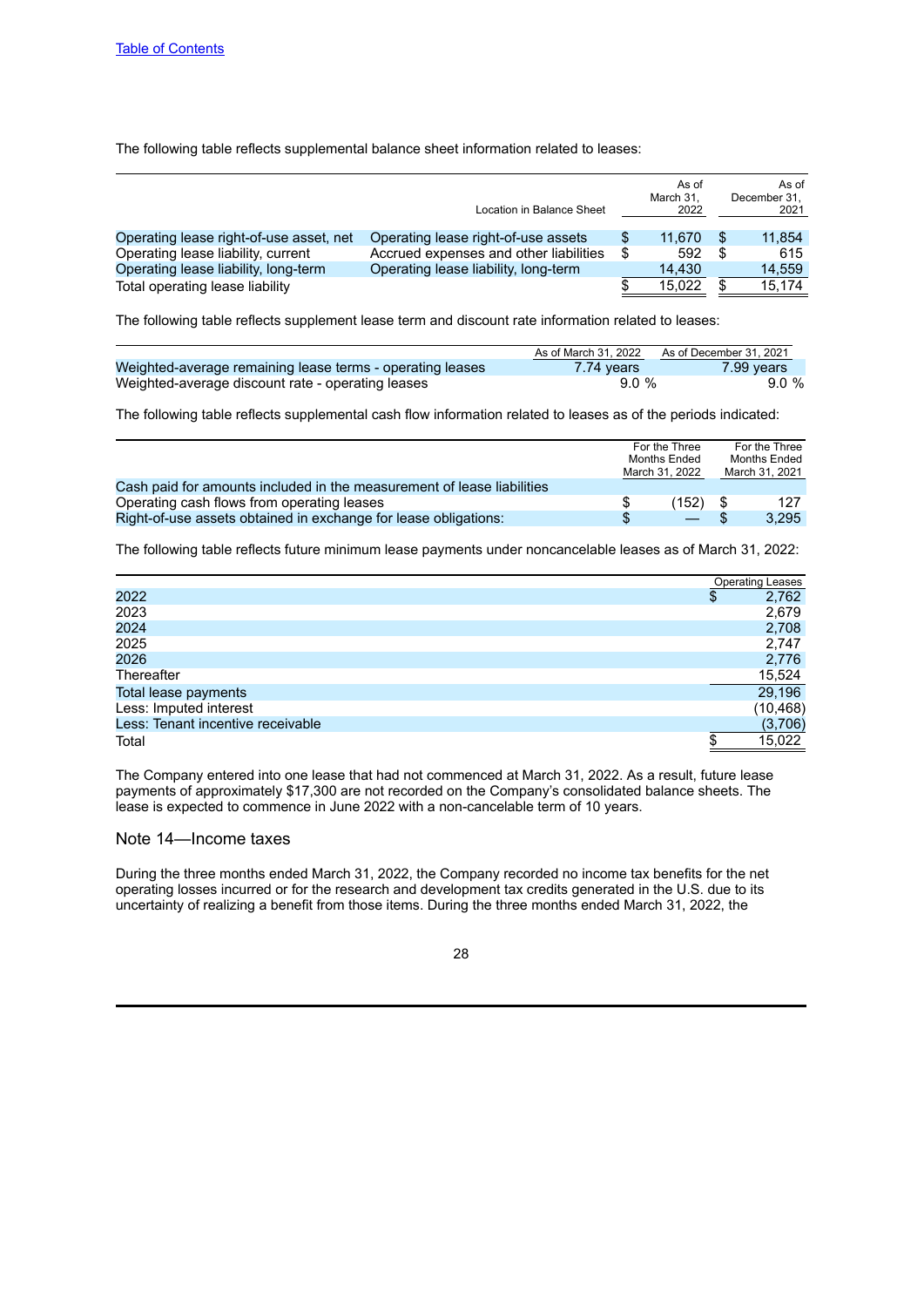The following table reflects supplemental balance sheet information related to leases:

| | Location in Balance Sheet | As of March 31, 2022 | As of December 31, 2021 |
|---|---|---|---|
| Operating lease right-of-use asset, net | Operating lease right-of-use assets | $ 11,670 | $ 11,854 |
| Operating lease liability, current | Accrued expenses and other liabilities | $ 592 | $ 615 |
| Operating lease liability, long-term | Operating lease liability, long-term | 14,430 | 14,559 |
| Total operating lease liability | | $ 15,022 | $ 15,174 |

The following table reflects supplement lease term and discount rate information related to leases:

| | As of March 31, 2022 | As of December 31, 2021 |
|---|---|---|
| Weighted-average remaining lease terms - operating leases | 7.74 years | 7.99 years |
| Weighted-average discount rate - operating leases | 9.0 % | 9.0 % |

The following table reflects supplemental cash flow information related to leases as of the periods indicated:

| | For the Three Months Ended March 31, 2022 | For the Three Months Ended March 31, 2021 |
|---|---|---|
| Cash paid for amounts included in the measurement of lease liabilities | | |
| Operating cash flows from operating leases | $ (152) | $ 127 |
| Right-of-use assets obtained in exchange for lease obligations: | $ — | $ 3,295 |

The following table reflects future minimum lease payments under noncancelable leases as of March 31, 2022:

| | Operating Leases |
|---|---|
| 2022 | $ 2,762 |
| 2023 | 2,679 |
| 2024 | 2,708 |
| 2025 | 2,747 |
| 2026 | 2,776 |
| Thereafter | 15,524 |
| Total lease payments | 29,196 |
| Less: Imputed interest | (10,468) |
| Less: Tenant incentive receivable | (3,706) |
| Total | $ 15,022 |

The Company entered into one lease that had not commenced at March 31, 2022. As a result, future lease payments of approximately $17,300 are not recorded on the Company's consolidated balance sheets. The lease is expected to commence in June 2022 with a non-cancelable term of 10 years.

## Note 14—Income taxes

During the three months ended March 31, 2022, the Company recorded no income tax benefits for the net operating losses incurred or for the research and development tax credits generated in the U.S. due to its uncertainty of realizing a benefit from those items. During the three months ended March 31, 2022, the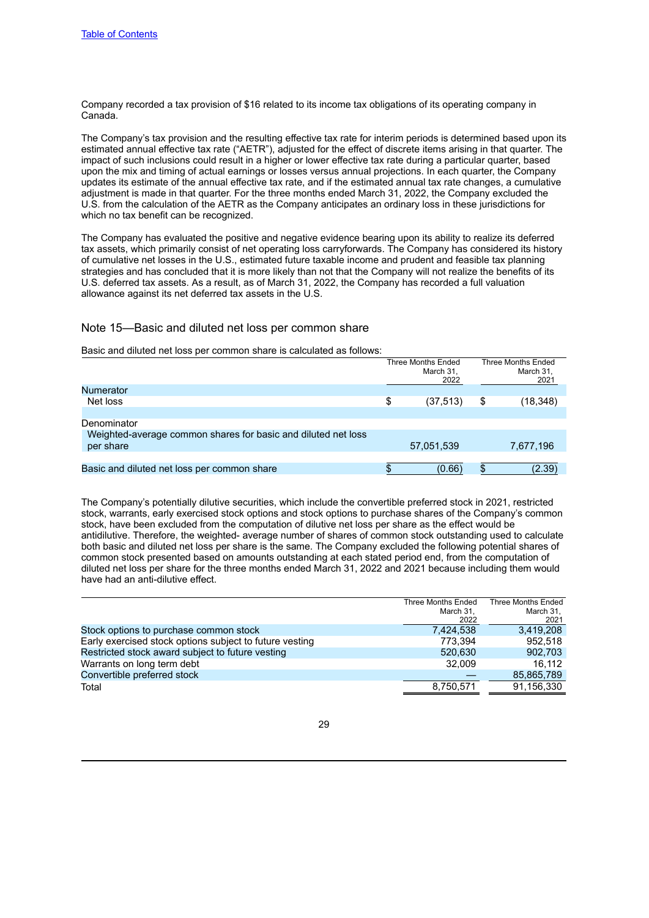Company recorded a tax provision of $16 related to its income tax obligations of its operating company in Canada.

The Company's tax provision and the resulting effective tax rate for interim periods is determined based upon its estimated annual effective tax rate ("AETR"), adjusted for the effect of discrete items arising in that quarter. The impact of such inclusions could result in a higher or lower effective tax rate during a particular quarter, based upon the mix and timing of actual earnings or losses versus annual projections. In each quarter, the Company updates its estimate of the annual effective tax rate, and if the estimated annual tax rate changes, a cumulative adjustment is made in that quarter. For the three months ended March 31, 2022, the Company excluded the U.S. from the calculation of the AETR as the Company anticipates an ordinary loss in these jurisdictions for which no tax benefit can be recognized.

The Company has evaluated the positive and negative evidence bearing upon its ability to realize its deferred tax assets, which primarily consist of net operating loss carryforwards. The Company has considered its history of cumulative net losses in the U.S., estimated future taxable income and prudent and feasible tax planning strategies and has concluded that it is more likely than not that the Company will not realize the benefits of its U.S. deferred tax assets. As a result, as of March 31, 2022, the Company has recorded a full valuation allowance against its net deferred tax assets in the U.S.

## Note 15—Basic and diluted net loss per common share

Basic and diluted net loss per common share is calculated as follows:

| | Three Months Ended March 31, 2022 | Three Months Ended March 31, 2021 |
|---|---|---|
| Numerator | | |
| Net loss | $ (37,513) | $ (18,348) |
| Denominator | | |
| Weighted-average common shares for basic and diluted net loss per share | 57,051,539 | 7,677,196 |
| Basic and diluted net loss per common share | $ (0.66) | $ (2.39) |

The Company's potentially dilutive securities, which include the convertible preferred stock in 2021, restricted stock, warrants, early exercised stock options and stock options to purchase shares of the Company's common stock, have been excluded from the computation of dilutive net loss per share as the effect would be antidilutive. Therefore, the weighted- average number of shares of common stock outstanding used to calculate both basic and diluted net loss per share is the same. The Company excluded the following potential shares of common stock presented based on amounts outstanding at each stated period end, from the computation of diluted net loss per share for the three months ended March 31, 2022 and 2021 because including them would have had an anti-dilutive effect.

| | Three Months Ended March 31, 2022 | Three Months Ended March 31, 2021 |
|---|---|---|
| Stock options to purchase common stock | 7,424,538 | 3,419,208 |
| Early exercised stock options subject to future vesting | 773,394 | 952,518 |
| Restricted stock award subject to future vesting | 520,630 | 902,703 |
| Warrants on long term debt | 32,009 | 16,112 |
| Convertible preferred stock | — | 85,865,789 |
| Total | 8,750,571 | 91,156,330 |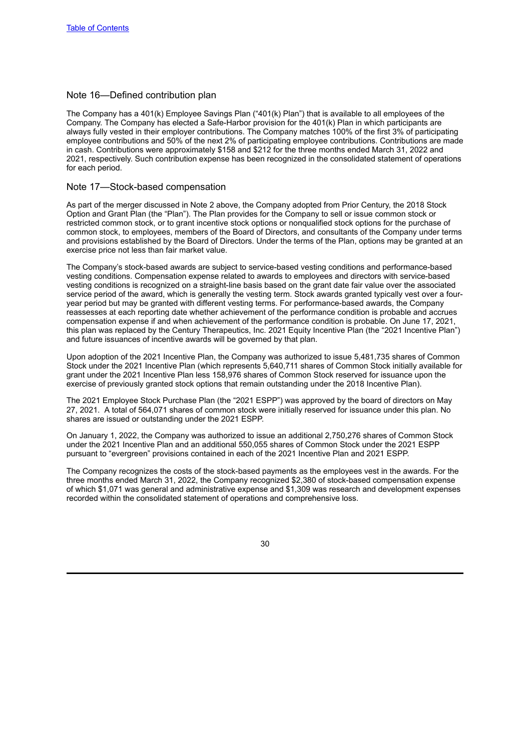## Note 16—Defined contribution plan

The Company has a 401(k) Employee Savings Plan ("401(k) Plan") that is available to all employees of the Company. The Company has elected a Safe-Harbor provision for the 401(k) Plan in which participants are always fully vested in their employer contributions. The Company matches 100% of the first 3% of participating employee contributions and 50% of the next 2% of participating employee contributions. Contributions are made in cash. Contributions were approximately $158 and $212 for the three months ended March 31, 2022 and 2021, respectively. Such contribution expense has been recognized in the consolidated statement of operations for each period.

## Note 17—Stock-based compensation

As part of the merger discussed in Note 2 above, the Company adopted from Prior Century, the 2018 Stock Option and Grant Plan (the "Plan"). The Plan provides for the Company to sell or issue common stock or restricted common stock, or to grant incentive stock options or nonqualified stock options for the purchase of common stock, to employees, members of the Board of Directors, and consultants of the Company under terms and provisions established by the Board of Directors. Under the terms of the Plan, options may be granted at an exercise price not less than fair market value.

The Company's stock-based awards are subject to service-based vesting conditions and performance-based vesting conditions. Compensation expense related to awards to employees and directors with service-based vesting conditions is recognized on a straight-line basis based on the grant date fair value over the associated service period of the award, which is generally the vesting term. Stock awards granted typically vest over a four-year period but may be granted with different vesting terms. For performance-based awards, the Company reassesses at each reporting date whether achievement of the performance condition is probable and accrues compensation expense if and when achievement of the performance condition is probable. On June 17, 2021, this plan was replaced by the Century Therapeutics, Inc. 2021 Equity Incentive Plan (the "2021 Incentive Plan") and future issuances of incentive awards will be governed by that plan.

Upon adoption of the 2021 Incentive Plan, the Company was authorized to issue 5,481,735 shares of Common Stock under the 2021 Incentive Plan (which represents 5,640,711 shares of Common Stock initially available for grant under the 2021 Incentive Plan less 158,976 shares of Common Stock reserved for issuance upon the exercise of previously granted stock options that remain outstanding under the 2018 Incentive Plan).

The 2021 Employee Stock Purchase Plan (the "2021 ESPP") was approved by the board of directors on May 27, 2021. A total of 564,071 shares of common stock were initially reserved for issuance under this plan. No shares are issued or outstanding under the 2021 ESPP.

On January 1, 2022, the Company was authorized to issue an additional 2,750,276 shares of Common Stock under the 2021 Incentive Plan and an additional 550,055 shares of Common Stock under the 2021 ESPP pursuant to "evergreen" provisions contained in each of the 2021 Incentive Plan and 2021 ESPP.

The Company recognizes the costs of the stock-based payments as the employees vest in the awards. For the three months ended March 31, 2022, the Company recognized $2,380 of stock-based compensation expense of which $1,071 was general and administrative expense and $1,309 was research and development expenses recorded within the consolidated statement of operations and comprehensive loss.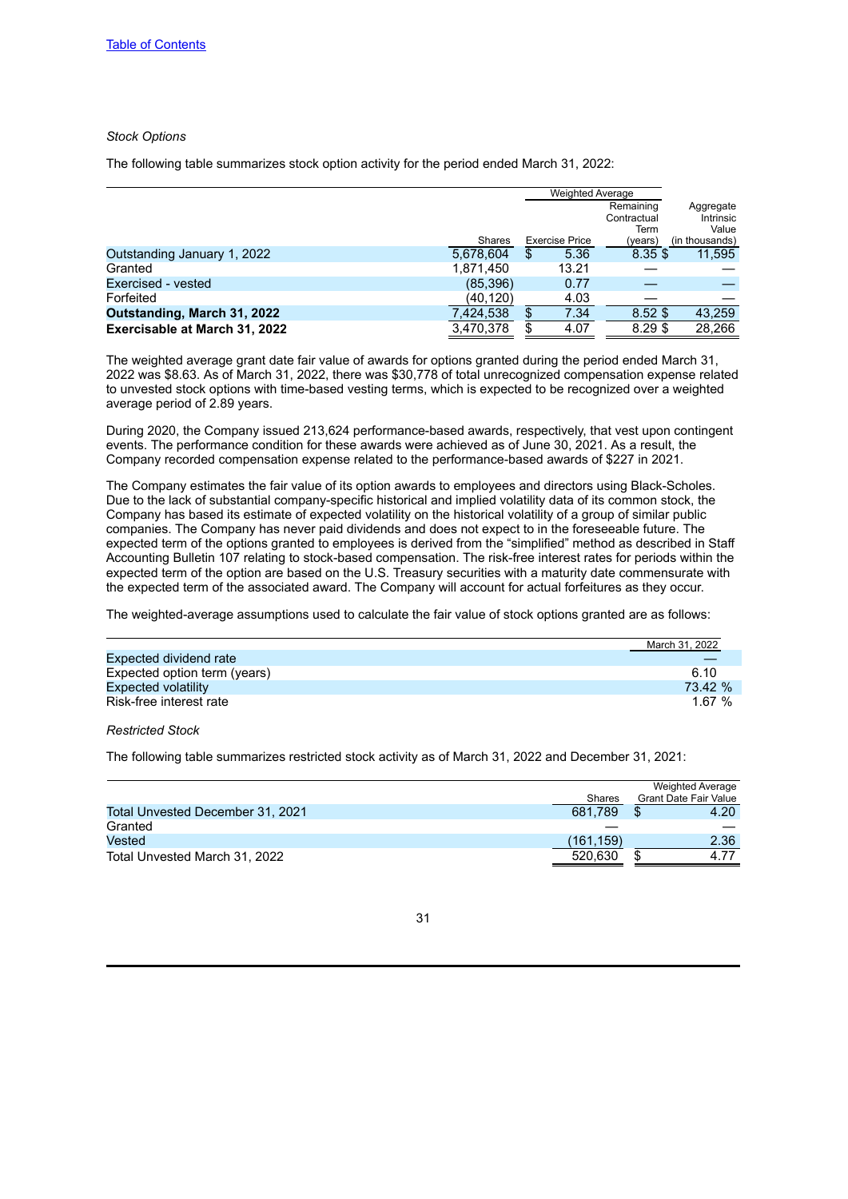*Stock Options*

The following table summarizes stock option activity for the period ended March 31, 2022:

| | Shares | Weighted Average Exercise Price | Weighted Average Remaining Contractual Term (years) | Aggregate Intrinsic Value (in thousands) |
|---|---|---|---|---|
| Outstanding January 1, 2022 | 5,678,604 | $ 5.36 | 8.35 | $ 11,595 |
| Granted | 1,871,450 | 13.21 | — | — |
| Exercised - vested | (85,396) | 0.77 | — | — |
| Forfeited | (40,120) | 4.03 | — | — |
| **Outstanding, March 31, 2022** | 7,424,538 | $ 7.34 | 8.52 | $ 43,259 |
| **Exercisable at March 31, 2022** | 3,470,378 | $ 4.07 | 8.29 | $ 28,266 |

The weighted average grant date fair value of awards for options granted during the period ended March 31, 2022 was $8.63. As of March 31, 2022, there was $30,778 of total unrecognized compensation expense related to unvested stock options with time-based vesting terms, which is expected to be recognized over a weighted average period of 2.89 years.

During 2020, the Company issued 213,624 performance-based awards, respectively, that vest upon contingent events. The performance condition for these awards were achieved as of June 30, 2021. As a result, the Company recorded compensation expense related to the performance-based awards of $227 in 2021.

The Company estimates the fair value of its option awards to employees and directors using Black-Scholes. Due to the lack of substantial company-specific historical and implied volatility data of its common stock, the Company has based its estimate of expected volatility on the historical volatility of a group of similar public companies. The Company has never paid dividends and does not expect to in the foreseeable future. The expected term of the options granted to employees is derived from the "simplified" method as described in Staff Accounting Bulletin 107 relating to stock-based compensation. The risk-free interest rates for periods within the expected term of the option are based on the U.S. Treasury securities with a maturity date commensurate with the expected term of the associated award. The Company will account for actual forfeitures as they occur.

The weighted-average assumptions used to calculate the fair value of stock options granted are as follows:

| | March 31, 2022 |
|---|---|
| Expected dividend rate | — |
| Expected option term (years) | 6.10 |
| Expected volatility | 73.42 % |
| Risk-free interest rate | 1.67 % |

*Restricted Stock*

The following table summarizes restricted stock activity as of March 31, 2022 and December 31, 2021:

| | Shares | Weighted Average Grant Date Fair Value |
|---|---|---|
| Total Unvested December 31, 2021 | 681,789 | $ 4.20 |
| Granted | — | — |
| Vested | (161,159) | 2.36 |
| Total Unvested March 31, 2022 | 520,630 | $ 4.77 |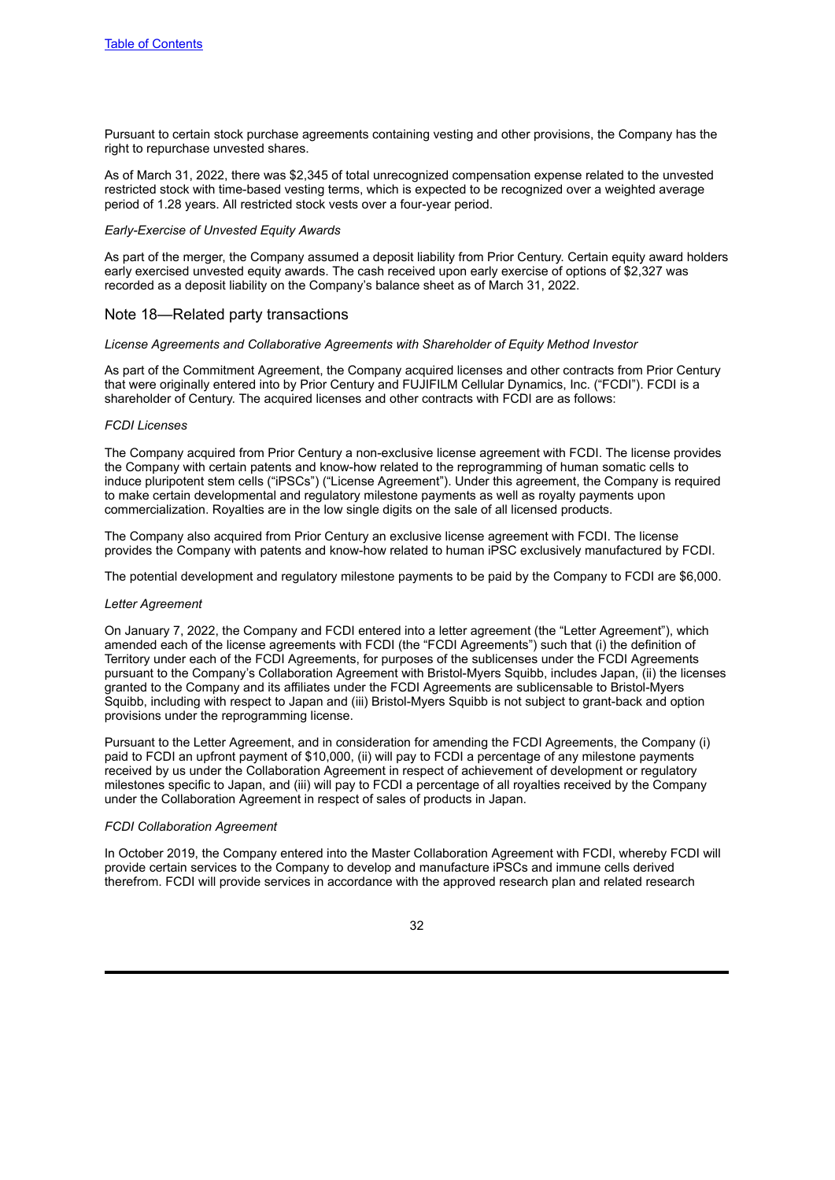Pursuant to certain stock purchase agreements containing vesting and other provisions, the Company has the right to repurchase unvested shares.

As of March 31, 2022, there was $2,345 of total unrecognized compensation expense related to the unvested restricted stock with time-based vesting terms, which is expected to be recognized over a weighted average period of 1.28 years. All restricted stock vests over a four-year period.

*Early-Exercise of Unvested Equity Awards*

As part of the merger, the Company assumed a deposit liability from Prior Century. Certain equity award holders early exercised unvested equity awards. The cash received upon early exercise of options of $2,327 was recorded as a deposit liability on the Company's balance sheet as of March 31, 2022.

## Note 18—Related party transactions

*License Agreements and Collaborative Agreements with Shareholder of Equity Method Investor*

As part of the Commitment Agreement, the Company acquired licenses and other contracts from Prior Century that were originally entered into by Prior Century and FUJIFILM Cellular Dynamics, Inc. ("FCDI"). FCDI is a shareholder of Century. The acquired licenses and other contracts with FCDI are as follows:

*FCDI Licenses*

The Company acquired from Prior Century a non-exclusive license agreement with FCDI. The license provides the Company with certain patents and know-how related to the reprogramming of human somatic cells to induce pluripotent stem cells ("iPSCs") ("License Agreement"). Under this agreement, the Company is required to make certain developmental and regulatory milestone payments as well as royalty payments upon commercialization. Royalties are in the low single digits on the sale of all licensed products.

The Company also acquired from Prior Century an exclusive license agreement with FCDI. The license provides the Company with patents and know-how related to human iPSC exclusively manufactured by FCDI.

The potential development and regulatory milestone payments to be paid by the Company to FCDI are $6,000.

*Letter Agreement*

On January 7, 2022, the Company and FCDI entered into a letter agreement (the "Letter Agreement"), which amended each of the license agreements with FCDI (the "FCDI Agreements") such that (i) the definition of Territory under each of the FCDI Agreements, for purposes of the sublicenses under the FCDI Agreements pursuant to the Company's Collaboration Agreement with Bristol-Myers Squibb, includes Japan, (ii) the licenses granted to the Company and its affiliates under the FCDI Agreements are sublicensable to Bristol-Myers Squibb, including with respect to Japan and (iii) Bristol-Myers Squibb is not subject to grant-back and option provisions under the reprogramming license.

Pursuant to the Letter Agreement, and in consideration for amending the FCDI Agreements, the Company (i) paid to FCDI an upfront payment of $10,000, (ii) will pay to FCDI a percentage of any milestone payments received by us under the Collaboration Agreement in respect of achievement of development or regulatory milestones specific to Japan, and (iii) will pay to FCDI a percentage of all royalties received by the Company under the Collaboration Agreement in respect of sales of products in Japan.

*FCDI Collaboration Agreement*

In October 2019, the Company entered into the Master Collaboration Agreement with FCDI, whereby FCDI will provide certain services to the Company to develop and manufacture iPSCs and immune cells derived therefrom. FCDI will provide services in accordance with the approved research plan and related research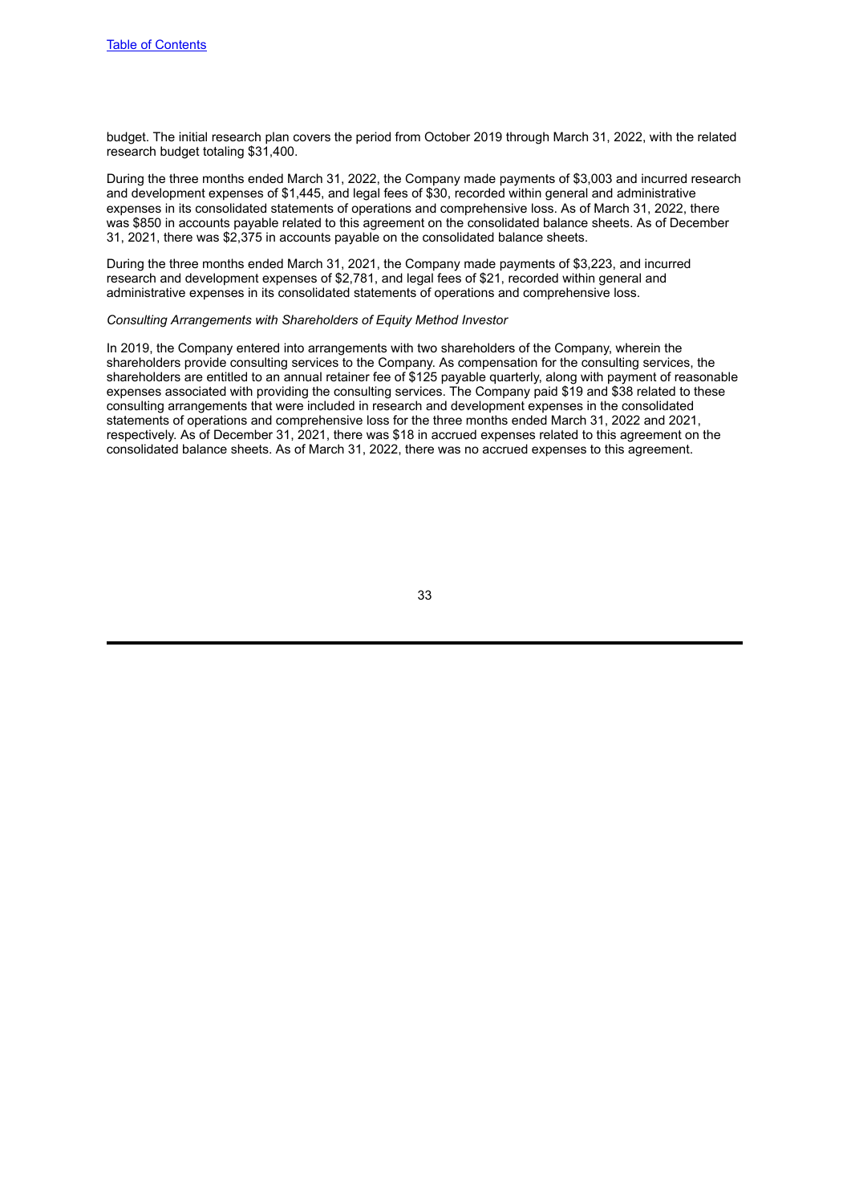budget. The initial research plan covers the period from October 2019 through March 31, 2022, with the related research budget totaling $31,400.

During the three months ended March 31, 2022, the Company made payments of $3,003 and incurred research and development expenses of $1,445, and legal fees of $30, recorded within general and administrative expenses in its consolidated statements of operations and comprehensive loss. As of March 31, 2022, there was $850 in accounts payable related to this agreement on the consolidated balance sheets. As of December 31, 2021, there was $2,375 in accounts payable on the consolidated balance sheets.

During the three months ended March 31, 2021, the Company made payments of $3,223, and incurred research and development expenses of $2,781, and legal fees of $21, recorded within general and administrative expenses in its consolidated statements of operations and comprehensive loss.

*Consulting Arrangements with Shareholders of Equity Method Investor*

In 2019, the Company entered into arrangements with two shareholders of the Company, wherein the shareholders provide consulting services to the Company. As compensation for the consulting services, the shareholders are entitled to an annual retainer fee of $125 payable quarterly, along with payment of reasonable expenses associated with providing the consulting services. The Company paid $19 and $38 related to these consulting arrangements that were included in research and development expenses in the consolidated statements of operations and comprehensive loss for the three months ended March 31, 2022 and 2021, respectively. As of December 31, 2021, there was $18 in accrued expenses related to this agreement on the consolidated balance sheets. As of March 31, 2022, there was no accrued expenses to this agreement.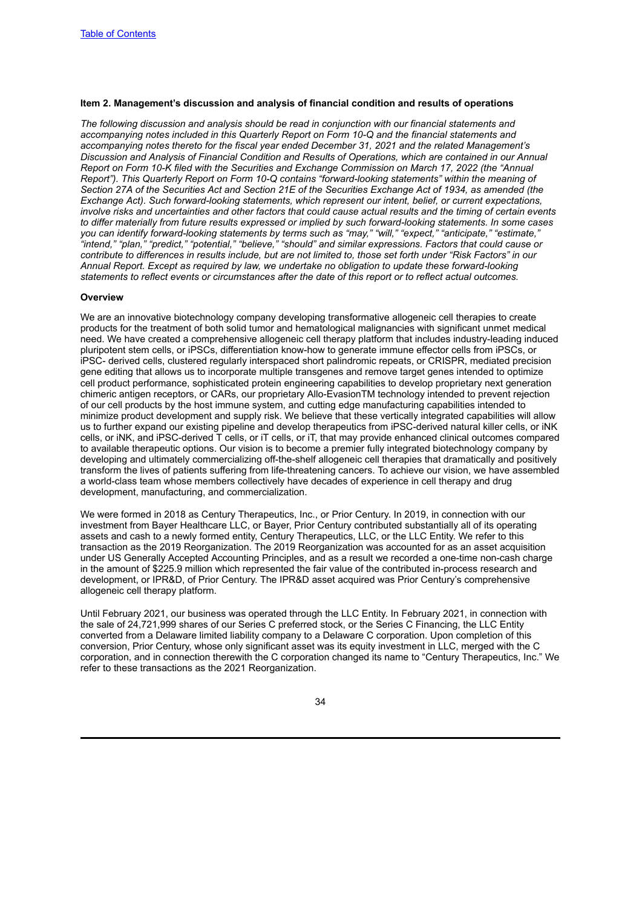**Item 2. Management's discussion and analysis of financial condition and results of operations**

*The following discussion and analysis should be read in conjunction with our financial statements and accompanying notes included in this Quarterly Report on Form 10-Q and the financial statements and accompanying notes thereto for the fiscal year ended December 31, 2021 and the related Management's Discussion and Analysis of Financial Condition and Results of Operations, which are contained in our Annual Report on Form 10-K filed with the Securities and Exchange Commission on March 17, 2022 (the "Annual Report"). This Quarterly Report on Form 10-Q contains "forward-looking statements" within the meaning of Section 27A of the Securities Act and Section 21E of the Securities Exchange Act of 1934, as amended (the Exchange Act). Such forward-looking statements, which represent our intent, belief, or current expectations, involve risks and uncertainties and other factors that could cause actual results and the timing of certain events to differ materially from future results expressed or implied by such forward-looking statements. In some cases you can identify forward-looking statements by terms such as "may," "will," "expect," "anticipate," "estimate," "intend," "plan," "predict," "potential," "believe," "should" and similar expressions. Factors that could cause or contribute to differences in results include, but are not limited to, those set forth under "Risk Factors" in our Annual Report. Except as required by law, we undertake no obligation to update these forward-looking statements to reflect events or circumstances after the date of this report or to reflect actual outcomes.*

**Overview**

We are an innovative biotechnology company developing transformative allogeneic cell therapies to create products for the treatment of both solid tumor and hematological malignancies with significant unmet medical need. We have created a comprehensive allogeneic cell therapy platform that includes industry-leading induced pluripotent stem cells, or iPSCs, differentiation know-how to generate immune effector cells from iPSCs, or iPSC- derived cells, clustered regularly interspaced short palindromic repeats, or CRISPR, mediated precision gene editing that allows us to incorporate multiple transgenes and remove target genes intended to optimize cell product performance, sophisticated protein engineering capabilities to develop proprietary next generation chimeric antigen receptors, or CARs, our proprietary Allo-EvasionTM technology intended to prevent rejection of our cell products by the host immune system, and cutting edge manufacturing capabilities intended to minimize product development and supply risk. We believe that these vertically integrated capabilities will allow us to further expand our existing pipeline and develop therapeutics from iPSC-derived natural killer cells, or iNK cells, or iNK, and iPSC-derived T cells, or iT cells, or iT, that may provide enhanced clinical outcomes compared to available therapeutic options. Our vision is to become a premier fully integrated biotechnology company by developing and ultimately commercializing off-the-shelf allogeneic cell therapies that dramatically and positively transform the lives of patients suffering from life-threatening cancers. To achieve our vision, we have assembled a world-class team whose members collectively have decades of experience in cell therapy and drug development, manufacturing, and commercialization.

We were formed in 2018 as Century Therapeutics, Inc., or Prior Century. In 2019, in connection with our investment from Bayer Healthcare LLC, or Bayer, Prior Century contributed substantially all of its operating assets and cash to a newly formed entity, Century Therapeutics, LLC, or the LLC Entity. We refer to this transaction as the 2019 Reorganization. The 2019 Reorganization was accounted for as an asset acquisition under US Generally Accepted Accounting Principles, and as a result we recorded a one-time non-cash charge in the amount of $225.9 million which represented the fair value of the contributed in-process research and development, or IPR&D, of Prior Century. The IPR&D asset acquired was Prior Century's comprehensive allogeneic cell therapy platform.

Until February 2021, our business was operated through the LLC Entity. In February 2021, in connection with the sale of 24,721,999 shares of our Series C preferred stock, or the Series C Financing, the LLC Entity converted from a Delaware limited liability company to a Delaware C corporation. Upon completion of this conversion, Prior Century, whose only significant asset was its equity investment in LLC, merged with the C corporation, and in connection therewith the C corporation changed its name to "Century Therapeutics, Inc." We refer to these transactions as the 2021 Reorganization.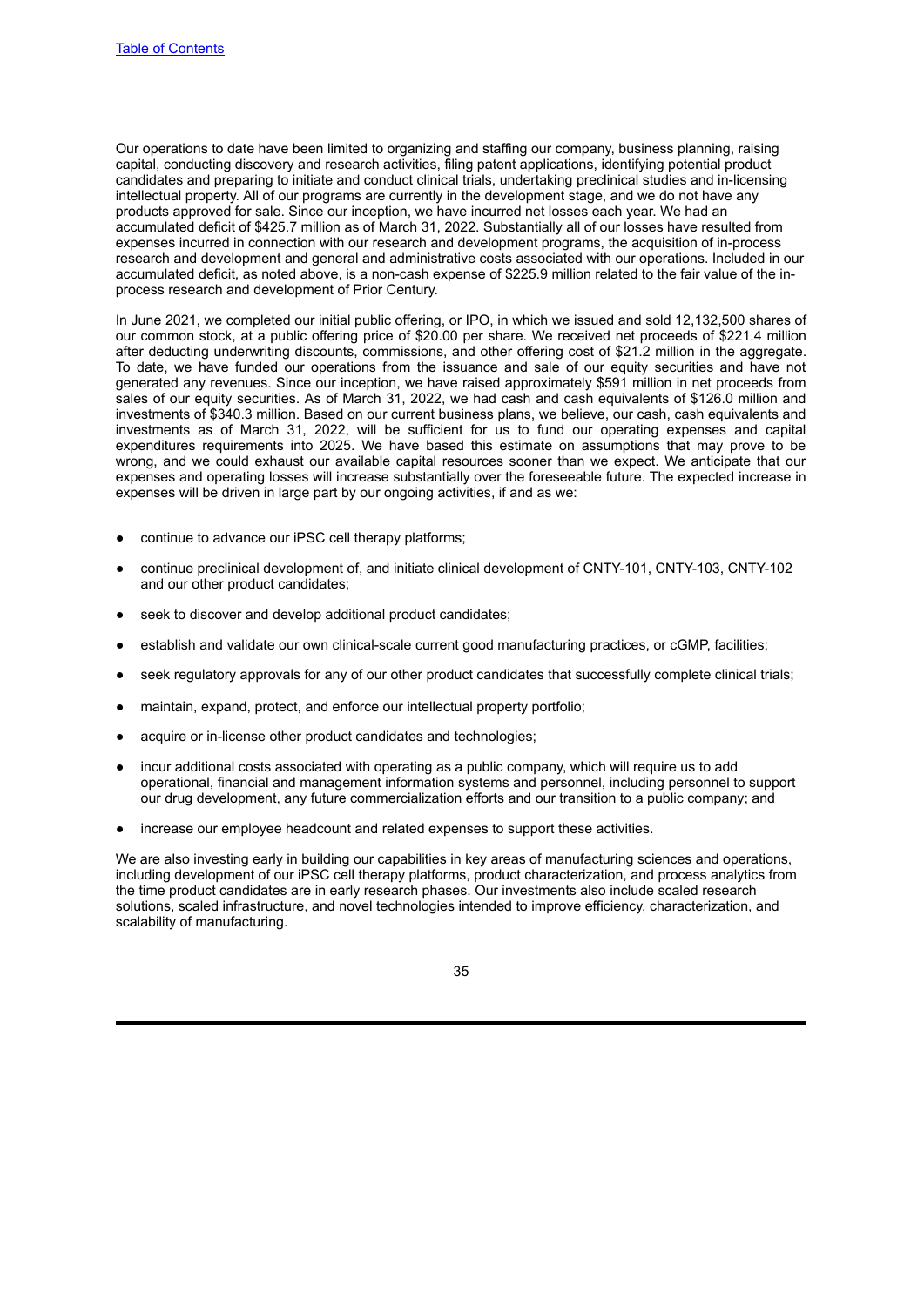Our operations to date have been limited to organizing and staffing our company, business planning, raising capital, conducting discovery and research activities, filing patent applications, identifying potential product candidates and preparing to initiate and conduct clinical trials, undertaking preclinical studies and in-licensing intellectual property. All of our programs are currently in the development stage, and we do not have any products approved for sale. Since our inception, we have incurred net losses each year. We had an accumulated deficit of $425.7 million as of March 31, 2022. Substantially all of our losses have resulted from expenses incurred in connection with our research and development programs, the acquisition of in-process research and development and general and administrative costs associated with our operations. Included in our accumulated deficit, as noted above, is a non-cash expense of $225.9 million related to the fair value of the in-process research and development of Prior Century.

In June 2021, we completed our initial public offering, or IPO, in which we issued and sold 12,132,500 shares of our common stock, at a public offering price of $20.00 per share. We received net proceeds of $221.4 million after deducting underwriting discounts, commissions, and other offering cost of $21.2 million in the aggregate. To date, we have funded our operations from the issuance and sale of our equity securities and have not generated any revenues. Since our inception, we have raised approximately $591 million in net proceeds from sales of our equity securities. As of March 31, 2022, we had cash and cash equivalents of $126.0 million and investments of $340.3 million. Based on our current business plans, we believe, our cash, cash equivalents and investments as of March 31, 2022, will be sufficient for us to fund our operating expenses and capital expenditures requirements into 2025. We have based this estimate on assumptions that may prove to be wrong, and we could exhaust our available capital resources sooner than we expect. We anticipate that our expenses and operating losses will increase substantially over the foreseeable future. The expected increase in expenses will be driven in large part by our ongoing activities, if and as we:

- continue to advance our iPSC cell therapy platforms;
- continue preclinical development of, and initiate clinical development of CNTY-101, CNTY-103, CNTY-102 and our other product candidates;
- seek to discover and develop additional product candidates;
- establish and validate our own clinical-scale current good manufacturing practices, or cGMP, facilities;
- seek regulatory approvals for any of our other product candidates that successfully complete clinical trials;
- maintain, expand, protect, and enforce our intellectual property portfolio;
- acquire or in-license other product candidates and technologies;
- incur additional costs associated with operating as a public company, which will require us to add operational, financial and management information systems and personnel, including personnel to support our drug development, any future commercialization efforts and our transition to a public company; and
- increase our employee headcount and related expenses to support these activities.

We are also investing early in building our capabilities in key areas of manufacturing sciences and operations, including development of our iPSC cell therapy platforms, product characterization, and process analytics from the time product candidates are in early research phases. Our investments also include scaled research solutions, scaled infrastructure, and novel technologies intended to improve efficiency, characterization, and scalability of manufacturing.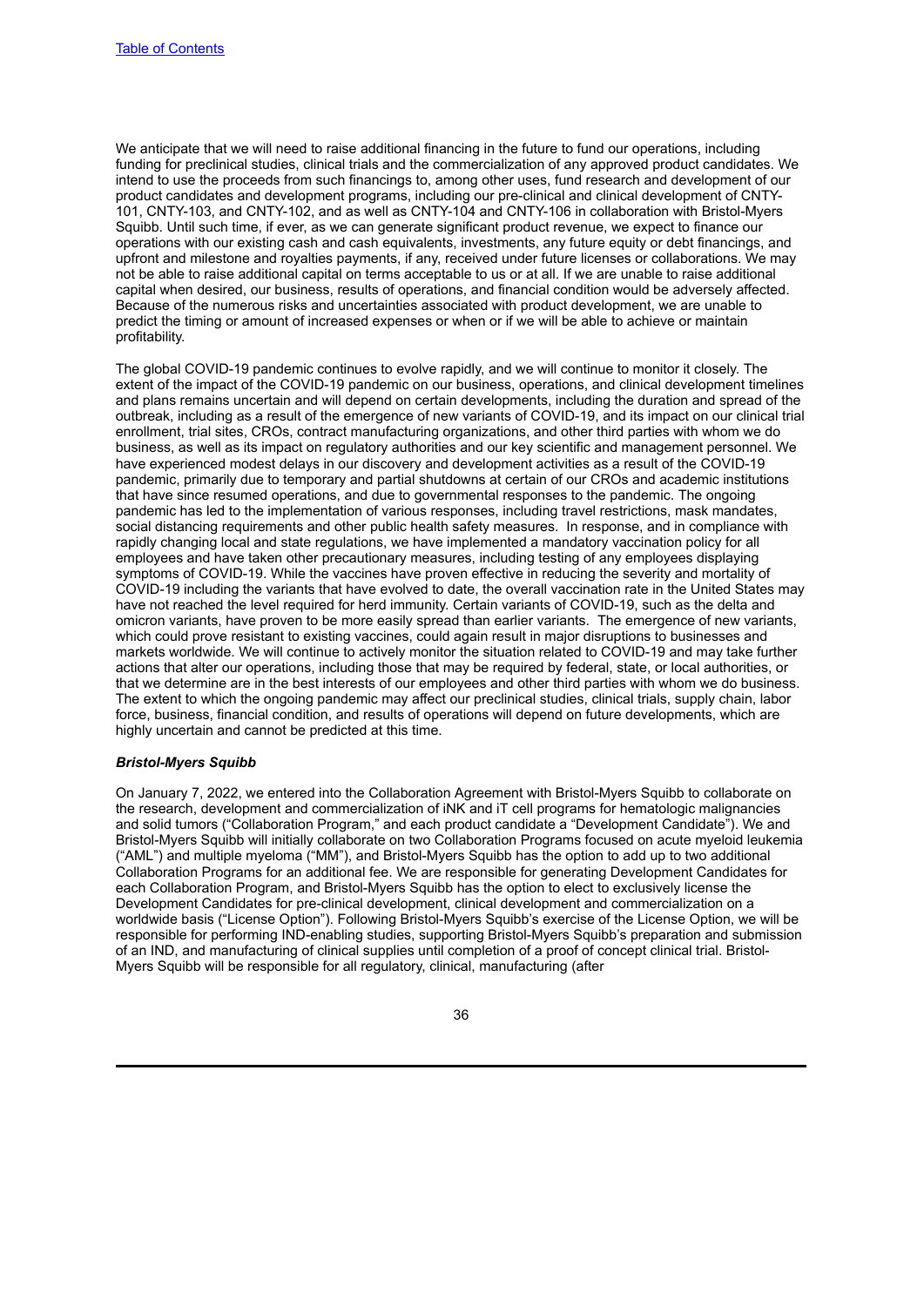We anticipate that we will need to raise additional financing in the future to fund our operations, including funding for preclinical studies, clinical trials and the commercialization of any approved product candidates. We intend to use the proceeds from such financings to, among other uses, fund research and development of our product candidates and development programs, including our pre-clinical and clinical development of CNTY-101, CNTY-103, and CNTY-102, and as well as CNTY-104 and CNTY-106 in collaboration with Bristol-Myers Squibb. Until such time, if ever, as we can generate significant product revenue, we expect to finance our operations with our existing cash and cash equivalents, investments, any future equity or debt financings, and upfront and milestone and royalties payments, if any, received under future licenses or collaborations. We may not be able to raise additional capital on terms acceptable to us or at all. If we are unable to raise additional capital when desired, our business, results of operations, and financial condition would be adversely affected. Because of the numerous risks and uncertainties associated with product development, we are unable to predict the timing or amount of increased expenses or when or if we will be able to achieve or maintain profitability.

The global COVID-19 pandemic continues to evolve rapidly, and we will continue to monitor it closely. The extent of the impact of the COVID-19 pandemic on our business, operations, and clinical development timelines and plans remains uncertain and will depend on certain developments, including the duration and spread of the outbreak, including as a result of the emergence of new variants of COVID-19, and its impact on our clinical trial enrollment, trial sites, CROs, contract manufacturing organizations, and other third parties with whom we do business, as well as its impact on regulatory authorities and our key scientific and management personnel. We have experienced modest delays in our discovery and development activities as a result of the COVID-19 pandemic, primarily due to temporary and partial shutdowns at certain of our CROs and academic institutions that have since resumed operations, and due to governmental responses to the pandemic. The ongoing pandemic has led to the implementation of various responses, including travel restrictions, mask mandates, social distancing requirements and other public health safety measures. In response, and in compliance with rapidly changing local and state regulations, we have implemented a mandatory vaccination policy for all employees and have taken other precautionary measures, including testing of any employees displaying symptoms of COVID-19. While the vaccines have proven effective in reducing the severity and mortality of COVID-19 including the variants that have evolved to date, the overall vaccination rate in the United States may have not reached the level required for herd immunity. Certain variants of COVID-19, such as the delta and omicron variants, have proven to be more easily spread than earlier variants. The emergence of new variants, which could prove resistant to existing vaccines, could again result in major disruptions to businesses and markets worldwide. We will continue to actively monitor the situation related to COVID-19 and may take further actions that alter our operations, including those that may be required by federal, state, or local authorities, or that we determine are in the best interests of our employees and other third parties with whom we do business. The extent to which the ongoing pandemic may affect our preclinical studies, clinical trials, supply chain, labor force, business, financial condition, and results of operations will depend on future developments, which are highly uncertain and cannot be predicted at this time.

***Bristol-Myers Squibb***

On January 7, 2022, we entered into the Collaboration Agreement with Bristol-Myers Squibb to collaborate on the research, development and commercialization of iNK and iT cell programs for hematologic malignancies and solid tumors ("Collaboration Program," and each product candidate a "Development Candidate"). We and Bristol-Myers Squibb will initially collaborate on two Collaboration Programs focused on acute myeloid leukemia ("AML") and multiple myeloma ("MM"), and Bristol-Myers Squibb has the option to add up to two additional Collaboration Programs for an additional fee. We are responsible for generating Development Candidates for each Collaboration Program, and Bristol-Myers Squibb has the option to elect to exclusively license the Development Candidates for pre-clinical development, clinical development and commercialization on a worldwide basis ("License Option"). Following Bristol-Myers Squibb's exercise of the License Option, we will be responsible for performing IND-enabling studies, supporting Bristol-Myers Squibb's preparation and submission of an IND, and manufacturing of clinical supplies until completion of a proof of concept clinical trial. Bristol-Myers Squibb will be responsible for all regulatory, clinical, manufacturing (after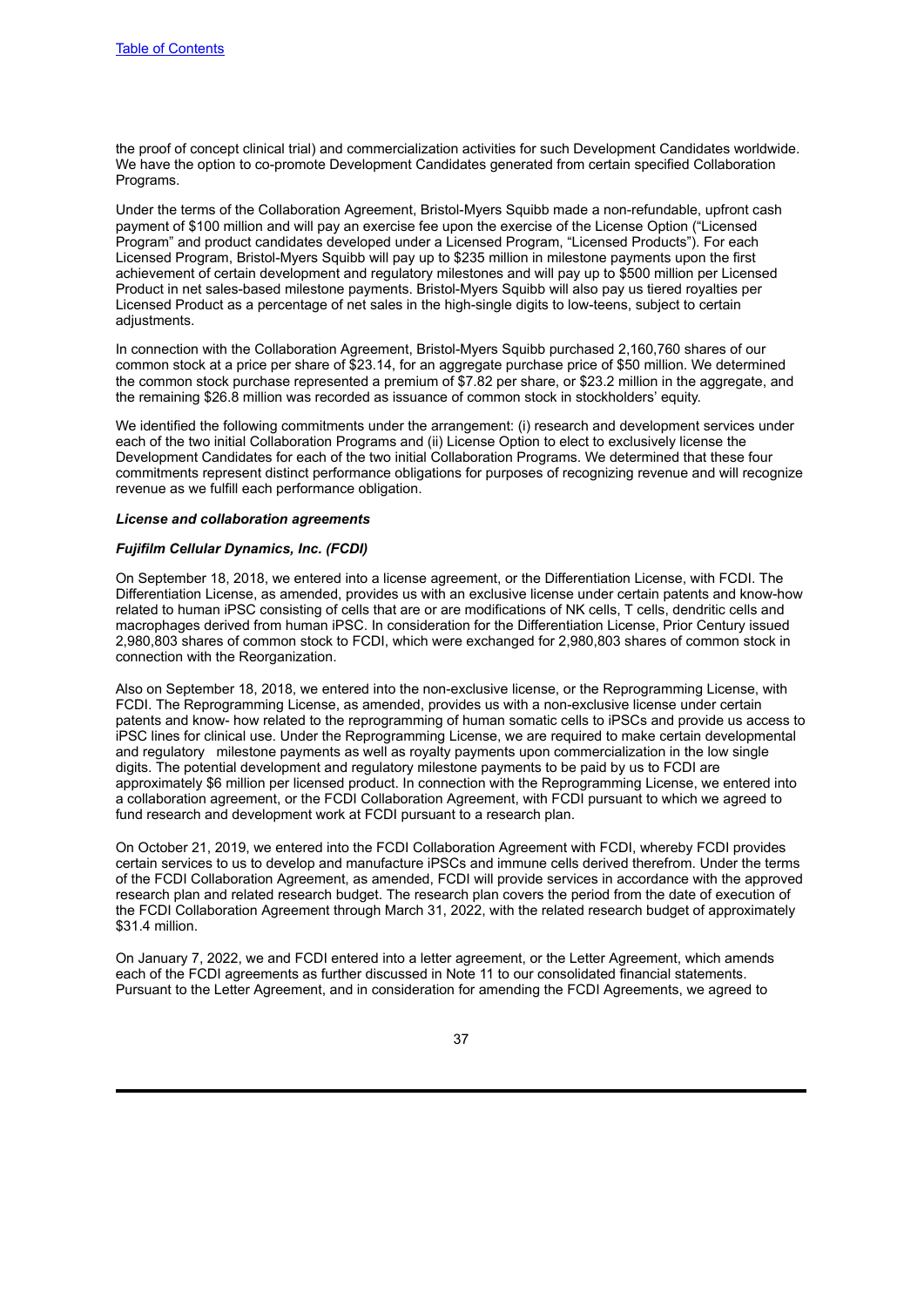the proof of concept clinical trial) and commercialization activities for such Development Candidates worldwide. We have the option to co-promote Development Candidates generated from certain specified Collaboration Programs.

Under the terms of the Collaboration Agreement, Bristol-Myers Squibb made a non-refundable, upfront cash payment of $100 million and will pay an exercise fee upon the exercise of the License Option ("Licensed Program" and product candidates developed under a Licensed Program, "Licensed Products"). For each Licensed Program, Bristol-Myers Squibb will pay up to $235 million in milestone payments upon the first achievement of certain development and regulatory milestones and will pay up to $500 million per Licensed Product in net sales-based milestone payments. Bristol-Myers Squibb will also pay us tiered royalties per Licensed Product as a percentage of net sales in the high-single digits to low-teens, subject to certain adjustments.

In connection with the Collaboration Agreement, Bristol-Myers Squibb purchased 2,160,760 shares of our common stock at a price per share of $23.14, for an aggregate purchase price of $50 million. We determined the common stock purchase represented a premium of $7.82 per share, or $23.2 million in the aggregate, and the remaining $26.8 million was recorded as issuance of common stock in stockholders' equity.

We identified the following commitments under the arrangement: (i) research and development services under each of the two initial Collaboration Programs and (ii) License Option to elect to exclusively license the Development Candidates for each of the two initial Collaboration Programs. We determined that these four commitments represent distinct performance obligations for purposes of recognizing revenue and will recognize revenue as we fulfill each performance obligation.

***License and collaboration agreements***

***Fujifilm Cellular Dynamics, Inc. (FCDI)***

On September 18, 2018, we entered into a license agreement, or the Differentiation License, with FCDI. The Differentiation License, as amended, provides us with an exclusive license under certain patents and know-how related to human iPSC consisting of cells that are or are modifications of NK cells, T cells, dendritic cells and macrophages derived from human iPSC. In consideration for the Differentiation License, Prior Century issued 2,980,803 shares of common stock to FCDI, which were exchanged for 2,980,803 shares of common stock in connection with the Reorganization.

Also on September 18, 2018, we entered into the non-exclusive license, or the Reprogramming License, with FCDI. The Reprogramming License, as amended, provides us with a non-exclusive license under certain patents and know- how related to the reprogramming of human somatic cells to iPSCs and provide us access to iPSC lines for clinical use. Under the Reprogramming License, we are required to make certain developmental and regulatory milestone payments as well as royalty payments upon commercialization in the low single digits. The potential development and regulatory milestone payments to be paid by us to FCDI are approximately $6 million per licensed product. In connection with the Reprogramming License, we entered into a collaboration agreement, or the FCDI Collaboration Agreement, with FCDI pursuant to which we agreed to fund research and development work at FCDI pursuant to a research plan.

On October 21, 2019, we entered into the FCDI Collaboration Agreement with FCDI, whereby FCDI provides certain services to us to develop and manufacture iPSCs and immune cells derived therefrom. Under the terms of the FCDI Collaboration Agreement, as amended, FCDI will provide services in accordance with the approved research plan and related research budget. The research plan covers the period from the date of execution of the FCDI Collaboration Agreement through March 31, 2022, with the related research budget of approximately $31.4 million.

On January 7, 2022, we and FCDI entered into a letter agreement, or the Letter Agreement, which amends each of the FCDI agreements as further discussed in Note 11 to our consolidated financial statements. Pursuant to the Letter Agreement, and in consideration for amending the FCDI Agreements, we agreed to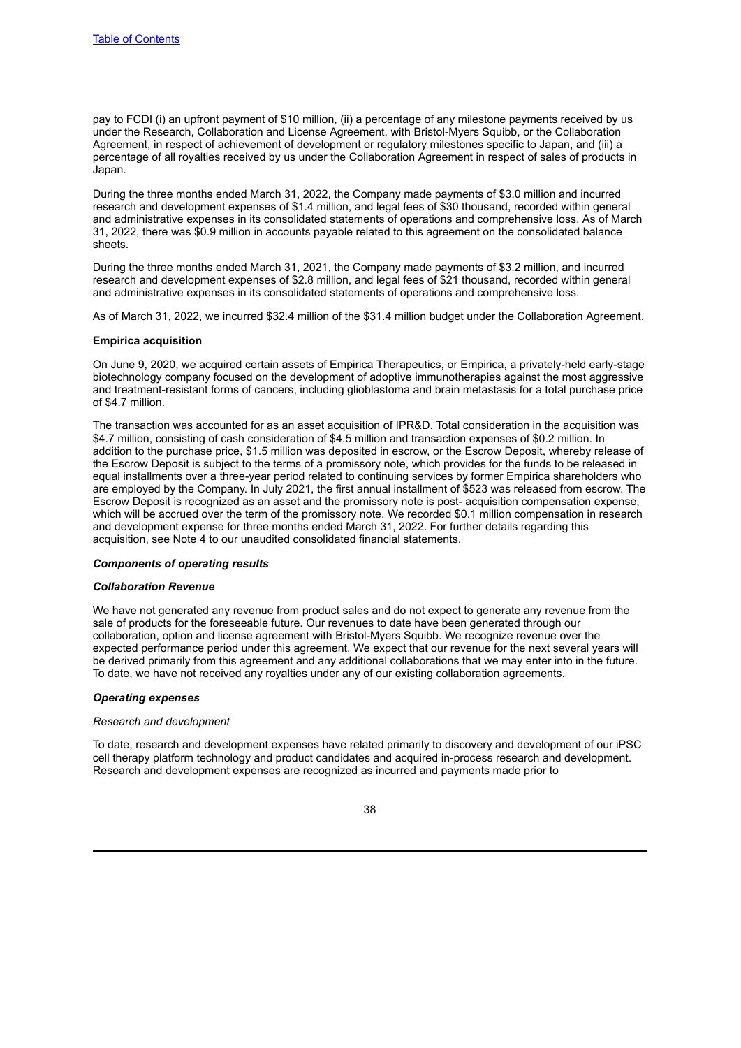pay to FCDI (i) an upfront payment of $10 million, (ii) a percentage of any milestone payments received by us under the Research, Collaboration and License Agreement, with Bristol-Myers Squibb, or the Collaboration Agreement, in respect of achievement of development or regulatory milestones specific to Japan, and (iii) a percentage of all royalties received by us under the Collaboration Agreement in respect of sales of products in Japan.

During the three months ended March 31, 2022, the Company made payments of $3.0 million and incurred research and development expenses of $1.4 million, and legal fees of $30 thousand, recorded within general and administrative expenses in its consolidated statements of operations and comprehensive loss. As of March 31, 2022, there was $0.9 million in accounts payable related to this agreement on the consolidated balance sheets.

During the three months ended March 31, 2021, the Company made payments of $3.2 million, and incurred research and development expenses of $2.8 million, and legal fees of $21 thousand, recorded within general and administrative expenses in its consolidated statements of operations and comprehensive loss.

As of March 31, 2022, we incurred $32.4 million of the $31.4 million budget under the Collaboration Agreement.

**Empirica acquisition**

On June 9, 2020, we acquired certain assets of Empirica Therapeutics, or Empirica, a privately-held early-stage biotechnology company focused on the development of adoptive immunotherapies against the most aggressive and treatment-resistant forms of cancers, including glioblastoma and brain metastasis for a total purchase price of $4.7 million.

The transaction was accounted for as an asset acquisition of IPR&D. Total consideration in the acquisition was $4.7 million, consisting of cash consideration of $4.5 million and transaction expenses of $0.2 million. In addition to the purchase price, $1.5 million was deposited in escrow, or the Escrow Deposit, whereby release of the Escrow Deposit is subject to the terms of a promissory note, which provides for the funds to be released in equal installments over a three-year period related to continuing services by former Empirica shareholders who are employed by the Company. In July 2021, the first annual installment of $523 was released from escrow. The Escrow Deposit is recognized as an asset and the promissory note is post- acquisition compensation expense, which will be accrued over the term of the promissory note. We recorded $0.1 million compensation in research and development expense for three months ended March 31, 2022. For further details regarding this acquisition, see Note 4 to our unaudited consolidated financial statements.

***Components of operating results***

***Collaboration Revenue***

We have not generated any revenue from product sales and do not expect to generate any revenue from the sale of products for the foreseeable future. Our revenues to date have been generated through our collaboration, option and license agreement with Bristol-Myers Squibb. We recognize revenue over the expected performance period under this agreement. We expect that our revenue for the next several years will be derived primarily from this agreement and any additional collaborations that we may enter into in the future. To date, we have not received any royalties under any of our existing collaboration agreements.

***Operating expenses***

*Research and development*

To date, research and development expenses have related primarily to discovery and development of our iPSC cell therapy platform technology and product candidates and acquired in-process research and development. Research and development expenses are recognized as incurred and payments made prior to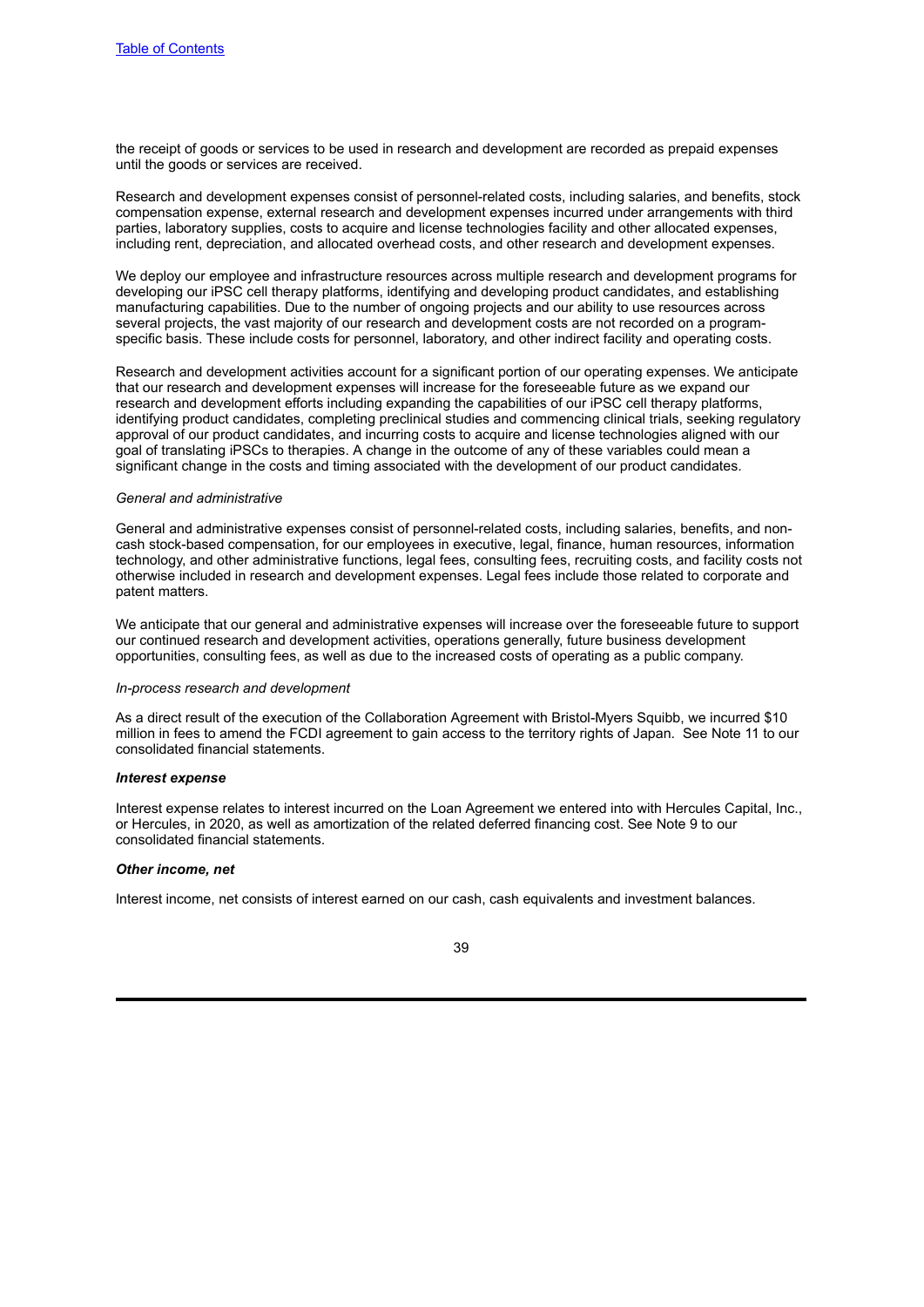the receipt of goods or services to be used in research and development are recorded as prepaid expenses until the goods or services are received.

Research and development expenses consist of personnel-related costs, including salaries, and benefits, stock compensation expense, external research and development expenses incurred under arrangements with third parties, laboratory supplies, costs to acquire and license technologies facility and other allocated expenses, including rent, depreciation, and allocated overhead costs, and other research and development expenses.

We deploy our employee and infrastructure resources across multiple research and development programs for developing our iPSC cell therapy platforms, identifying and developing product candidates, and establishing manufacturing capabilities. Due to the number of ongoing projects and our ability to use resources across several projects, the vast majority of our research and development costs are not recorded on a program-specific basis. These include costs for personnel, laboratory, and other indirect facility and operating costs.

Research and development activities account for a significant portion of our operating expenses. We anticipate that our research and development expenses will increase for the foreseeable future as we expand our research and development efforts including expanding the capabilities of our iPSC cell therapy platforms, identifying product candidates, completing preclinical studies and commencing clinical trials, seeking regulatory approval of our product candidates, and incurring costs to acquire and license technologies aligned with our goal of translating iPSCs to therapies. A change in the outcome of any of these variables could mean a significant change in the costs and timing associated with the development of our product candidates.

*General and administrative*

General and administrative expenses consist of personnel-related costs, including salaries, benefits, and non-cash stock-based compensation, for our employees in executive, legal, finance, human resources, information technology, and other administrative functions, legal fees, consulting fees, recruiting costs, and facility costs not otherwise included in research and development expenses. Legal fees include those related to corporate and patent matters.

We anticipate that our general and administrative expenses will increase over the foreseeable future to support our continued research and development activities, operations generally, future business development opportunities, consulting fees, as well as due to the increased costs of operating as a public company.

*In-process research and development*

As a direct result of the execution of the Collaboration Agreement with Bristol-Myers Squibb, we incurred $10 million in fees to amend the FCDI agreement to gain access to the territory rights of Japan. See Note 11 to our consolidated financial statements.

***Interest expense***

Interest expense relates to interest incurred on the Loan Agreement we entered into with Hercules Capital, Inc., or Hercules, in 2020, as well as amortization of the related deferred financing cost. See Note 9 to our consolidated financial statements.

***Other income, net***

Interest income, net consists of interest earned on our cash, cash equivalents and investment balances.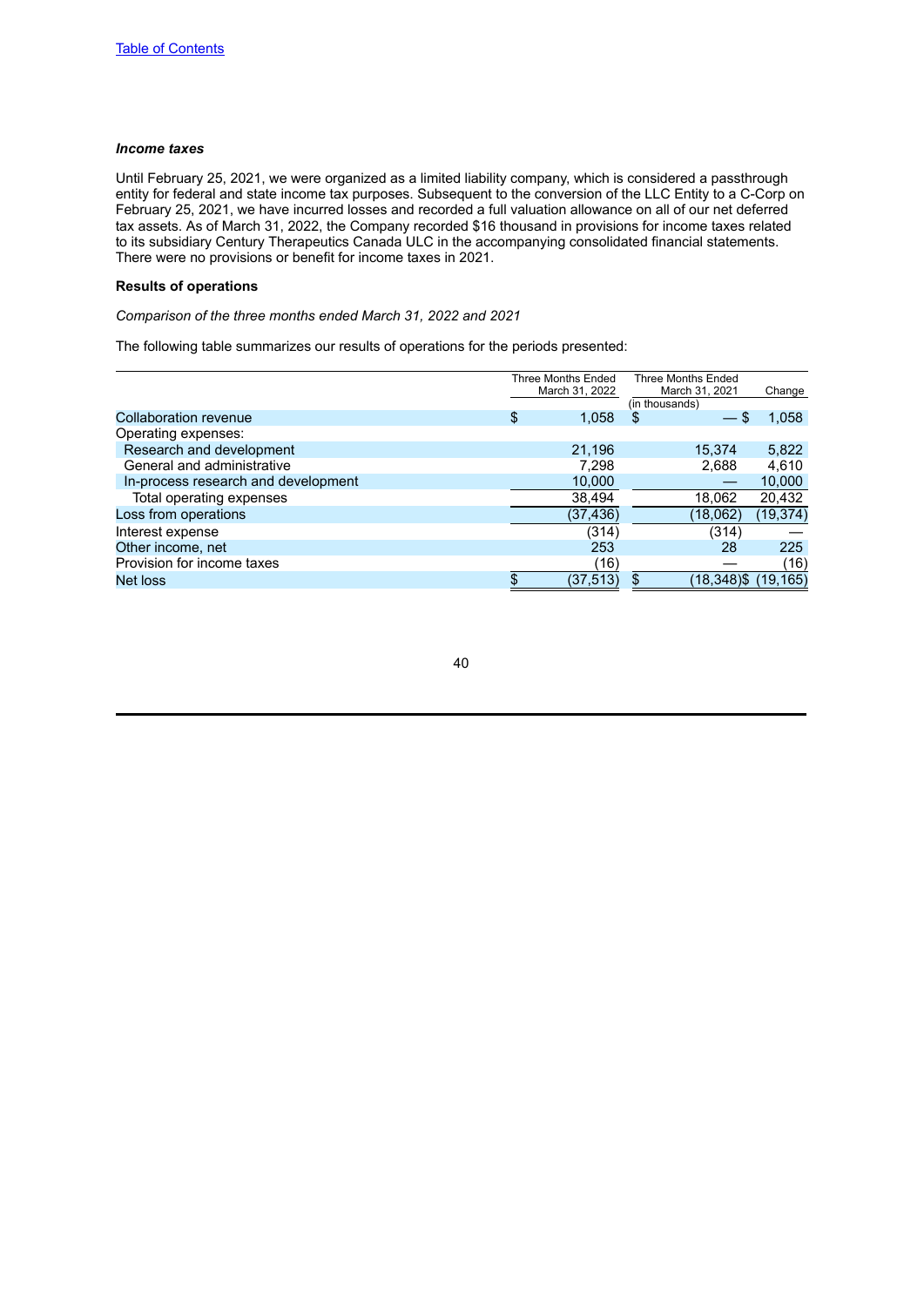[Table of Contents](#)

### *Income taxes*

Until February 25, 2021, we were organized as a limited liability company, which is considered a passthrough entity for federal and state income tax purposes. Subsequent to the conversion of the LLC Entity to a C-Corp on February 25, 2021, we have incurred losses and recorded a full valuation allowance on all of our net deferred tax assets. As of March 31, 2022, the Company recorded $16 thousand in provisions for income taxes related to its subsidiary Century Therapeutics Canada ULC in the accompanying consolidated financial statements. There were no provisions or benefit for income taxes in 2021.

### **Results of operations**

*Comparison of the three months ended March 31, 2022 and 2021*

The following table summarizes our results of operations for the periods presented:

| | Three Months Ended March 31, 2022 | Three Months Ended March 31, 2021 | Change |
|---|---|---|---|
| | (in thousands) | | |
| Collaboration revenue | $ 1,058 | $ — | $ 1,058 |
| Operating expenses: | | | |
| Research and development | 21,196 | 15,374 | 5,822 |
| General and administrative | 7,298 | 2,688 | 4,610 |
| In-process research and development | 10,000 | — | 10,000 |
| Total operating expenses | 38,494 | 18,062 | 20,432 |
| Loss from operations | (37,436) | (18,062) | (19,374) |
| Interest expense | (314) | (314) | — |
| Other income, net | 253 | 28 | 225 |
| Provision for income taxes | (16) | — | (16) |
| Net loss | $ (37,513) | $ (18,348) | $ (19,165) |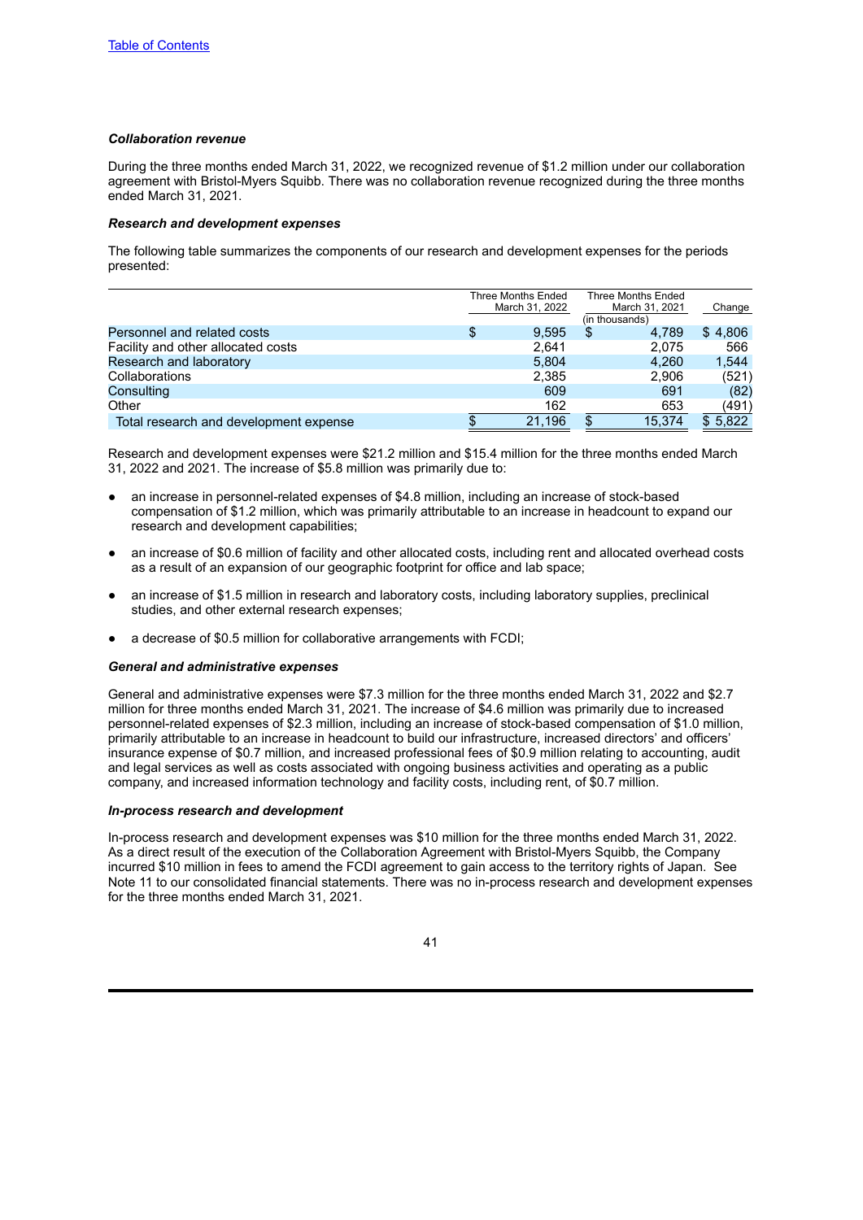[Table of Contents](#)

***Collaboration revenue***

During the three months ended March 31, 2022, we recognized revenue of $1.2 million under our collaboration agreement with Bristol-Myers Squibb. There was no collaboration revenue recognized during the three months ended March 31, 2021.

***Research and development expenses***

The following table summarizes the components of our research and development expenses for the periods presented:

| | Three Months Ended March 31, 2022 | Three Months Ended March 31, 2021 | Change |
|---|---|---|---|
| | | (in thousands) | |
| Personnel and related costs | $ 9,595 | $ 4,789 | $ 4,806 |
| Facility and other allocated costs | 2,641 | 2,075 | 566 |
| Research and laboratory | 5,804 | 4,260 | 1,544 |
| Collaborations | 2,385 | 2,906 | (521) |
| Consulting | 609 | 691 | (82) |
| Other | 162 | 653 | (491) |
| Total research and development expense | $ 21,196 | $ 15,374 | $ 5,822 |

Research and development expenses were $21.2 million and $15.4 million for the three months ended March 31, 2022 and 2021. The increase of $5.8 million was primarily due to:

- an increase in personnel-related expenses of $4.8 million, including an increase of stock-based compensation of $1.2 million, which was primarily attributable to an increase in headcount to expand our research and development capabilities;
- an increase of $0.6 million of facility and other allocated costs, including rent and allocated overhead costs as a result of an expansion of our geographic footprint for office and lab space;
- an increase of $1.5 million in research and laboratory costs, including laboratory supplies, preclinical studies, and other external research expenses;
- a decrease of $0.5 million for collaborative arrangements with FCDI;

***General and administrative expenses***

General and administrative expenses were $7.3 million for the three months ended March 31, 2022 and $2.7 million for three months ended March 31, 2021. The increase of $4.6 million was primarily due to increased personnel-related expenses of $2.3 million, including an increase of stock-based compensation of $1.0 million, primarily attributable to an increase in headcount to build our infrastructure, increased directors' and officers' insurance expense of $0.7 million, and increased professional fees of $0.9 million relating to accounting, audit and legal services as well as costs associated with ongoing business activities and operating as a public company, and increased information technology and facility costs, including rent, of $0.7 million.

***In-process research and development***

In-process research and development expenses was $10 million for the three months ended March 31, 2022. As a direct result of the execution of the Collaboration Agreement with Bristol-Myers Squibb, the Company incurred $10 million in fees to amend the FCDI agreement to gain access to the territory rights of Japan. See Note 11 to our consolidated financial statements. There was no in-process research and development expenses for the three months ended March 31, 2021.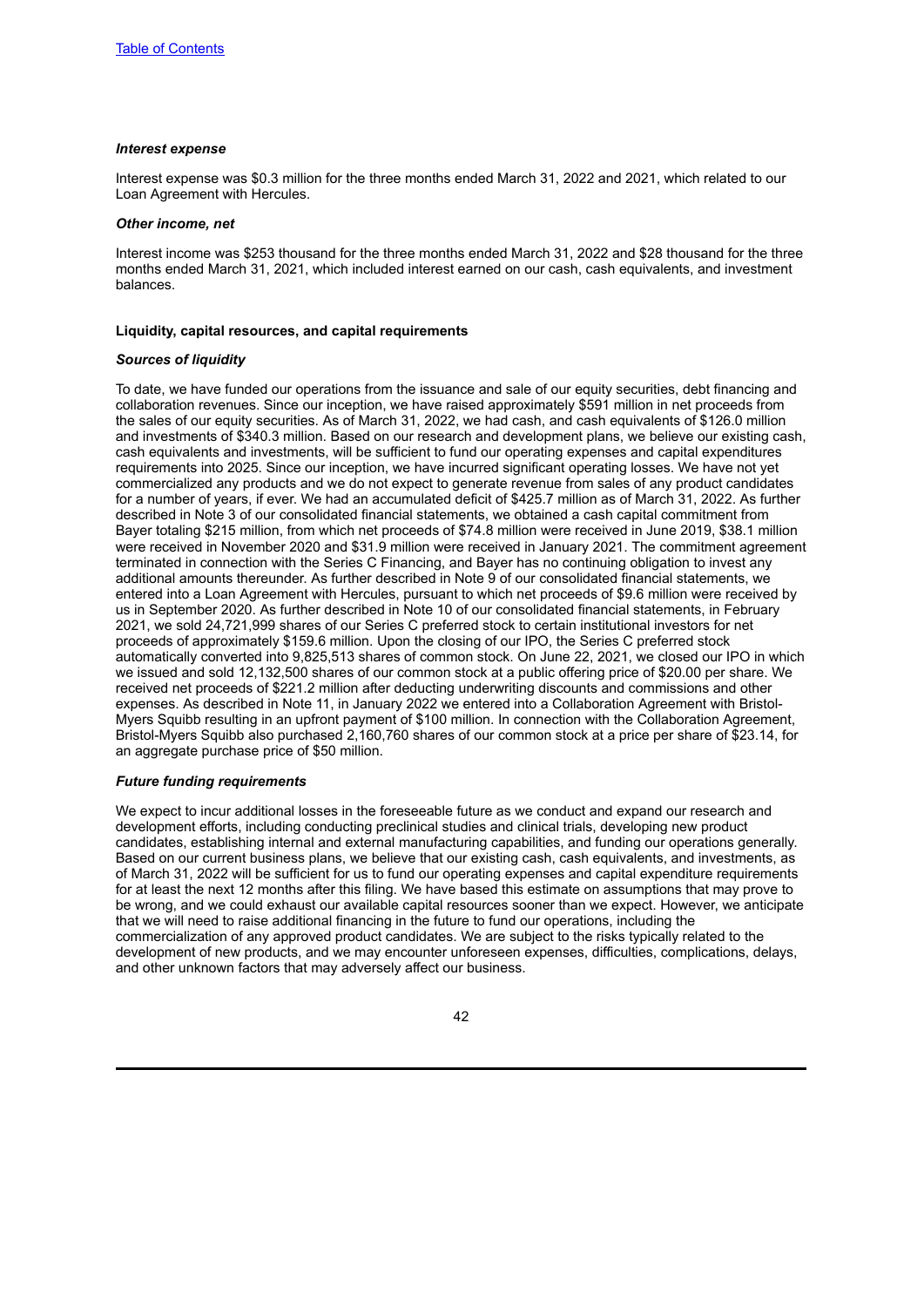*Interest expense*

Interest expense was $0.3 million for the three months ended March 31, 2022 and 2021, which related to our Loan Agreement with Hercules.

*Other income, net*

Interest income was $253 thousand for the three months ended March 31, 2022 and $28 thousand for the three months ended March 31, 2021, which included interest earned on our cash, cash equivalents, and investment balances.

**Liquidity, capital resources, and capital requirements**

***Sources of liquidity***

To date, we have funded our operations from the issuance and sale of our equity securities, debt financing and collaboration revenues. Since our inception, we have raised approximately $591 million in net proceeds from the sales of our equity securities. As of March 31, 2022, we had cash, and cash equivalents of $126.0 million and investments of $340.3 million. Based on our research and development plans, we believe our existing cash, cash equivalents and investments, will be sufficient to fund our operating expenses and capital expenditures requirements into 2025. Since our inception, we have incurred significant operating losses. We have not yet commercialized any products and we do not expect to generate revenue from sales of any product candidates for a number of years, if ever. We had an accumulated deficit of $425.7 million as of March 31, 2022. As further described in Note 3 of our consolidated financial statements, we obtained a cash capital commitment from Bayer totaling $215 million, from which net proceeds of $74.8 million were received in June 2019, $38.1 million were received in November 2020 and $31.9 million were received in January 2021. The commitment agreement terminated in connection with the Series C Financing, and Bayer has no continuing obligation to invest any additional amounts thereunder. As further described in Note 9 of our consolidated financial statements, we entered into a Loan Agreement with Hercules, pursuant to which net proceeds of $9.6 million were received by us in September 2020. As further described in Note 10 of our consolidated financial statements, in February 2021, we sold 24,721,999 shares of our Series C preferred stock to certain institutional investors for net proceeds of approximately $159.6 million. Upon the closing of our IPO, the Series C preferred stock automatically converted into 9,825,513 shares of common stock. On June 22, 2021, we closed our IPO in which we issued and sold 12,132,500 shares of our common stock at a public offering price of $20.00 per share. We received net proceeds of $221.2 million after deducting underwriting discounts and commissions and other expenses. As described in Note 11, in January 2022 we entered into a Collaboration Agreement with Bristol-Myers Squibb resulting in an upfront payment of $100 million. In connection with the Collaboration Agreement, Bristol-Myers Squibb also purchased 2,160,760 shares of our common stock at a price per share of $23.14, for an aggregate purchase price of $50 million.

***Future funding requirements***

We expect to incur additional losses in the foreseeable future as we conduct and expand our research and development efforts, including conducting preclinical studies and clinical trials, developing new product candidates, establishing internal and external manufacturing capabilities, and funding our operations generally. Based on our current business plans, we believe that our existing cash, cash equivalents, and investments, as of March 31, 2022 will be sufficient for us to fund our operating expenses and capital expenditure requirements for at least the next 12 months after this filing. We have based this estimate on assumptions that may prove to be wrong, and we could exhaust our available capital resources sooner than we expect. However, we anticipate that we will need to raise additional financing in the future to fund our operations, including the commercialization of any approved product candidates. We are subject to the risks typically related to the development of new products, and we may encounter unforeseen expenses, difficulties, complications, delays, and other unknown factors that may adversely affect our business.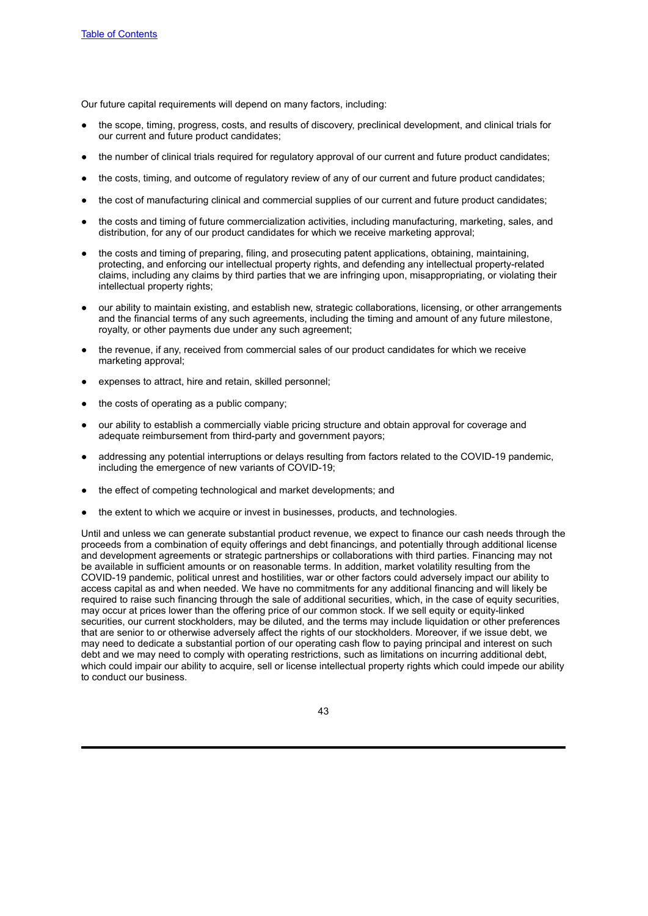Our future capital requirements will depend on many factors, including:

- the scope, timing, progress, costs, and results of discovery, preclinical development, and clinical trials for our current and future product candidates;
- the number of clinical trials required for regulatory approval of our current and future product candidates;
- the costs, timing, and outcome of regulatory review of any of our current and future product candidates;
- the cost of manufacturing clinical and commercial supplies of our current and future product candidates;
- the costs and timing of future commercialization activities, including manufacturing, marketing, sales, and distribution, for any of our product candidates for which we receive marketing approval;
- the costs and timing of preparing, filing, and prosecuting patent applications, obtaining, maintaining, protecting, and enforcing our intellectual property rights, and defending any intellectual property-related claims, including any claims by third parties that we are infringing upon, misappropriating, or violating their intellectual property rights;
- our ability to maintain existing, and establish new, strategic collaborations, licensing, or other arrangements and the financial terms of any such agreements, including the timing and amount of any future milestone, royalty, or other payments due under any such agreement;
- the revenue, if any, received from commercial sales of our product candidates for which we receive marketing approval;
- expenses to attract, hire and retain, skilled personnel;
- the costs of operating as a public company;
- our ability to establish a commercially viable pricing structure and obtain approval for coverage and adequate reimbursement from third-party and government payors;
- addressing any potential interruptions or delays resulting from factors related to the COVID-19 pandemic, including the emergence of new variants of COVID-19;
- the effect of competing technological and market developments; and
- the extent to which we acquire or invest in businesses, products, and technologies.

Until and unless we can generate substantial product revenue, we expect to finance our cash needs through the proceeds from a combination of equity offerings and debt financings, and potentially through additional license and development agreements or strategic partnerships or collaborations with third parties. Financing may not be available in sufficient amounts or on reasonable terms. In addition, market volatility resulting from the COVID-19 pandemic, political unrest and hostilities, war or other factors could adversely impact our ability to access capital as and when needed. We have no commitments for any additional financing and will likely be required to raise such financing through the sale of additional securities, which, in the case of equity securities, may occur at prices lower than the offering price of our common stock. If we sell equity or equity-linked securities, our current stockholders, may be diluted, and the terms may include liquidation or other preferences that are senior to or otherwise adversely affect the rights of our stockholders. Moreover, if we issue debt, we may need to dedicate a substantial portion of our operating cash flow to paying principal and interest on such debt and we may need to comply with operating restrictions, such as limitations on incurring additional debt, which could impair our ability to acquire, sell or license intellectual property rights which could impede our ability to conduct our business.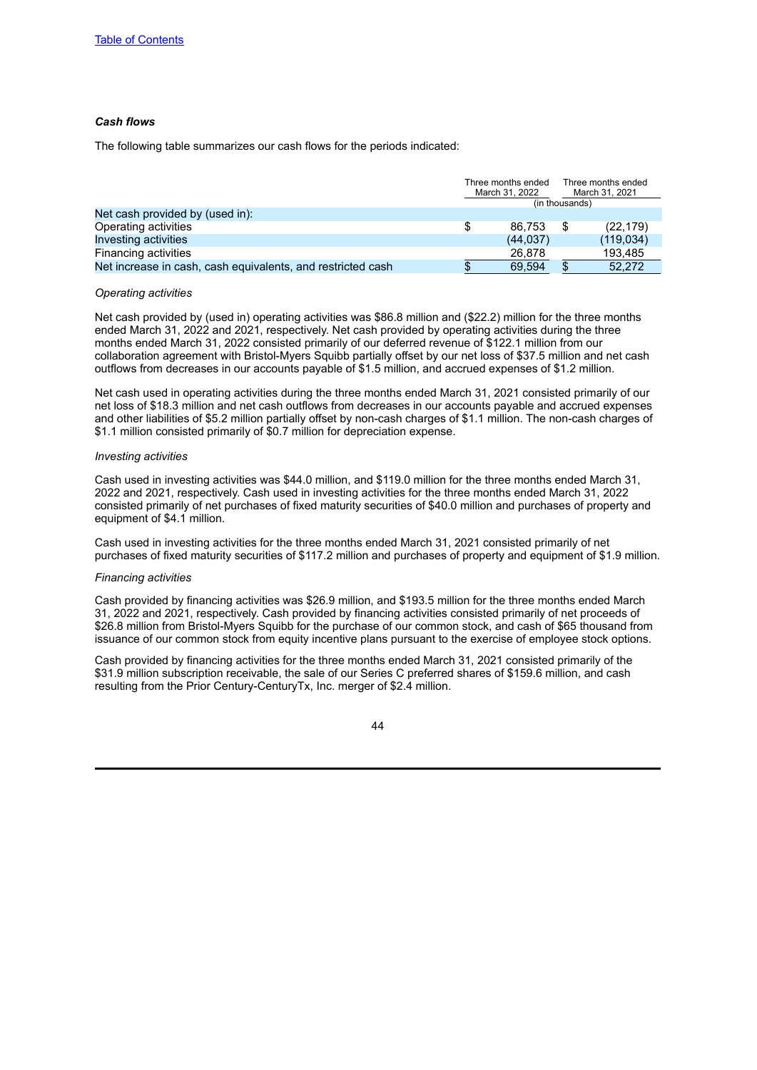[Table of Contents](#)

***Cash flows***

The following table summarizes our cash flows for the periods indicated:

| | Three months ended March 31, 2022 | Three months ended March 31, 2021 |
|---|---|---|
| | (in thousands) | |
| Net cash provided by (used in): | | |
| Operating activities | $ 86,753 | $ (22,179) |
| Investing activities | (44,037) | (119,034) |
| Financing activities | 26,878 | 193,485 |
| Net increase in cash, cash equivalents, and restricted cash | $ 69,594 | $ 52,272 |

*Operating activities*

Net cash provided by (used in) operating activities was $86.8 million and ($22.2) million for the three months ended March 31, 2022 and 2021, respectively. Net cash provided by operating activities during the three months ended March 31, 2022 consisted primarily of our deferred revenue of $122.1 million from our collaboration agreement with Bristol-Myers Squibb partially offset by our net loss of $37.5 million and net cash outflows from decreases in our accounts payable of $1.5 million, and accrued expenses of $1.2 million.

Net cash used in operating activities during the three months ended March 31, 2021 consisted primarily of our net loss of $18.3 million and net cash outflows from decreases in our accounts payable and accrued expenses and other liabilities of $5.2 million partially offset by non-cash charges of $1.1 million. The non-cash charges of $1.1 million consisted primarily of $0.7 million for depreciation expense.

*Investing activities*

Cash used in investing activities was $44.0 million, and $119.0 million for the three months ended March 31, 2022 and 2021, respectively. Cash used in investing activities for the three months ended March 31, 2022 consisted primarily of net purchases of fixed maturity securities of $40.0 million and purchases of property and equipment of $4.1 million.

Cash used in investing activities for the three months ended March 31, 2021 consisted primarily of net purchases of fixed maturity securities of $117.2 million and purchases of property and equipment of $1.9 million.

*Financing activities*

Cash provided by financing activities was $26.9 million, and $193.5 million for the three months ended March 31, 2022 and 2021, respectively. Cash provided by financing activities consisted primarily of net proceeds of $26.8 million from Bristol-Myers Squibb for the purchase of our common stock, and cash of $65 thousand from issuance of our common stock from equity incentive plans pursuant to the exercise of employee stock options.

Cash provided by financing activities for the three months ended March 31, 2021 consisted primarily of the $31.9 million subscription receivable, the sale of our Series C preferred shares of $159.6 million, and cash resulting from the Prior Century-CenturyTx, Inc. merger of $2.4 million.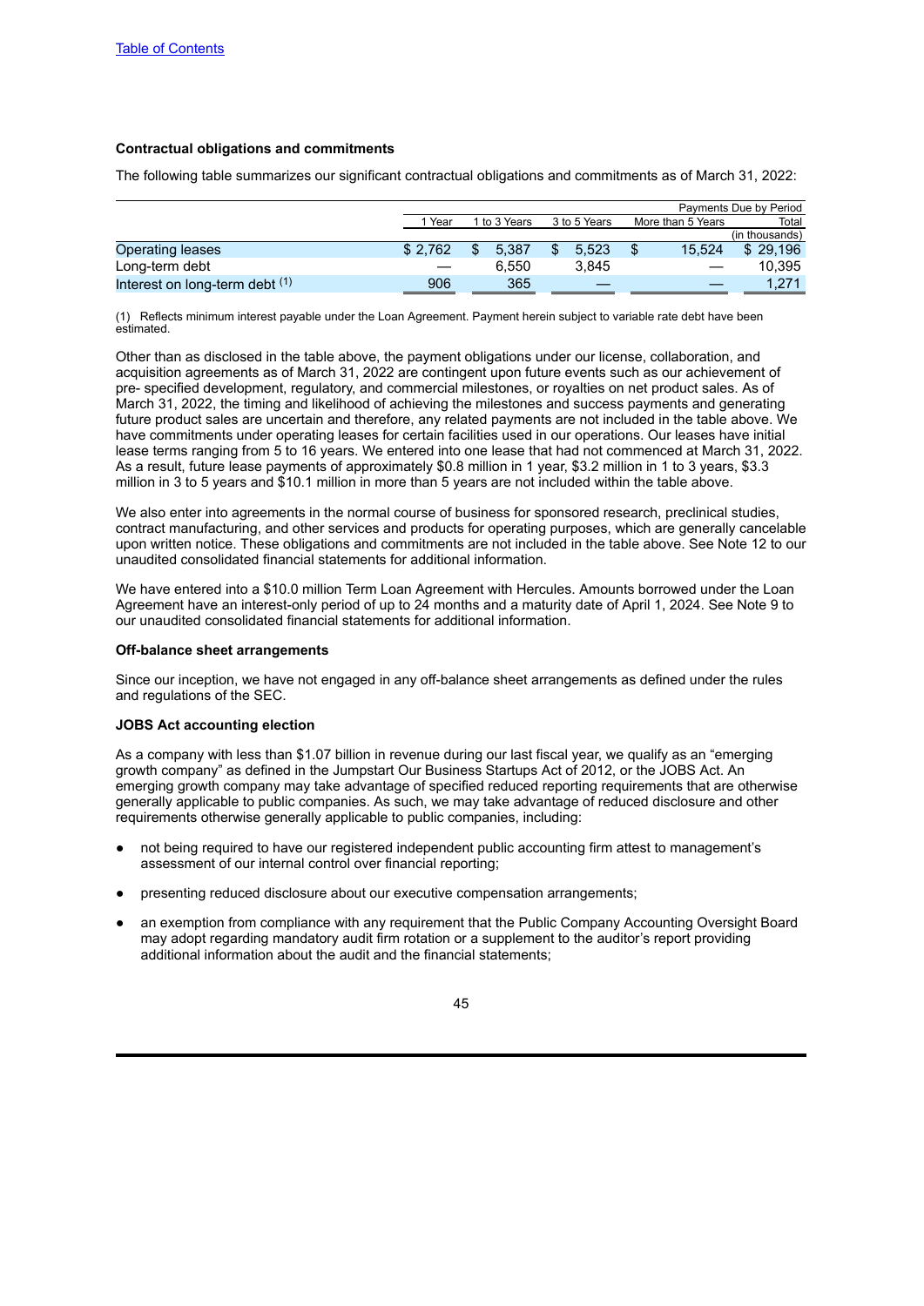**Contractual obligations and commitments**

The following table summarizes our significant contractual obligations and commitments as of March 31, 2022:

| | Payments Due by Period | | | | |
|---|---|---|---|---|---|
| | 1 Year | 1 to 3 Years | 3 to 5 Years | More than 5 Years | Total |
| | | | | | (in thousands) |
| Operating leases | $ 2,762 | $ 5,387 | $ 5,523 | $ 15,524 | $ 29,196 |
| Long-term debt | — | 6,550 | 3,845 | — | 10,395 |
| Interest on long-term debt (1) | 906 | 365 | — | — | 1,271 |

(1) Reflects minimum interest payable under the Loan Agreement. Payment herein subject to variable rate debt have been estimated.

Other than as disclosed in the table above, the payment obligations under our license, collaboration, and acquisition agreements as of March 31, 2022 are contingent upon future events such as our achievement of pre- specified development, regulatory, and commercial milestones, or royalties on net product sales. As of March 31, 2022, the timing and likelihood of achieving the milestones and success payments and generating future product sales are uncertain and therefore, any related payments are not included in the table above. We have commitments under operating leases for certain facilities used in our operations. Our leases have initial lease terms ranging from 5 to 16 years. We entered into one lease that had not commenced at March 31, 2022. As a result, future lease payments of approximately $0.8 million in 1 year, $3.2 million in 1 to 3 years, $3.3 million in 3 to 5 years and $10.1 million in more than 5 years are not included within the table above.

We also enter into agreements in the normal course of business for sponsored research, preclinical studies, contract manufacturing, and other services and products for operating purposes, which are generally cancelable upon written notice. These obligations and commitments are not included in the table above. See Note 12 to our unaudited consolidated financial statements for additional information.

We have entered into a $10.0 million Term Loan Agreement with Hercules. Amounts borrowed under the Loan Agreement have an interest-only period of up to 24 months and a maturity date of April 1, 2024. See Note 9 to our unaudited consolidated financial statements for additional information.

**Off-balance sheet arrangements**

Since our inception, we have not engaged in any off-balance sheet arrangements as defined under the rules and regulations of the SEC.

**JOBS Act accounting election**

As a company with less than $1.07 billion in revenue during our last fiscal year, we qualify as an "emerging growth company" as defined in the Jumpstart Our Business Startups Act of 2012, or the JOBS Act. An emerging growth company may take advantage of specified reduced reporting requirements that are otherwise generally applicable to public companies. As such, we may take advantage of reduced disclosure and other requirements otherwise generally applicable to public companies, including:

- not being required to have our registered independent public accounting firm attest to management's assessment of our internal control over financial reporting;
- presenting reduced disclosure about our executive compensation arrangements;
- an exemption from compliance with any requirement that the Public Company Accounting Oversight Board may adopt regarding mandatory audit firm rotation or a supplement to the auditor's report providing additional information about the audit and the financial statements;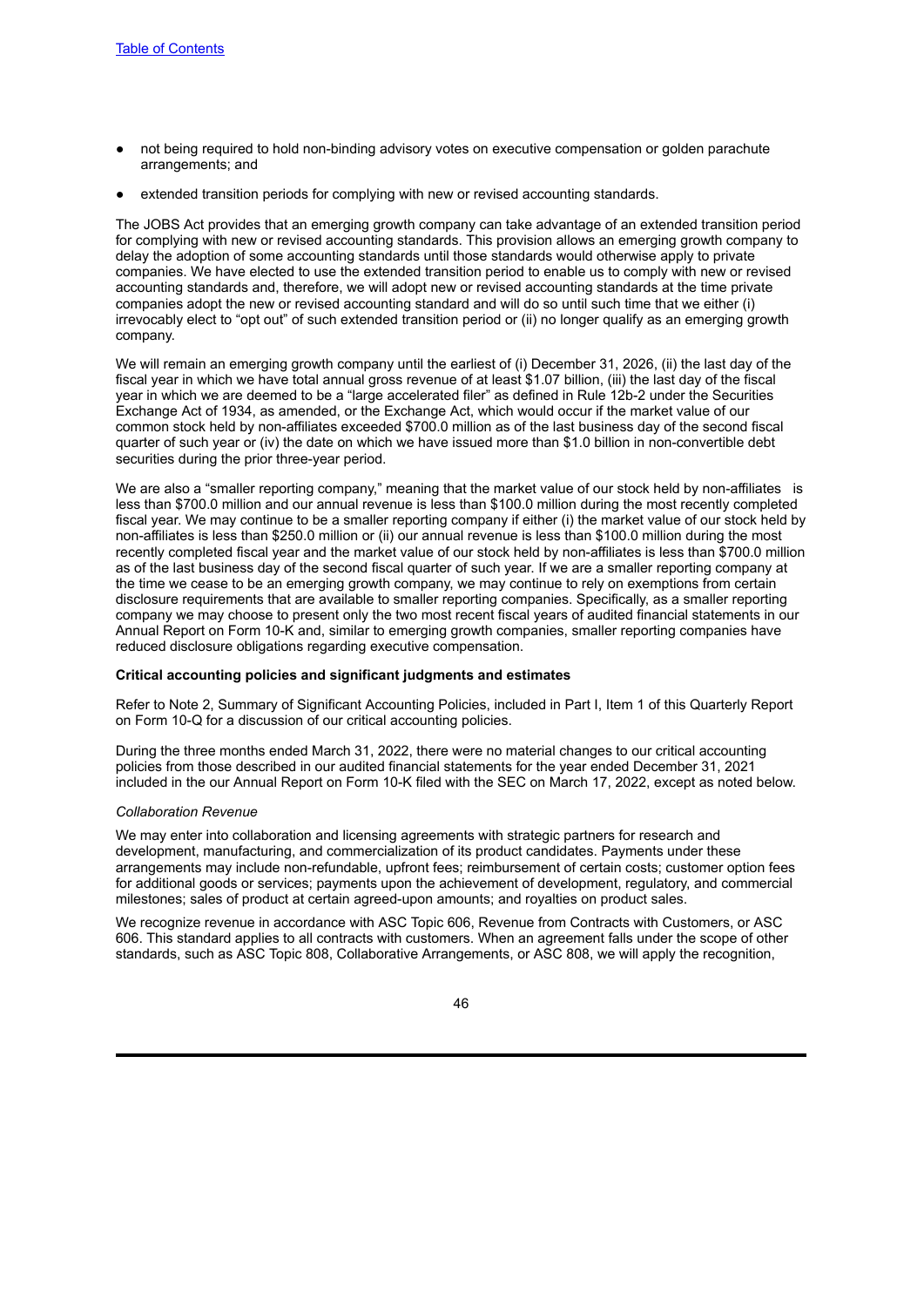- not being required to hold non-binding advisory votes on executive compensation or golden parachute arrangements; and
- extended transition periods for complying with new or revised accounting standards.

The JOBS Act provides that an emerging growth company can take advantage of an extended transition period for complying with new or revised accounting standards. This provision allows an emerging growth company to delay the adoption of some accounting standards until those standards would otherwise apply to private companies. We have elected to use the extended transition period to enable us to comply with new or revised accounting standards and, therefore, we will adopt new or revised accounting standards at the time private companies adopt the new or revised accounting standard and will do so until such time that we either (i) irrevocably elect to "opt out" of such extended transition period or (ii) no longer qualify as an emerging growth company.

We will remain an emerging growth company until the earliest of (i) December 31, 2026, (ii) the last day of the fiscal year in which we have total annual gross revenue of at least $1.07 billion, (iii) the last day of the fiscal year in which we are deemed to be a "large accelerated filer" as defined in Rule 12b-2 under the Securities Exchange Act of 1934, as amended, or the Exchange Act, which would occur if the market value of our common stock held by non-affiliates exceeded $700.0 million as of the last business day of the second fiscal quarter of such year or (iv) the date on which we have issued more than $1.0 billion in non-convertible debt securities during the prior three-year period.

We are also a "smaller reporting company," meaning that the market value of our stock held by non-affiliates is less than $700.0 million and our annual revenue is less than $100.0 million during the most recently completed fiscal year. We may continue to be a smaller reporting company if either (i) the market value of our stock held by non-affiliates is less than $250.0 million or (ii) our annual revenue is less than $100.0 million during the most recently completed fiscal year and the market value of our stock held by non-affiliates is less than $700.0 million as of the last business day of the second fiscal quarter of such year. If we are a smaller reporting company at the time we cease to be an emerging growth company, we may continue to rely on exemptions from certain disclosure requirements that are available to smaller reporting companies. Specifically, as a smaller reporting company we may choose to present only the two most recent fiscal years of audited financial statements in our Annual Report on Form 10-K and, similar to emerging growth companies, smaller reporting companies have reduced disclosure obligations regarding executive compensation.

**Critical accounting policies and significant judgments and estimates**

Refer to Note 2, Summary of Significant Accounting Policies, included in Part I, Item 1 of this Quarterly Report on Form 10-Q for a discussion of our critical accounting policies.

During the three months ended March 31, 2022, there were no material changes to our critical accounting policies from those described in our audited financial statements for the year ended December 31, 2021 included in the our Annual Report on Form 10-K filed with the SEC on March 17, 2022, except as noted below.

*Collaboration Revenue*

We may enter into collaboration and licensing agreements with strategic partners for research and development, manufacturing, and commercialization of its product candidates. Payments under these arrangements may include non-refundable, upfront fees; reimbursement of certain costs; customer option fees for additional goods or services; payments upon the achievement of development, regulatory, and commercial milestones; sales of product at certain agreed-upon amounts; and royalties on product sales.

We recognize revenue in accordance with ASC Topic 606, Revenue from Contracts with Customers, or ASC 606. This standard applies to all contracts with customers. When an agreement falls under the scope of other standards, such as ASC Topic 808, Collaborative Arrangements, or ASC 808, we will apply the recognition,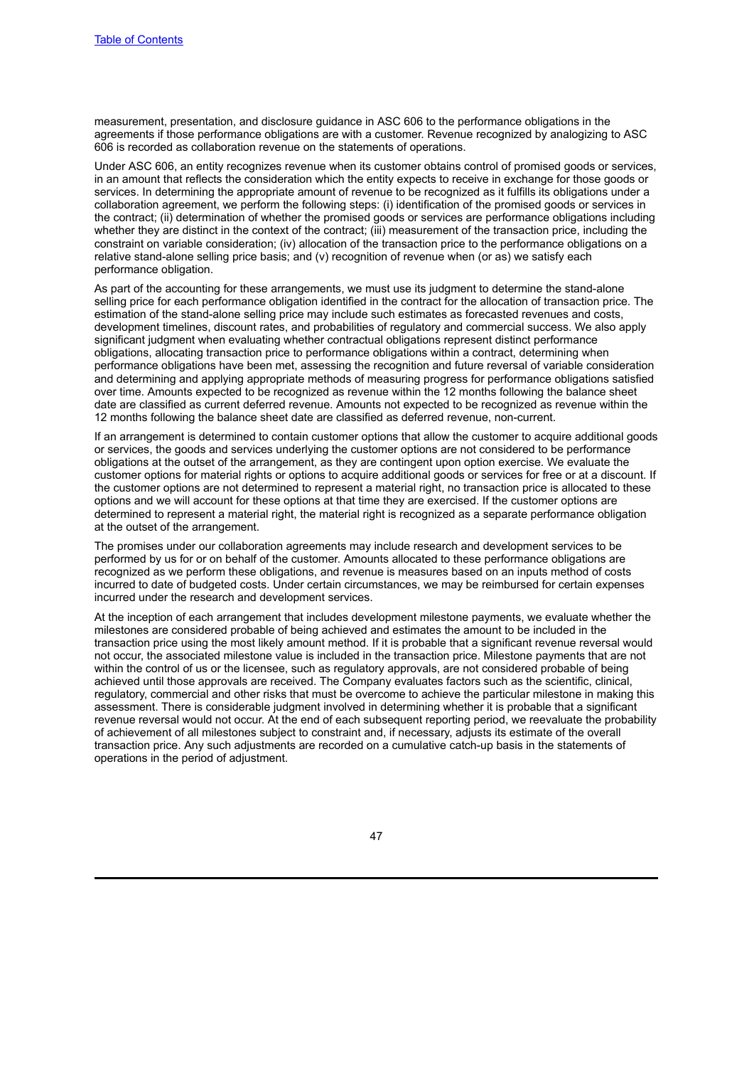measurement, presentation, and disclosure guidance in ASC 606 to the performance obligations in the agreements if those performance obligations are with a customer. Revenue recognized by analogizing to ASC 606 is recorded as collaboration revenue on the statements of operations.

Under ASC 606, an entity recognizes revenue when its customer obtains control of promised goods or services, in an amount that reflects the consideration which the entity expects to receive in exchange for those goods or services. In determining the appropriate amount of revenue to be recognized as it fulfills its obligations under a collaboration agreement, we perform the following steps: (i) identification of the promised goods or services in the contract; (ii) determination of whether the promised goods or services are performance obligations including whether they are distinct in the context of the contract; (iii) measurement of the transaction price, including the constraint on variable consideration; (iv) allocation of the transaction price to the performance obligations on a relative stand-alone selling price basis; and (v) recognition of revenue when (or as) we satisfy each performance obligation.

As part of the accounting for these arrangements, we must use its judgment to determine the stand-alone selling price for each performance obligation identified in the contract for the allocation of transaction price. The estimation of the stand-alone selling price may include such estimates as forecasted revenues and costs, development timelines, discount rates, and probabilities of regulatory and commercial success. We also apply significant judgment when evaluating whether contractual obligations represent distinct performance obligations, allocating transaction price to performance obligations within a contract, determining when performance obligations have been met, assessing the recognition and future reversal of variable consideration and determining and applying appropriate methods of measuring progress for performance obligations satisfied over time. Amounts expected to be recognized as revenue within the 12 months following the balance sheet date are classified as current deferred revenue. Amounts not expected to be recognized as revenue within the 12 months following the balance sheet date are classified as deferred revenue, non-current.

If an arrangement is determined to contain customer options that allow the customer to acquire additional goods or services, the goods and services underlying the customer options are not considered to be performance obligations at the outset of the arrangement, as they are contingent upon option exercise. We evaluate the customer options for material rights or options to acquire additional goods or services for free or at a discount. If the customer options are not determined to represent a material right, no transaction price is allocated to these options and we will account for these options at that time they are exercised. If the customer options are determined to represent a material right, the material right is recognized as a separate performance obligation at the outset of the arrangement.

The promises under our collaboration agreements may include research and development services to be performed by us for or on behalf of the customer. Amounts allocated to these performance obligations are recognized as we perform these obligations, and revenue is measures based on an inputs method of costs incurred to date of budgeted costs. Under certain circumstances, we may be reimbursed for certain expenses incurred under the research and development services.

At the inception of each arrangement that includes development milestone payments, we evaluate whether the milestones are considered probable of being achieved and estimates the amount to be included in the transaction price using the most likely amount method. If it is probable that a significant revenue reversal would not occur, the associated milestone value is included in the transaction price. Milestone payments that are not within the control of us or the licensee, such as regulatory approvals, are not considered probable of being achieved until those approvals are received. The Company evaluates factors such as the scientific, clinical, regulatory, commercial and other risks that must be overcome to achieve the particular milestone in making this assessment. There is considerable judgment involved in determining whether it is probable that a significant revenue reversal would not occur. At the end of each subsequent reporting period, we reevaluate the probability of achievement of all milestones subject to constraint and, if necessary, adjusts its estimate of the overall transaction price. Any such adjustments are recorded on a cumulative catch-up basis in the statements of operations in the period of adjustment.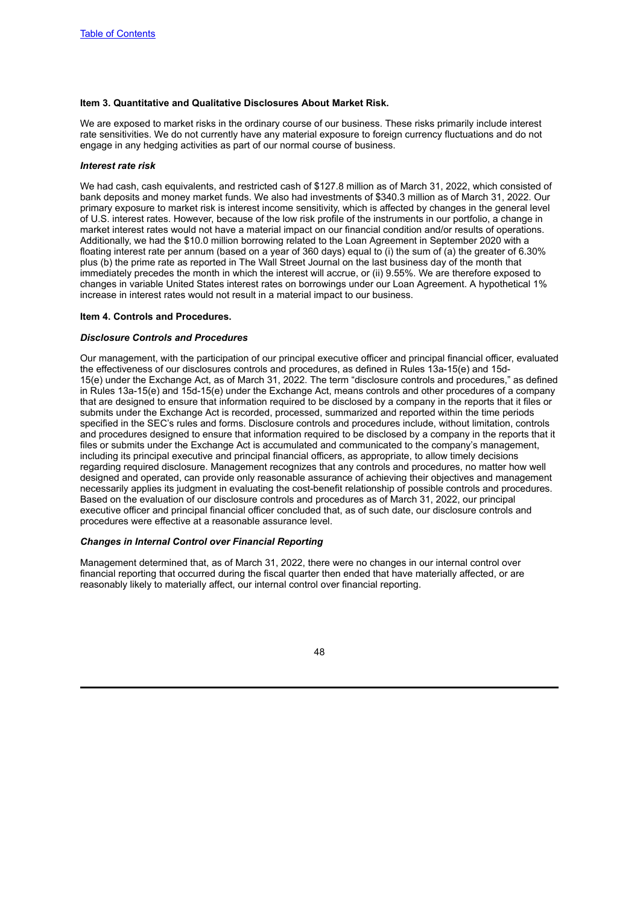**Item 3. Quantitative and Qualitative Disclosures About Market Risk.**

We are exposed to market risks in the ordinary course of our business. These risks primarily include interest rate sensitivities. We do not currently have any material exposure to foreign currency fluctuations and do not engage in any hedging activities as part of our normal course of business.

***Interest rate risk***

We had cash, cash equivalents, and restricted cash of $127.8 million as of March 31, 2022, which consisted of bank deposits and money market funds. We also had investments of $340.3 million as of March 31, 2022. Our primary exposure to market risk is interest income sensitivity, which is affected by changes in the general level of U.S. interest rates. However, because of the low risk profile of the instruments in our portfolio, a change in market interest rates would not have a material impact on our financial condition and/or results of operations. Additionally, we had the $10.0 million borrowing related to the Loan Agreement in September 2020 with a floating interest rate per annum (based on a year of 360 days) equal to (i) the sum of (a) the greater of 6.30% plus (b) the prime rate as reported in The Wall Street Journal on the last business day of the month that immediately precedes the month in which the interest will accrue, or (ii) 9.55%. We are therefore exposed to changes in variable United States interest rates on borrowings under our Loan Agreement. A hypothetical 1% increase in interest rates would not result in a material impact to our business.

**Item 4. Controls and Procedures.**

***Disclosure Controls and Procedures***

Our management, with the participation of our principal executive officer and principal financial officer, evaluated the effectiveness of our disclosures controls and procedures, as defined in Rules 13a-15(e) and 15d-15(e) under the Exchange Act, as of March 31, 2022. The term "disclosure controls and procedures," as defined in Rules 13a-15(e) and 15d-15(e) under the Exchange Act, means controls and other procedures of a company that are designed to ensure that information required to be disclosed by a company in the reports that it files or submits under the Exchange Act is recorded, processed, summarized and reported within the time periods specified in the SEC's rules and forms. Disclosure controls and procedures include, without limitation, controls and procedures designed to ensure that information required to be disclosed by a company in the reports that it files or submits under the Exchange Act is accumulated and communicated to the company's management, including its principal executive and principal financial officers, as appropriate, to allow timely decisions regarding required disclosure. Management recognizes that any controls and procedures, no matter how well designed and operated, can provide only reasonable assurance of achieving their objectives and management necessarily applies its judgment in evaluating the cost-benefit relationship of possible controls and procedures. Based on the evaluation of our disclosure controls and procedures as of March 31, 2022, our principal executive officer and principal financial officer concluded that, as of such date, our disclosure controls and procedures were effective at a reasonable assurance level.

***Changes in Internal Control over Financial Reporting***

Management determined that, as of March 31, 2022, there were no changes in our internal control over financial reporting that occurred during the fiscal quarter then ended that have materially affected, or are reasonably likely to materially affect, our internal control over financial reporting.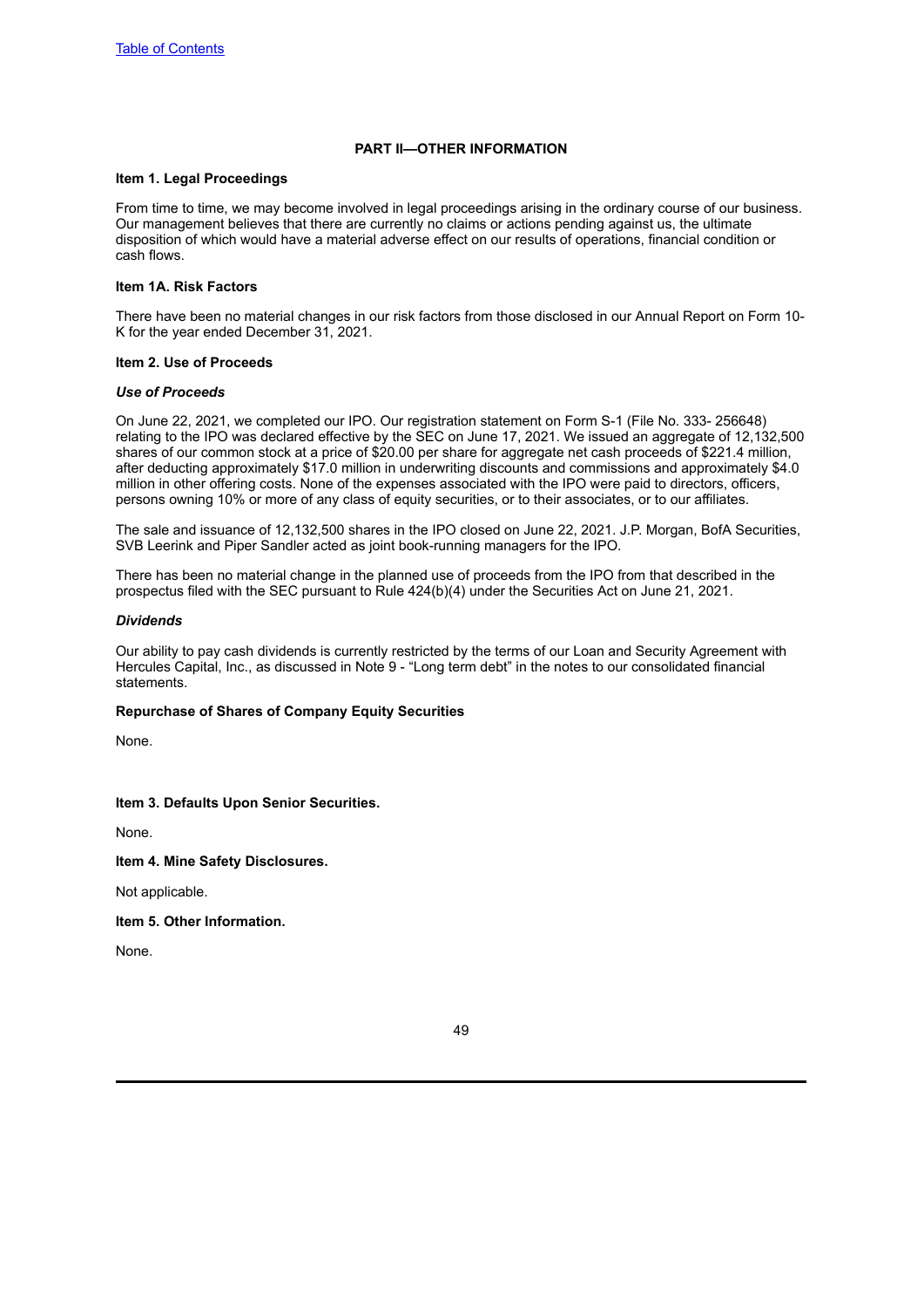[Table of Contents](#)

## PART II—OTHER INFORMATION

### Item 1. Legal Proceedings

From time to time, we may become involved in legal proceedings arising in the ordinary course of our business. Our management believes that there are currently no claims or actions pending against us, the ultimate disposition of which would have a material adverse effect on our results of operations, financial condition or cash flows.

### Item 1A. Risk Factors

There have been no material changes in our risk factors from those disclosed in our Annual Report on Form 10-K for the year ended December 31, 2021.

### Item 2. Use of Proceeds

***Use of Proceeds***

On June 22, 2021, we completed our IPO. Our registration statement on Form S-1 (File No. 333- 256648) relating to the IPO was declared effective by the SEC on June 17, 2021. We issued an aggregate of 12,132,500 shares of our common stock at a price of $20.00 per share for aggregate net cash proceeds of $221.4 million, after deducting approximately $17.0 million in underwriting discounts and commissions and approximately $4.0 million in other offering costs. None of the expenses associated with the IPO were paid to directors, officers, persons owning 10% or more of any class of equity securities, or to their associates, or to our affiliates.

The sale and issuance of 12,132,500 shares in the IPO closed on June 22, 2021. J.P. Morgan, BofA Securities, SVB Leerink and Piper Sandler acted as joint book-running managers for the IPO.

There has been no material change in the planned use of proceeds from the IPO from that described in the prospectus filed with the SEC pursuant to Rule 424(b)(4) under the Securities Act on June 21, 2021.

***Dividends***

Our ability to pay cash dividends is currently restricted by the terms of our Loan and Security Agreement with Hercules Capital, Inc., as discussed in Note 9 - "Long term debt" in the notes to our consolidated financial statements.

### Repurchase of Shares of Company Equity Securities

None.

### Item 3. Defaults Upon Senior Securities.

None.

### Item 4. Mine Safety Disclosures.

Not applicable.

### Item 5. Other Information.

None.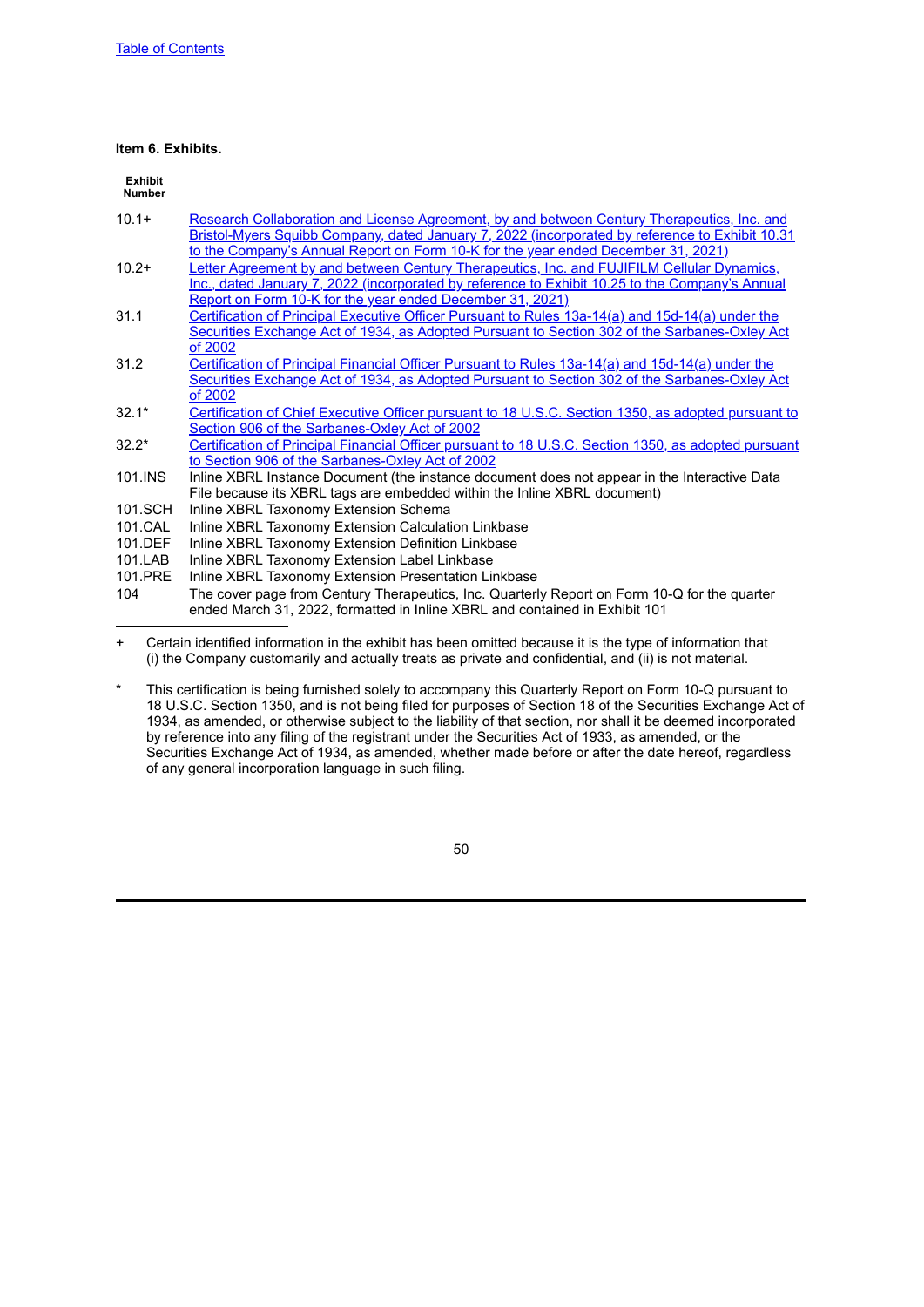**Item 6. Exhibits.**

| Exhibit Number | |
|---|---|
| 10.1+ | Research Collaboration and License Agreement, by and between Century Therapeutics, Inc. and Bristol-Myers Squibb Company, dated January 7, 2022 (incorporated by reference to Exhibit 10.31 to the Company's Annual Report on Form 10-K for the year ended December 31, 2021) |
| 10.2+ | Letter Agreement by and between Century Therapeutics, Inc. and FUJIFILM Cellular Dynamics, Inc., dated January 7, 2022 (incorporated by reference to Exhibit 10.25 to the Company's Annual Report on Form 10-K for the year ended December 31, 2021) |
| 31.1 | Certification of Principal Executive Officer Pursuant to Rules 13a-14(a) and 15d-14(a) under the Securities Exchange Act of 1934, as Adopted Pursuant to Section 302 of the Sarbanes-Oxley Act of 2002 |
| 31.2 | Certification of Principal Financial Officer Pursuant to Rules 13a-14(a) and 15d-14(a) under the Securities Exchange Act of 1934, as Adopted Pursuant to Section 302 of the Sarbanes-Oxley Act of 2002 |
| 32.1* | Certification of Chief Executive Officer pursuant to 18 U.S.C. Section 1350, as adopted pursuant to Section 906 of the Sarbanes-Oxley Act of 2002 |
| 32.2* | Certification of Principal Financial Officer pursuant to 18 U.S.C. Section 1350, as adopted pursuant to Section 906 of the Sarbanes-Oxley Act of 2002 |
| 101.INS | Inline XBRL Instance Document (the instance document does not appear in the Interactive Data File because its XBRL tags are embedded within the Inline XBRL document) |
| 101.SCH | Inline XBRL Taxonomy Extension Schema |
| 101.CAL | Inline XBRL Taxonomy Extension Calculation Linkbase |
| 101.DEF | Inline XBRL Taxonomy Extension Definition Linkbase |
| 101.LAB | Inline XBRL Taxonomy Extension Label Linkbase |
| 101.PRE | Inline XBRL Taxonomy Extension Presentation Linkbase |
| 104 | The cover page from Century Therapeutics, Inc. Quarterly Report on Form 10-Q for the quarter ended March 31, 2022, formatted in Inline XBRL and contained in Exhibit 101 |

+ Certain identified information in the exhibit has been omitted because it is the type of information that (i) the Company customarily and actually treats as private and confidential, and (ii) is not material.

* This certification is being furnished solely to accompany this Quarterly Report on Form 10-Q pursuant to 18 U.S.C. Section 1350, and is not being filed for purposes of Section 18 of the Securities Exchange Act of 1934, as amended, or otherwise subject to the liability of that section, nor shall it be deemed incorporated by reference into any filing of the registrant under the Securities Act of 1933, as amended, or the Securities Exchange Act of 1934, as amended, whether made before or after the date hereof, regardless of any general incorporation language in such filing.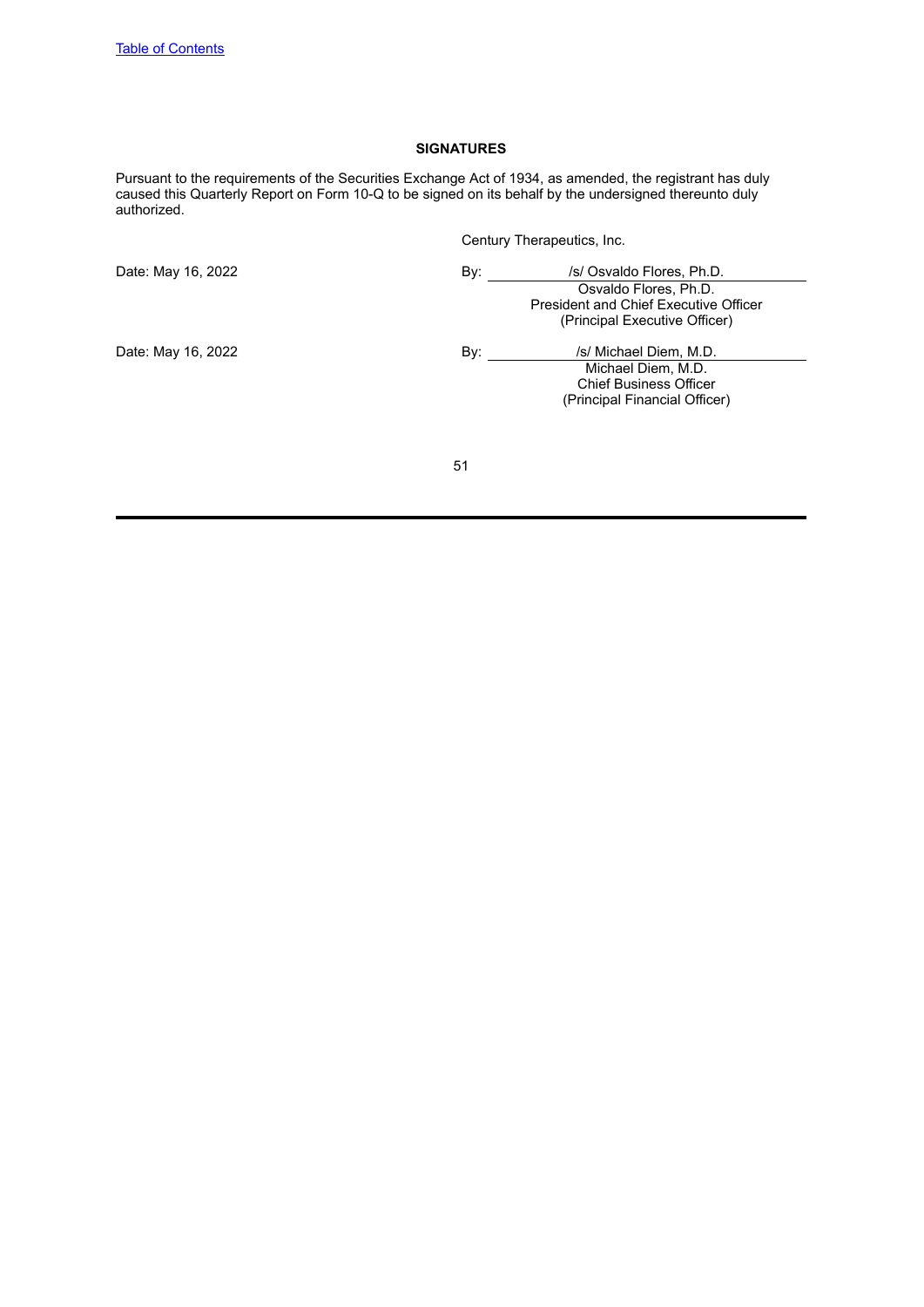**SIGNATURES**

Pursuant to the requirements of the Securities Exchange Act of 1934, as amended, the registrant has duly caused this Quarterly Report on Form 10-Q to be signed on its behalf by the undersigned thereunto duly authorized.

Century Therapeutics, Inc.

| | | |
|---|---|---|
| Date: May 16, 2022 | By: | /s/ Osvaldo Flores, Ph.D. |
| | | Osvaldo Flores, Ph.D.<br>President and Chief Executive Officer<br>(Principal Executive Officer) |
| Date: May 16, 2022 | By: | /s/ Michael Diem, M.D. |
| | | Michael Diem, M.D.<br>Chief Business Officer<br>(Principal Financial Officer) |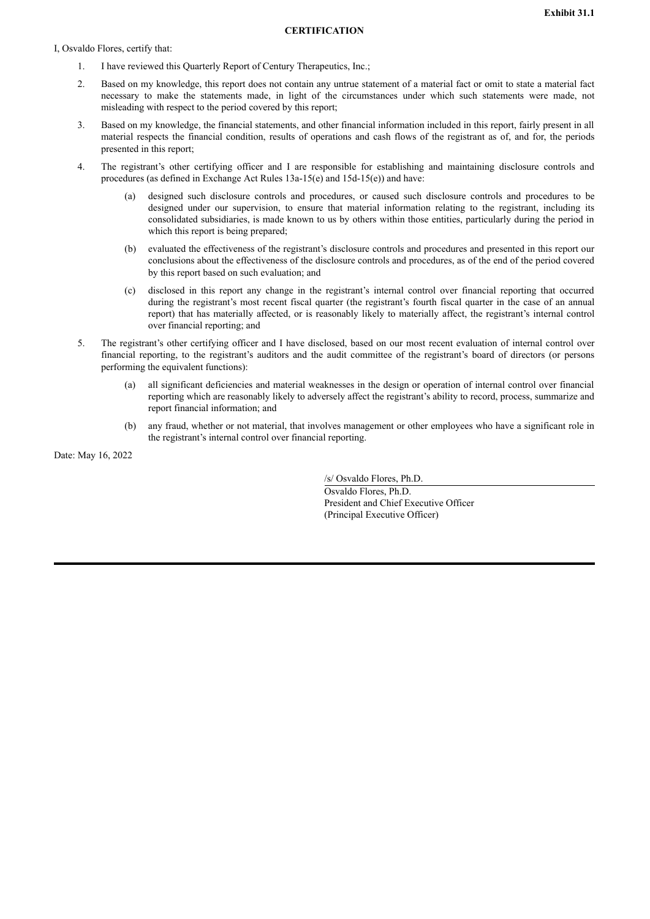**Exhibit 31.1**

**CERTIFICATION**

I, Osvaldo Flores, certify that:

1. I have reviewed this Quarterly Report of Century Therapeutics, Inc.;
2. Based on my knowledge, this report does not contain any untrue statement of a material fact or omit to state a material fact necessary to make the statements made, in light of the circumstances under which such statements were made, not misleading with respect to the period covered by this report;
3. Based on my knowledge, the financial statements, and other financial information included in this report, fairly present in all material respects the financial condition, results of operations and cash flows of the registrant as of, and for, the periods presented in this report;
4. The registrant's other certifying officer and I are responsible for establishing and maintaining disclosure controls and procedures (as defined in Exchange Act Rules 13a-15(e) and 15d-15(e)) and have:
   (a) designed such disclosure controls and procedures, or caused such disclosure controls and procedures to be designed under our supervision, to ensure that material information relating to the registrant, including its consolidated subsidiaries, is made known to us by others within those entities, particularly during the period in which this report is being prepared;
   (b) evaluated the effectiveness of the registrant's disclosure controls and procedures and presented in this report our conclusions about the effectiveness of the disclosure controls and procedures, as of the end of the period covered by this report based on such evaluation; and
   (c) disclosed in this report any change in the registrant's internal control over financial reporting that occurred during the registrant's most recent fiscal quarter (the registrant's fourth fiscal quarter in the case of an annual report) that has materially affected, or is reasonably likely to materially affect, the registrant's internal control over financial reporting; and
5. The registrant's other certifying officer and I have disclosed, based on our most recent evaluation of internal control over financial reporting, to the registrant's auditors and the audit committee of the registrant's board of directors (or persons performing the equivalent functions):
   (a) all significant deficiencies and material weaknesses in the design or operation of internal control over financial reporting which are reasonably likely to adversely affect the registrant's ability to record, process, summarize and report financial information; and
   (b) any fraud, whether or not material, that involves management or other employees who have a significant role in the registrant's internal control over financial reporting.

Date: May 16, 2022

/s/ Osvaldo Flores, Ph.D.
Osvaldo Flores, Ph.D.
President and Chief Executive Officer
(Principal Executive Officer)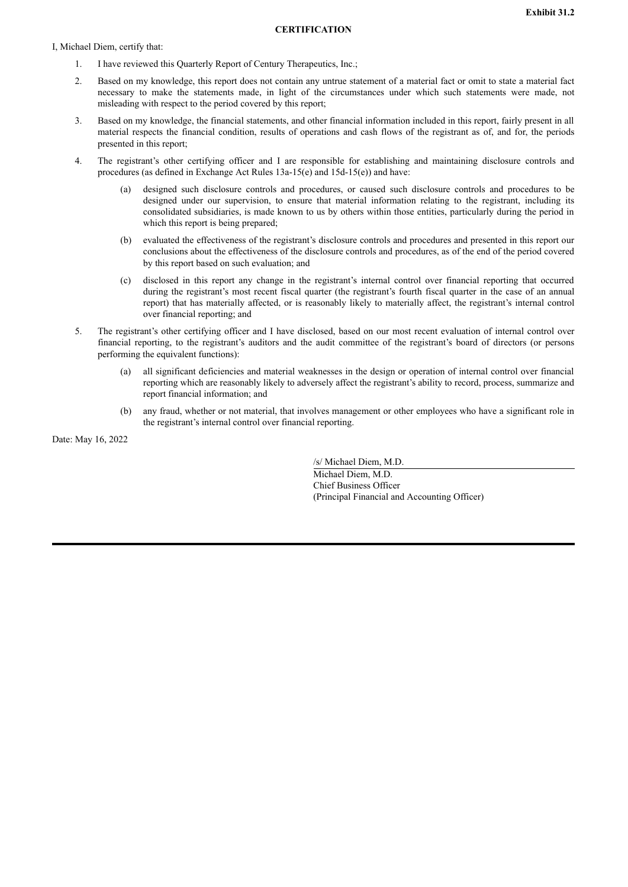**Exhibit 31.2**

**CERTIFICATION**

I, Michael Diem, certify that:

1. I have reviewed this Quarterly Report of Century Therapeutics, Inc.;
2. Based on my knowledge, this report does not contain any untrue statement of a material fact or omit to state a material fact necessary to make the statements made, in light of the circumstances under which such statements were made, not misleading with respect to the period covered by this report;
3. Based on my knowledge, the financial statements, and other financial information included in this report, fairly present in all material respects the financial condition, results of operations and cash flows of the registrant as of, and for, the periods presented in this report;
4. The registrant's other certifying officer and I are responsible for establishing and maintaining disclosure controls and procedures (as defined in Exchange Act Rules 13a-15(e) and 15d-15(e)) and have:
   (a) designed such disclosure controls and procedures, or caused such disclosure controls and procedures to be designed under our supervision, to ensure that material information relating to the registrant, including its consolidated subsidiaries, is made known to us by others within those entities, particularly during the period in which this report is being prepared;
   (b) evaluated the effectiveness of the registrant's disclosure controls and procedures and presented in this report our conclusions about the effectiveness of the disclosure controls and procedures, as of the end of the period covered by this report based on such evaluation; and
   (c) disclosed in this report any change in the registrant's internal control over financial reporting that occurred during the registrant's most recent fiscal quarter (the registrant's fourth fiscal quarter in the case of an annual report) that has materially affected, or is reasonably likely to materially affect, the registrant's internal control over financial reporting; and
5. The registrant's other certifying officer and I have disclosed, based on our most recent evaluation of internal control over financial reporting, to the registrant's auditors and the audit committee of the registrant's board of directors (or persons performing the equivalent functions):
   (a) all significant deficiencies and material weaknesses in the design or operation of internal control over financial reporting which are reasonably likely to adversely affect the registrant's ability to record, process, summarize and report financial information; and
   (b) any fraud, whether or not material, that involves management or other employees who have a significant role in the registrant's internal control over financial reporting.

Date: May 16, 2022

/s/ Michael Diem, M.D.
Michael Diem, M.D.
Chief Business Officer
(Principal Financial and Accounting Officer)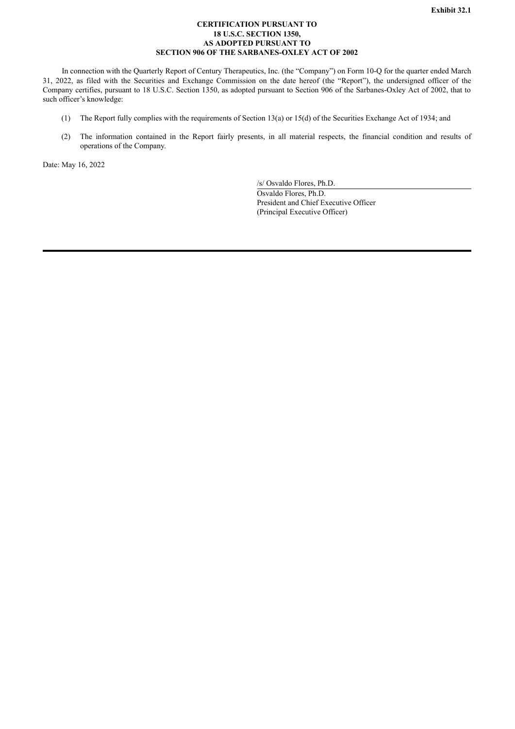**Exhibit 32.1**

**CERTIFICATION PURSUANT TO**
**18 U.S.C. SECTION 1350,**
**AS ADOPTED PURSUANT TO**
**SECTION 906 OF THE SARBANES-OXLEY ACT OF 2002**

In connection with the Quarterly Report of Century Therapeutics, Inc. (the "Company") on Form 10-Q for the quarter ended March 31, 2022, as filed with the Securities and Exchange Commission on the date hereof (the "Report"), the undersigned officer of the Company certifies, pursuant to 18 U.S.C. Section 1350, as adopted pursuant to Section 906 of the Sarbanes-Oxley Act of 2002, that to such officer's knowledge:

(1) The Report fully complies with the requirements of Section 13(a) or 15(d) of the Securities Exchange Act of 1934; and

(2) The information contained in the Report fairly presents, in all material respects, the financial condition and results of operations of the Company.

Date: May 16, 2022

/s/ Osvaldo Flores, Ph.D.
Osvaldo Flores, Ph.D.
President and Chief Executive Officer
(Principal Executive Officer)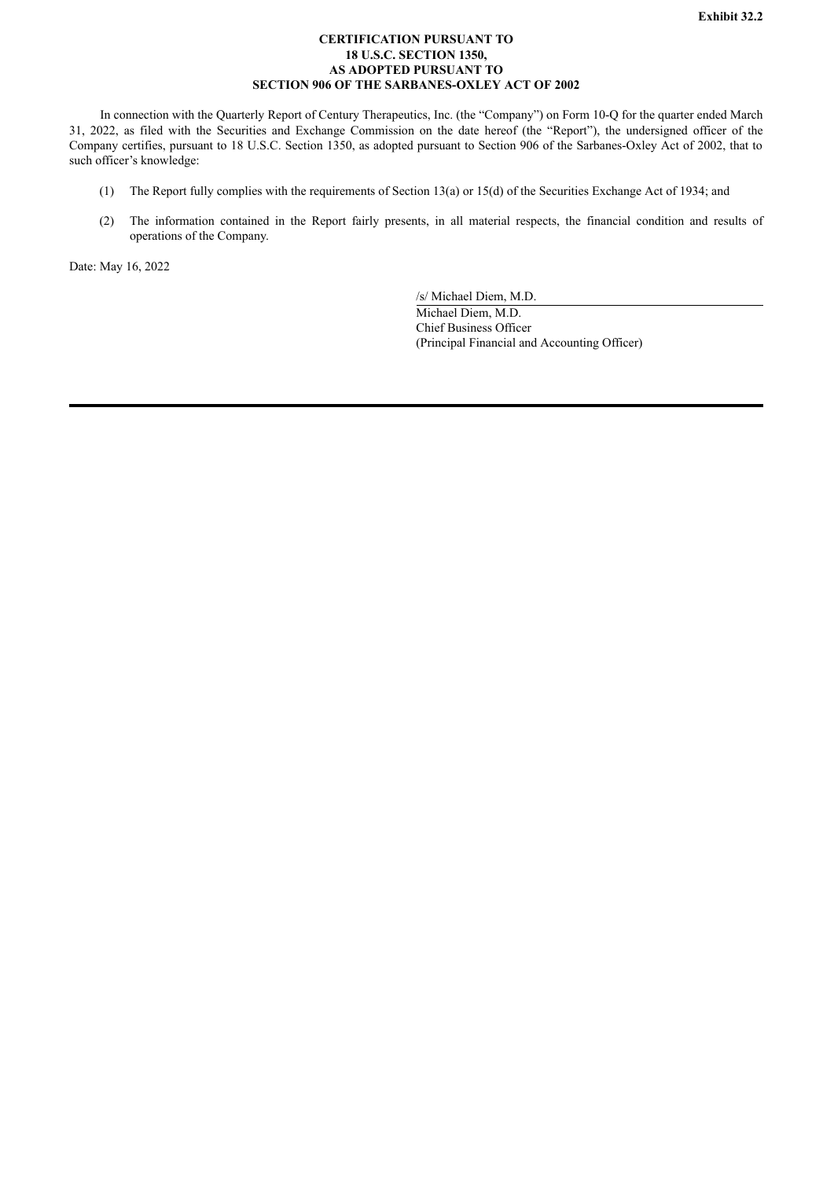**Exhibit 32.2**

**CERTIFICATION PURSUANT TO**
**18 U.S.C. SECTION 1350,**
**AS ADOPTED PURSUANT TO**
**SECTION 906 OF THE SARBANES-OXLEY ACT OF 2002**

In connection with the Quarterly Report of Century Therapeutics, Inc. (the "Company") on Form 10-Q for the quarter ended March 31, 2022, as filed with the Securities and Exchange Commission on the date hereof (the "Report"), the undersigned officer of the Company certifies, pursuant to 18 U.S.C. Section 1350, as adopted pursuant to Section 906 of the Sarbanes-Oxley Act of 2002, that to such officer's knowledge:

(1) The Report fully complies with the requirements of Section 13(a) or 15(d) of the Securities Exchange Act of 1934; and

(2) The information contained in the Report fairly presents, in all material respects, the financial condition and results of operations of the Company.

Date: May 16, 2022

/s/ Michael Diem, M.D.
Michael Diem, M.D.
Chief Business Officer
(Principal Financial and Accounting Officer)